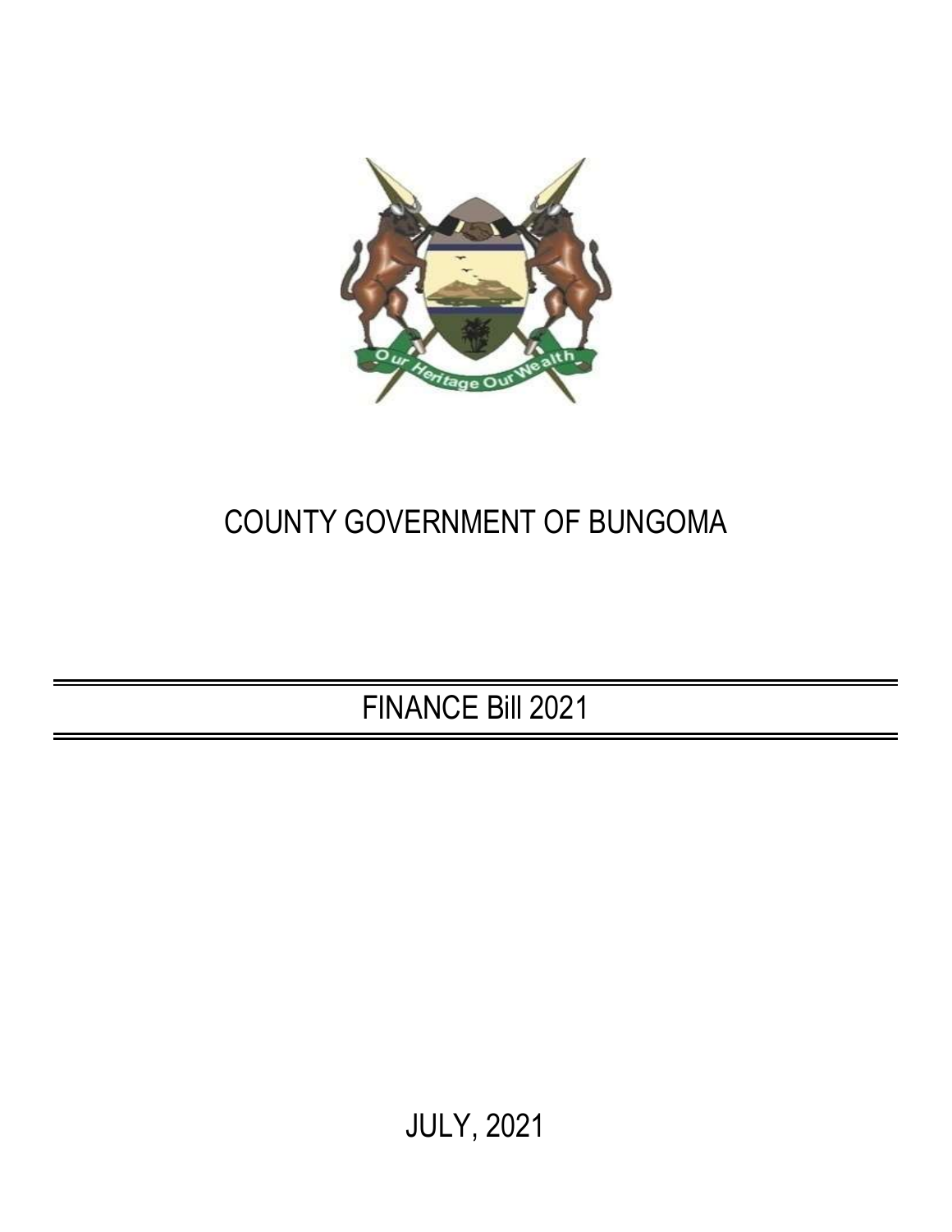# COUNTY GOVERNMENT OF BUNGOMA

---

## FINANCE Bill 2021

---

JULY, 2021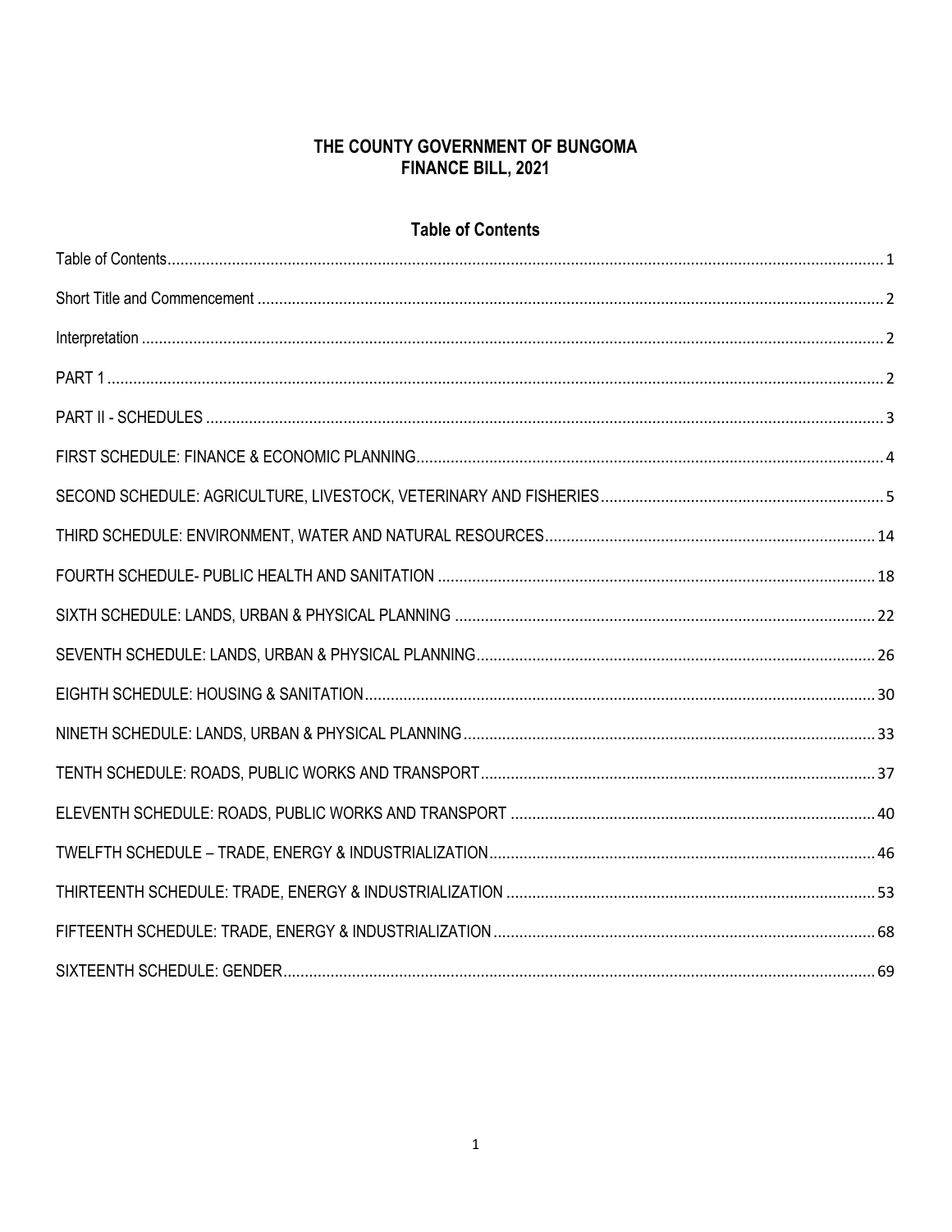# THE COUNTY GOVERNMENT OF BUNGOMA
# FINANCE BILL, 2021

## Table of Contents

Table of Contents.......................................................................................................1

Short Title and Commencement ..................................................................................2

Interpretation ...........................................................................................................2

PART 1 ....................................................................................................................2

PART II - SCHEDULES .............................................................................................3

FIRST SCHEDULE: FINANCE & ECONOMIC PLANNING.................................................4

SECOND SCHEDULE: AGRICULTURE, LIVESTOCK, VETERINARY AND FISHERIES...........5

THIRD SCHEDULE: ENVIRONMENT, WATER AND NATURAL RESOURCES.....................14

FOURTH SCHEDULE- PUBLIC HEALTH AND SANITATION .............................................18

SIXTH SCHEDULE: LANDS, URBAN & PHYSICAL PLANNING .........................................22

SEVENTH SCHEDULE: LANDS, URBAN & PHYSICAL PLANNING.....................................26

EIGHTH SCHEDULE: HOUSING & SANITATION...............................................................30

NINETH SCHEDULE: LANDS, URBAN & PHYSICAL PLANNING........................................33

TENTH SCHEDULE: ROADS, PUBLIC WORKS AND TRANSPORT.....................................37

ELEVENTH SCHEDULE: ROADS, PUBLIC WORKS AND TRANSPORT ...............................40

TWELFTH SCHEDULE – TRADE, ENERGY & INDUSTRIALIZATION....................................46

THIRTEENTH SCHEDULE: TRADE, ENERGY & INDUSTRIALIZATION ................................53

FIFTEENTH SCHEDULE: TRADE, ENERGY & INDUSTRIALIZATION...................................68

SIXTEENTH SCHEDULE: GENDER.....................................................................................69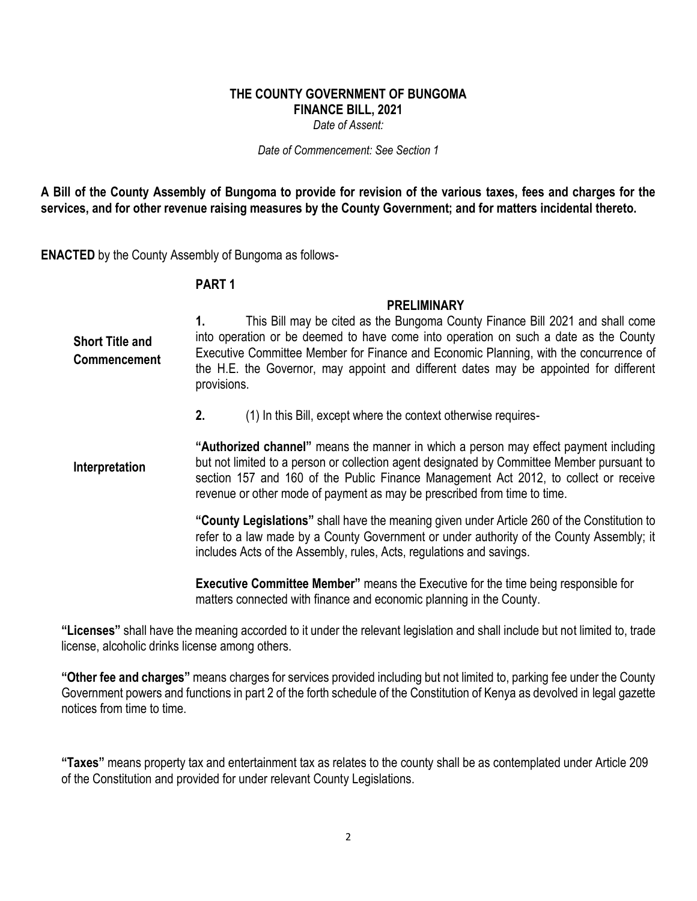# THE COUNTY GOVERNMENT OF BUNGOMA
## FINANCE BILL, 2021

*Date of Assent:*

*Date of Commencement: See Section 1*

**A Bill of the County Assembly of Bungoma to provide for revision of the various taxes, fees and charges for the services, and for other revenue raising measures by the County Government; and for matters incidental thereto.**

**ENACTED** by the County Assembly of Bungoma as follows-

### PART 1

### PRELIMINARY

**Short Title and Commencement**

**1.** This Bill may be cited as the Bungoma County Finance Bill 2021 and shall come into operation or be deemed to have come into operation on such a date as the County Executive Committee Member for Finance and Economic Planning, with the concurrence of the H.E. the Governor, may appoint and different dates may be appointed for different provisions.

**Interpretation**

**2.** (1) In this Bill, except where the context otherwise requires-

**"Authorized channel"** means the manner in which a person may effect payment including but not limited to a person or collection agent designated by Committee Member pursuant to section 157 and 160 of the Public Finance Management Act 2012, to collect or receive revenue or other mode of payment as may be prescribed from time to time.

**"County Legislations"** shall have the meaning given under Article 260 of the Constitution to refer to a law made by a County Government or under authority of the County Assembly; it includes Acts of the Assembly, rules, Acts, regulations and savings.

**Executive Committee Member"** means the Executive for the time being responsible for matters connected with finance and economic planning in the County.

**"Licenses"** shall have the meaning accorded to it under the relevant legislation and shall include but not limited to, trade license, alcoholic drinks license among others.

**"Other fee and charges"** means charges for services provided including but not limited to, parking fee under the County Government powers and functions in part 2 of the forth schedule of the Constitution of Kenya as devolved in legal gazette notices from time to time.

**"Taxes"** means property tax and entertainment tax as relates to the county shall be as contemplated under Article 209 of the Constitution and provided for under relevant County Legislations.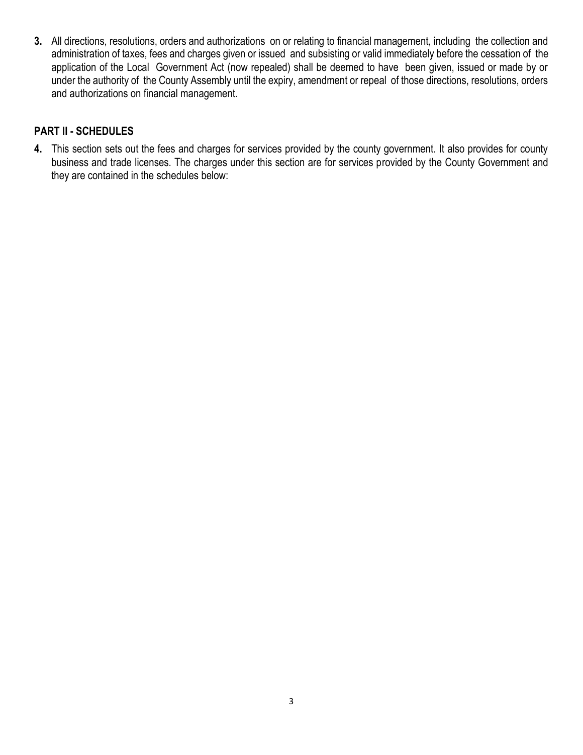**3.** All directions, resolutions, orders and authorizations on or relating to financial management, including the collection and administration of taxes, fees and charges given or issued and subsisting or valid immediately before the cessation of the application of the Local Government Act (now repealed) shall be deemed to have been given, issued or made by or under the authority of the County Assembly until the expiry, amendment or repeal of those directions, resolutions, orders and authorizations on financial management.

## PART II - SCHEDULES

**4.** This section sets out the fees and charges for services provided by the county government. It also provides for county business and trade licenses. The charges under this section are for services provided by the County Government and they are contained in the schedules below: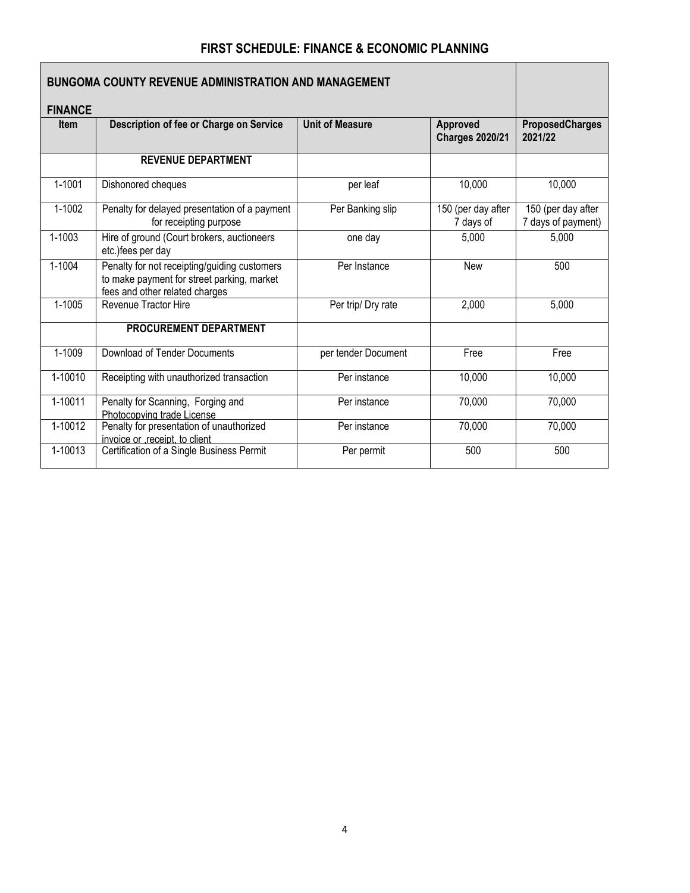## FIRST SCHEDULE: FINANCE & ECONOMIC PLANNING

| BUNGOMA COUNTY REVENUE ADMINISTRATION AND MANAGEMENT<br><br>FINANCE | | | | |
|---|---|---|---|---|
| **Item** | **Description of fee or Charge on Service** | **Unit of Measure** | **Approved Charges 2020/21** | **ProposedCharges 2021/22** |
| | **REVENUE DEPARTMENT** | | | |
| 1-1001 | Dishonored cheques | per leaf | 10,000 | 10,000 |
| 1-1002 | Penalty for delayed presentation of a payment for receipting purpose | Per Banking slip | 150 (per day after 7 days of | 150 (per day after 7 days of payment) |
| 1-1003 | Hire of ground (Court brokers, auctioneers etc.)fees per day | one day | 5,000 | 5,000 |
| 1-1004 | Penalty for not receipting/guiding customers to make payment for street parking, market fees and other related charges | Per Instance | New | 500 |
| 1-1005 | Revenue Tractor Hire | Per trip/ Dry rate | 2,000 | 5,000 |
| | **PROCUREMENT DEPARTMENT** | | | |
| 1-1009 | Download of Tender Documents | per tender Document | Free | Free |
| 1-10010 | Receipting with unauthorized transaction | Per instance | 10,000 | 10,000 |
| 1-10011 | Penalty for Scanning, Forging and Photocopying trade License | Per instance | 70,000 | 70,000 |
| 1-10012 | Penalty for presentation of unauthorized invoice or ,receipt, to client | Per instance | 70,000 | 70,000 |
| 1-10013 | Certification of a Single Business Permit | Per permit | 500 | 500 |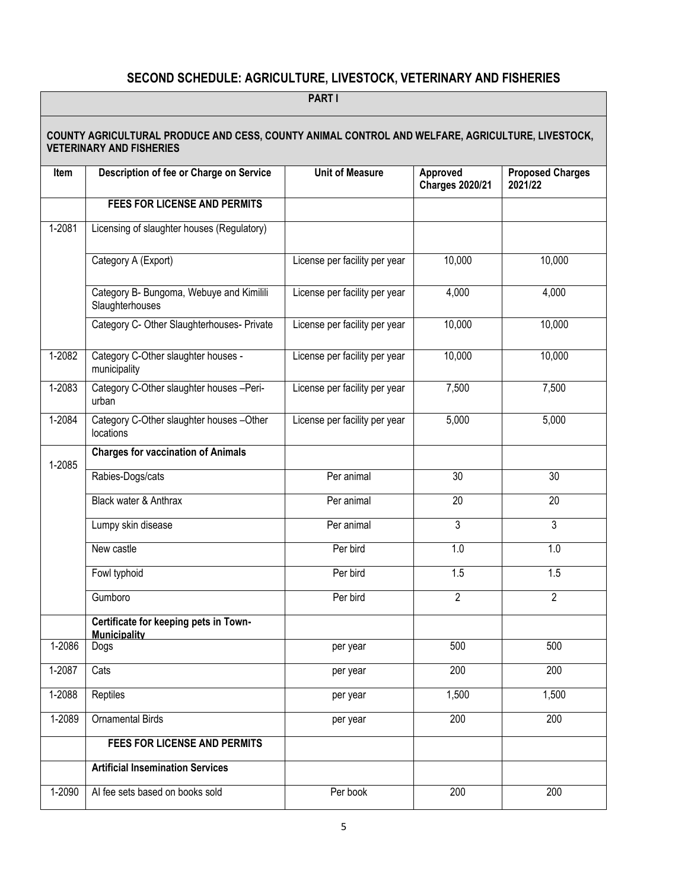## SECOND SCHEDULE: AGRICULTURE, LIVESTOCK, VETERINARY AND FISHERIES

### PART I

**COUNTY AGRICULTURAL PRODUCE AND CESS, COUNTY ANIMAL CONTROL AND WELFARE, AGRICULTURE, LIVESTOCK, VETERINARY AND FISHERIES**

| Item | Description of fee or Charge on Service | Unit of Measure | Approved Charges 2020/21 | Proposed Charges 2021/22 |
|---|---|---|---|---|
| | **FEES FOR LICENSE AND PERMITS** | | | |
| 1-2081 | Licensing of slaughter houses (Regulatory) | | | |
| | Category A (Export) | License per facility per year | 10,000 | 10,000 |
| | Category B- Bungoma, Webuye and Kimilili Slaughterhouses | License per facility per year | 4,000 | 4,000 |
| | Category C- Other Slaughterhouses- Private | License per facility per year | 10,000 | 10,000 |
| 1-2082 | Category C-Other slaughter houses - municipality | License per facility per year | 10,000 | 10,000 |
| 1-2083 | Category C-Other slaughter houses –Peri-urban | License per facility per year | 7,500 | 7,500 |
| 1-2084 | Category C-Other slaughter houses –Other locations | License per facility per year | 5,000 | 5,000 |
| 1-2085 | **Charges for vaccination of Animals** | | | |
| | Rabies-Dogs/cats | Per animal | 30 | 30 |
| | Black water & Anthrax | Per animal | 20 | 20 |
| | Lumpy skin disease | Per animal | 3 | 3 |
| | New castle | Per bird | 1.0 | 1.0 |
| | Fowl typhoid | Per bird | 1.5 | 1.5 |
| | Gumboro | Per bird | 2 | 2 |
| | **Certificate for keeping pets in Town-Municipality** | | | |
| 1-2086 | Dogs | per year | 500 | 500 |
| 1-2087 | Cats | per year | 200 | 200 |
| 1-2088 | Reptiles | per year | 1,500 | 1,500 |
| 1-2089 | Ornamental Birds | per year | 200 | 200 |
| | **FEES FOR LICENSE AND PERMITS** | | | |
| | **Artificial Insemination Services** | | | |
| 1-2090 | AI fee sets based on books sold | Per book | 200 | 200 |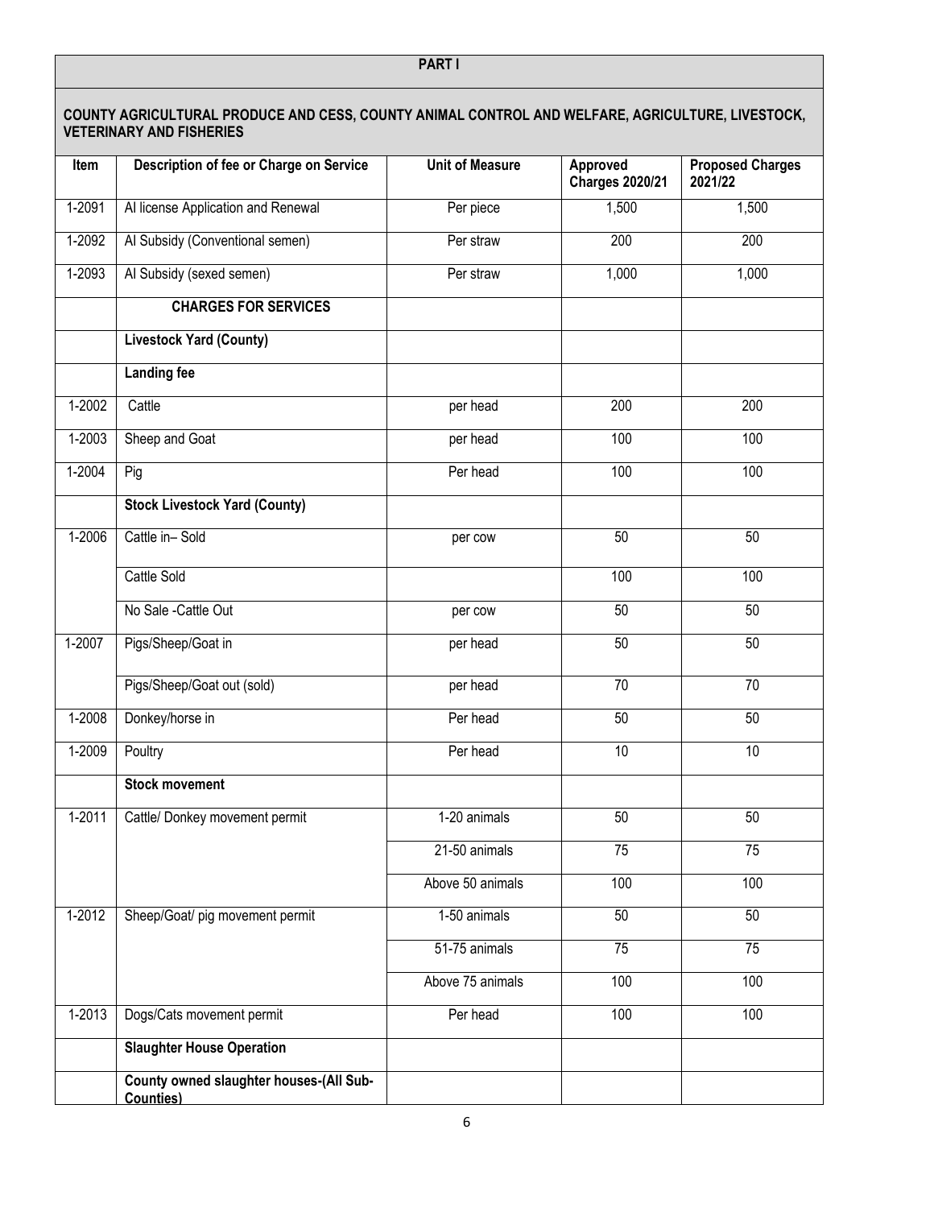| PART I | | | | |
|---|---|---|---|---|
| **COUNTY AGRICULTURAL PRODUCE AND CESS, COUNTY ANIMAL CONTROL AND WELFARE, AGRICULTURE, LIVESTOCK, VETERINARY AND FISHERIES** | | | | |
| **Item** | **Description of fee or Charge on Service** | **Unit of Measure** | **Approved Charges 2020/21** | **Proposed Charges 2021/22** |
| 1-2091 | AI license Application and Renewal | Per piece | 1,500 | 1,500 |
| 1-2092 | AI Subsidy (Conventional semen) | Per straw | 200 | 200 |
| 1-2093 | AI Subsidy (sexed semen) | Per straw | 1,000 | 1,000 |
| | **CHARGES FOR SERVICES** | | | |
| | **Livestock Yard (County)** | | | |
| | **Landing fee** | | | |
| 1-2002 | Cattle | per head | 200 | 200 |
| 1-2003 | Sheep and Goat | per head | 100 | 100 |
| 1-2004 | Pig | Per head | 100 | 100 |
| | **Stock Livestock Yard (County)** | | | |
| 1-2006 | Cattle in– Sold | per cow | 50 | 50 |
| | Cattle Sold | | 100 | 100 |
| | No Sale -Cattle Out | per cow | 50 | 50 |
| 1-2007 | Pigs/Sheep/Goat in | per head | 50 | 50 |
| | Pigs/Sheep/Goat out (sold) | per head | 70 | 70 |
| 1-2008 | Donkey/horse in | Per head | 50 | 50 |
| 1-2009 | Poultry | Per head | 10 | 10 |
| | **Stock movement** | | | |
| 1-2011 | Cattle/ Donkey movement permit | 1-20 animals | 50 | 50 |
| | | 21-50 animals | 75 | 75 |
| | | Above 50 animals | 100 | 100 |
| 1-2012 | Sheep/Goat/ pig movement permit | 1-50 animals | 50 | 50 |
| | | 51-75 animals | 75 | 75 |
| | | Above 75 animals | 100 | 100 |
| 1-2013 | Dogs/Cats movement permit | Per head | 100 | 100 |
| | **Slaughter House Operation** | | | |
| | **County owned slaughter houses-(All Sub-Counties)** | | | |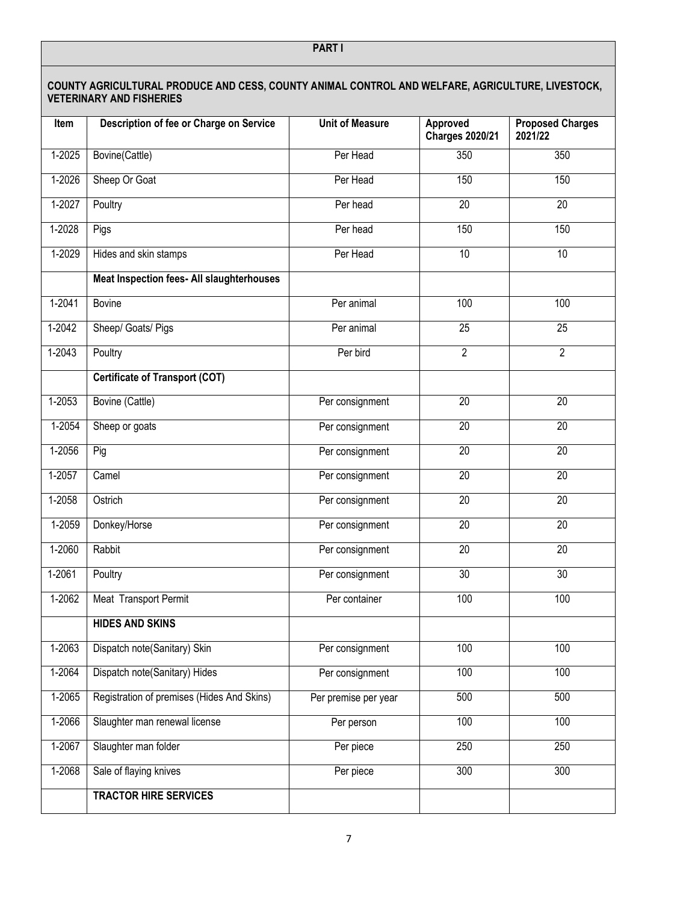## PART I

### COUNTY AGRICULTURAL PRODUCE AND CESS, COUNTY ANIMAL CONTROL AND WELFARE, AGRICULTURE, LIVESTOCK, VETERINARY AND FISHERIES

| Item | Description of fee or Charge on Service | Unit of Measure | Approved Charges 2020/21 | Proposed Charges 2021/22 |
|---|---|---|---|---|
| 1-2025 | Bovine(Cattle) | Per Head | 350 | 350 |
| 1-2026 | Sheep Or Goat | Per Head | 150 | 150 |
| 1-2027 | Poultry | Per head | 20 | 20 |
| 1-2028 | Pigs | Per head | 150 | 150 |
| 1-2029 | Hides and skin stamps | Per Head | 10 | 10 |
| | **Meat Inspection fees- All slaughterhouses** | | | |
| 1-2041 | Bovine | Per animal | 100 | 100 |
| 1-2042 | Sheep/ Goats/ Pigs | Per animal | 25 | 25 |
| 1-2043 | Poultry | Per bird | 2 | 2 |
| | **Certificate of Transport (COT)** | | | |
| 1-2053 | Bovine (Cattle) | Per consignment | 20 | 20 |
| 1-2054 | Sheep or goats | Per consignment | 20 | 20 |
| 1-2056 | Pig | Per consignment | 20 | 20 |
| 1-2057 | Camel | Per consignment | 20 | 20 |
| 1-2058 | Ostrich | Per consignment | 20 | 20 |
| 1-2059 | Donkey/Horse | Per consignment | 20 | 20 |
| 1-2060 | Rabbit | Per consignment | 20 | 20 |
| 1-2061 | Poultry | Per consignment | 30 | 30 |
| 1-2062 | Meat Transport Permit | Per container | 100 | 100 |
| | **HIDES AND SKINS** | | | |
| 1-2063 | Dispatch note(Sanitary) Skin | Per consignment | 100 | 100 |
| 1-2064 | Dispatch note(Sanitary) Hides | Per consignment | 100 | 100 |
| 1-2065 | Registration of premises (Hides And Skins) | Per premise per year | 500 | 500 |
| 1-2066 | Slaughter man renewal license | Per person | 100 | 100 |
| 1-2067 | Slaughter man folder | Per piece | 250 | 250 |
| 1-2068 | Sale of flaying knives | Per piece | 300 | 300 |
| | **TRACTOR HIRE SERVICES** | | | |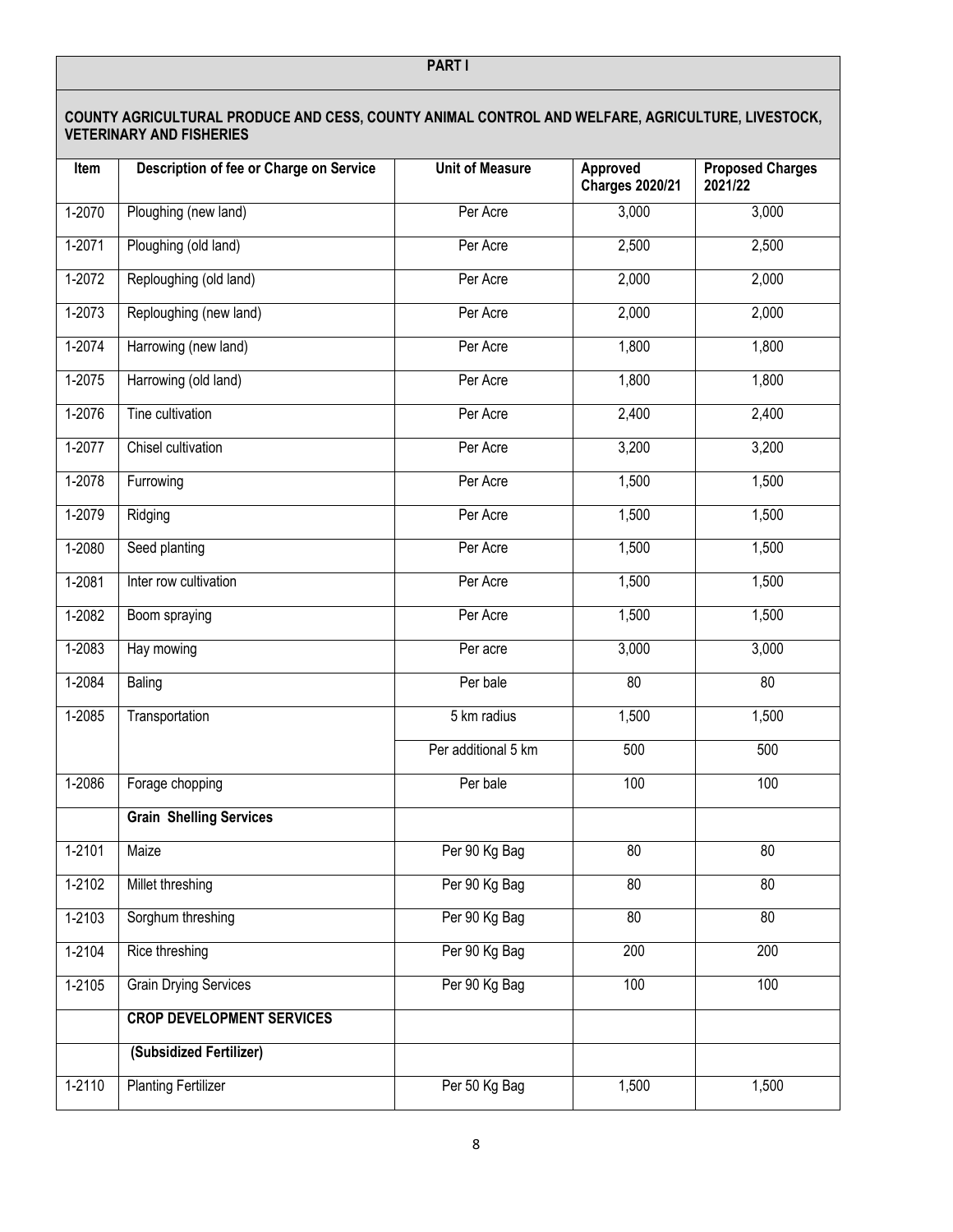## PART I

### COUNTY AGRICULTURAL PRODUCE AND CESS, COUNTY ANIMAL CONTROL AND WELFARE, AGRICULTURE, LIVESTOCK, VETERINARY AND FISHERIES

| Item | Description of fee or Charge on Service | Unit of Measure | Approved Charges 2020/21 | Proposed Charges 2021/22 |
|---|---|---|---|---|
| 1-2070 | Ploughing (new land) | Per Acre | 3,000 | 3,000 |
| 1-2071 | Ploughing (old land) | Per Acre | 2,500 | 2,500 |
| 1-2072 | Reploughing (old land) | Per Acre | 2,000 | 2,000 |
| 1-2073 | Reploughing (new land) | Per Acre | 2,000 | 2,000 |
| 1-2074 | Harrowing (new land) | Per Acre | 1,800 | 1,800 |
| 1-2075 | Harrowing (old land) | Per Acre | 1,800 | 1,800 |
| 1-2076 | Tine cultivation | Per Acre | 2,400 | 2,400 |
| 1-2077 | Chisel cultivation | Per Acre | 3,200 | 3,200 |
| 1-2078 | Furrowing | Per Acre | 1,500 | 1,500 |
| 1-2079 | Ridging | Per Acre | 1,500 | 1,500 |
| 1-2080 | Seed planting | Per Acre | 1,500 | 1,500 |
| 1-2081 | Inter row cultivation | Per Acre | 1,500 | 1,500 |
| 1-2082 | Boom spraying | Per Acre | 1,500 | 1,500 |
| 1-2083 | Hay mowing | Per acre | 3,000 | 3,000 |
| 1-2084 | Baling | Per bale | 80 | 80 |
| 1-2085 | Transportation | 5 km radius | 1,500 | 1,500 |
| | | Per additional 5 km | 500 | 500 |
| 1-2086 | Forage chopping | Per bale | 100 | 100 |
| | **Grain Shelling Services** | | | |
| 1-2101 | Maize | Per 90 Kg Bag | 80 | 80 |
| 1-2102 | Millet threshing | Per 90 Kg Bag | 80 | 80 |
| 1-2103 | Sorghum threshing | Per 90 Kg Bag | 80 | 80 |
| 1-2104 | Rice threshing | Per 90 Kg Bag | 200 | 200 |
| 1-2105 | Grain Drying Services | Per 90 Kg Bag | 100 | 100 |
| | **CROP DEVELOPMENT SERVICES** | | | |
| | **(Subsidized Fertilizer)** | | | |
| 1-2110 | Planting Fertilizer | Per 50 Kg Bag | 1,500 | 1,500 |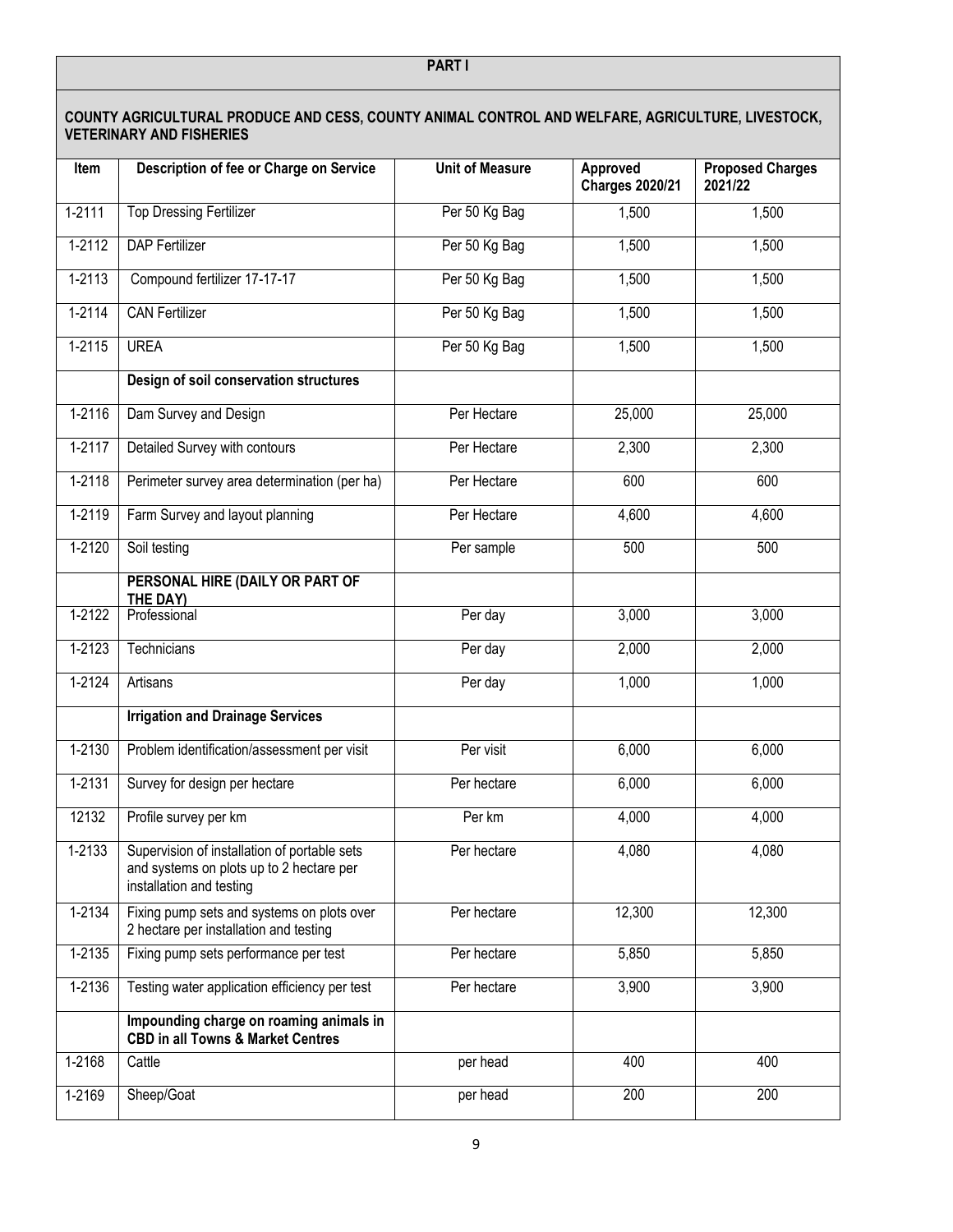## PART I

### COUNTY AGRICULTURAL PRODUCE AND CESS, COUNTY ANIMAL CONTROL AND WELFARE, AGRICULTURE, LIVESTOCK, VETERINARY AND FISHERIES

| Item | Description of fee or Charge on Service | Unit of Measure | Approved Charges 2020/21 | Proposed Charges 2021/22 |
|---|---|---|---|---|
| 1-2111 | Top Dressing Fertilizer | Per 50 Kg Bag | 1,500 | 1,500 |
| 1-2112 | DAP Fertilizer | Per 50 Kg Bag | 1,500 | 1,500 |
| 1-2113 | Compound fertilizer 17-17-17 | Per 50 Kg Bag | 1,500 | 1,500 |
| 1-2114 | CAN Fertilizer | Per 50 Kg Bag | 1,500 | 1,500 |
| 1-2115 | UREA | Per 50 Kg Bag | 1,500 | 1,500 |
| | **Design of soil conservation structures** | | | |
| 1-2116 | Dam Survey and Design | Per Hectare | 25,000 | 25,000 |
| 1-2117 | Detailed Survey with contours | Per Hectare | 2,300 | 2,300 |
| 1-2118 | Perimeter survey area determination (per ha) | Per Hectare | 600 | 600 |
| 1-2119 | Farm Survey and layout planning | Per Hectare | 4,600 | 4,600 |
| 1-2120 | Soil testing | Per sample | 500 | 500 |
| | **PERSONAL HIRE (DAILY OR PART OF THE DAY)** | | | |
| 1-2122 | Professional | Per day | 3,000 | 3,000 |
| 1-2123 | Technicians | Per day | 2,000 | 2,000 |
| 1-2124 | Artisans | Per day | 1,000 | 1,000 |
| | **Irrigation and Drainage Services** | | | |
| 1-2130 | Problem identification/assessment per visit | Per visit | 6,000 | 6,000 |
| 1-2131 | Survey for design per hectare | Per hectare | 6,000 | 6,000 |
| 12132 | Profile survey per km | Per km | 4,000 | 4,000 |
| 1-2133 | Supervision of installation of portable sets and systems on plots up to 2 hectare per installation and testing | Per hectare | 4,080 | 4,080 |
| 1-2134 | Fixing pump sets and systems on plots over 2 hectare per installation and testing | Per hectare | 12,300 | 12,300 |
| 1-2135 | Fixing pump sets performance per test | Per hectare | 5,850 | 5,850 |
| 1-2136 | Testing water application efficiency per test | Per hectare | 3,900 | 3,900 |
| | **Impounding charge on roaming animals in CBD in all Towns & Market Centres** | | | |
| 1-2168 | Cattle | per head | 400 | 400 |
| 1-2169 | Sheep/Goat | per head | 200 | 200 |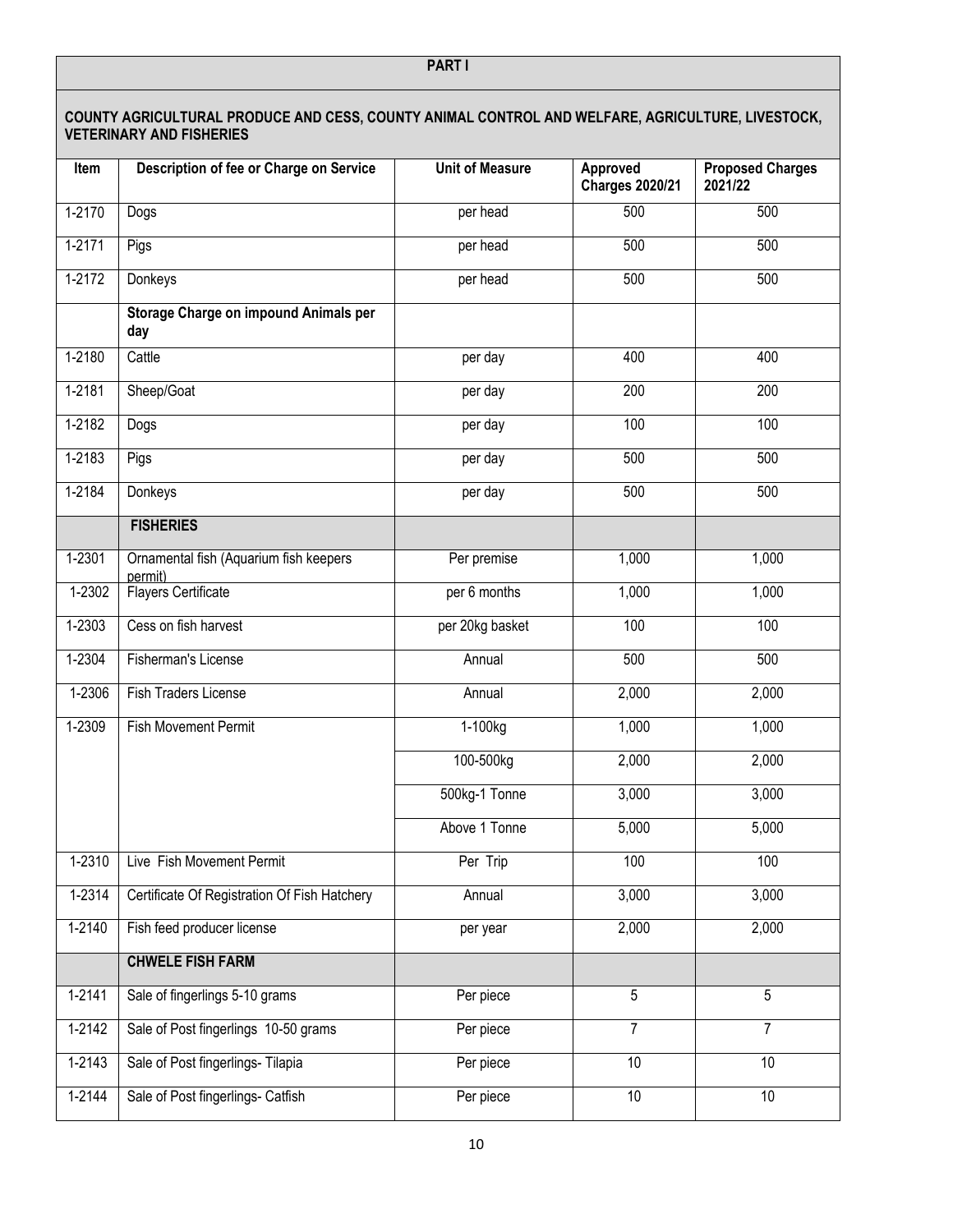**PART I**

**COUNTY AGRICULTURAL PRODUCE AND CESS, COUNTY ANIMAL CONTROL AND WELFARE, AGRICULTURE, LIVESTOCK, VETERINARY AND FISHERIES**

| Item | Description of fee or Charge on Service | Unit of Measure | Approved Charges 2020/21 | Proposed Charges 2021/22 |
|---|---|---|---|---|
| 1-2170 | Dogs | per head | 500 | 500 |
| 1-2171 | Pigs | per head | 500 | 500 |
| 1-2172 | Donkeys | per head | 500 | 500 |
| | **Storage Charge on impound Animals per day** | | | |
| 1-2180 | Cattle | per day | 400 | 400 |
| 1-2181 | Sheep/Goat | per day | 200 | 200 |
| 1-2182 | Dogs | per day | 100 | 100 |
| 1-2183 | Pigs | per day | 500 | 500 |
| 1-2184 | Donkeys | per day | 500 | 500 |
| | **FISHERIES** | | | |
| 1-2301 | Ornamental fish (Aquarium fish keepers permit) | Per premise | 1,000 | 1,000 |
| 1-2302 | Flayers Certificate | per 6 months | 1,000 | 1,000 |
| 1-2303 | Cess on fish harvest | per 20kg basket | 100 | 100 |
| 1-2304 | Fisherman's License | Annual | 500 | 500 |
| 1-2306 | Fish Traders License | Annual | 2,000 | 2,000 |
| 1-2309 | Fish Movement Permit | 1-100kg | 1,000 | 1,000 |
| | | 100-500kg | 2,000 | 2,000 |
| | | 500kg-1 Tonne | 3,000 | 3,000 |
| | | Above 1 Tonne | 5,000 | 5,000 |
| 1-2310 | Live Fish Movement Permit | Per Trip | 100 | 100 |
| 1-2314 | Certificate Of Registration Of Fish Hatchery | Annual | 3,000 | 3,000 |
| 1-2140 | Fish feed producer license | per year | 2,000 | 2,000 |
| | **CHWELE FISH FARM** | | | |
| 1-2141 | Sale of fingerlings 5-10 grams | Per piece | 5 | 5 |
| 1-2142 | Sale of Post fingerlings 10-50 grams | Per piece | 7 | 7 |
| 1-2143 | Sale of Post fingerlings- Tilapia | Per piece | 10 | 10 |
| 1-2144 | Sale of Post fingerlings- Catfish | Per piece | 10 | 10 |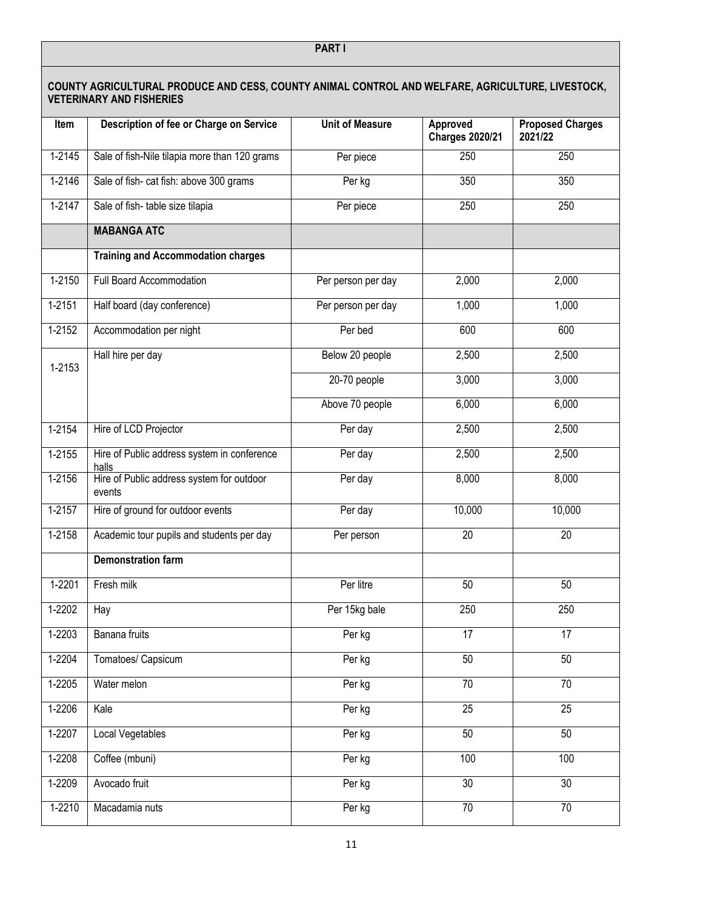**PART I**

**COUNTY AGRICULTURAL PRODUCE AND CESS, COUNTY ANIMAL CONTROL AND WELFARE, AGRICULTURE, LIVESTOCK, VETERINARY AND FISHERIES**

| Item | Description of fee or Charge on Service | Unit of Measure | Approved Charges 2020/21 | Proposed Charges 2021/22 |
|---|---|---|---|---|
| 1-2145 | Sale of fish-Nile tilapia more than 120 grams | Per piece | 250 | 250 |
| 1-2146 | Sale of fish- cat fish: above 300 grams | Per kg | 350 | 350 |
| 1-2147 | Sale of fish- table size tilapia | Per piece | 250 | 250 |
| | **MABANGA ATC** | | | |
| | **Training and Accommodation charges** | | | |
| 1-2150 | Full Board Accommodation | Per person per day | 2,000 | 2,000 |
| 1-2151 | Half board (day conference) | Per person per day | 1,000 | 1,000 |
| 1-2152 | Accommodation per night | Per bed | 600 | 600 |
| 1-2153 | Hall hire per day | Below 20 people | 2,500 | 2,500 |
| | | 20-70 people | 3,000 | 3,000 |
| | | Above 70 people | 6,000 | 6,000 |
| 1-2154 | Hire of LCD Projector | Per day | 2,500 | 2,500 |
| 1-2155 | Hire of Public address system in conference halls | Per day | 2,500 | 2,500 |
| 1-2156 | Hire of Public address system for outdoor events | Per day | 8,000 | 8,000 |
| 1-2157 | Hire of ground for outdoor events | Per day | 10,000 | 10,000 |
| 1-2158 | Academic tour pupils and students per day | Per person | 20 | 20 |
| | **Demonstration farm** | | | |
| 1-2201 | Fresh milk | Per litre | 50 | 50 |
| 1-2202 | Hay | Per 15kg bale | 250 | 250 |
| 1-2203 | Banana fruits | Per kg | 17 | 17 |
| 1-2204 | Tomatoes/ Capsicum | Per kg | 50 | 50 |
| 1-2205 | Water melon | Per kg | 70 | 70 |
| 1-2206 | Kale | Per kg | 25 | 25 |
| 1-2207 | Local Vegetables | Per kg | 50 | 50 |
| 1-2208 | Coffee (mbuni) | Per kg | 100 | 100 |
| 1-2209 | Avocado fruit | Per kg | 30 | 30 |
| 1-2210 | Macadamia nuts | Per kg | 70 | 70 |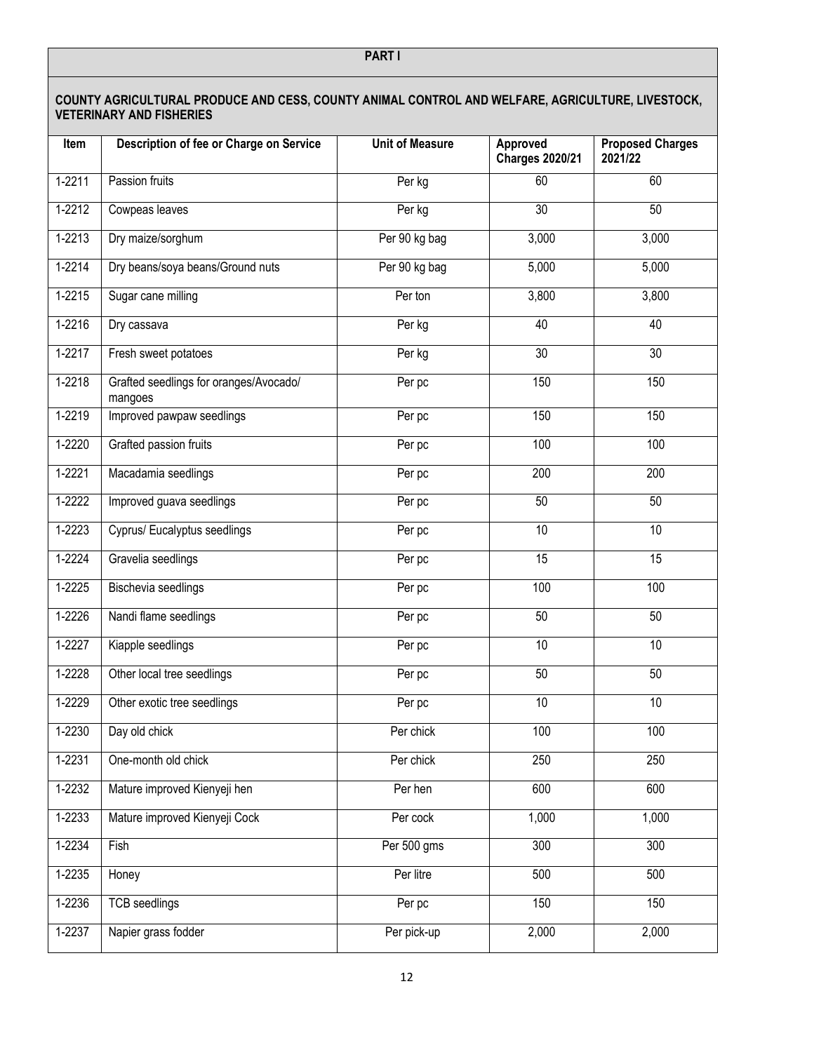## PART I

### COUNTY AGRICULTURAL PRODUCE AND CESS, COUNTY ANIMAL CONTROL AND WELFARE, AGRICULTURE, LIVESTOCK, VETERINARY AND FISHERIES

| Item | Description of fee or Charge on Service | Unit of Measure | Approved Charges 2020/21 | Proposed Charges 2021/22 |
|---|---|---|---|---|
| 1-2211 | Passion fruits | Per kg | 60 | 60 |
| 1-2212 | Cowpeas leaves | Per kg | 30 | 50 |
| 1-2213 | Dry maize/sorghum | Per 90 kg bag | 3,000 | 3,000 |
| 1-2214 | Dry beans/soya beans/Ground nuts | Per 90 kg bag | 5,000 | 5,000 |
| 1-2215 | Sugar cane milling | Per ton | 3,800 | 3,800 |
| 1-2216 | Dry cassava | Per kg | 40 | 40 |
| 1-2217 | Fresh sweet potatoes | Per kg | 30 | 30 |
| 1-2218 | Grafted seedlings for oranges/Avocado/ mangoes | Per pc | 150 | 150 |
| 1-2219 | Improved pawpaw seedlings | Per pc | 150 | 150 |
| 1-2220 | Grafted passion fruits | Per pc | 100 | 100 |
| 1-2221 | Macadamia seedlings | Per pc | 200 | 200 |
| 1-2222 | Improved guava seedlings | Per pc | 50 | 50 |
| 1-2223 | Cyprus/ Eucalyptus seedlings | Per pc | 10 | 10 |
| 1-2224 | Gravelia seedlings | Per pc | 15 | 15 |
| 1-2225 | Bischevia seedlings | Per pc | 100 | 100 |
| 1-2226 | Nandi flame seedlings | Per pc | 50 | 50 |
| 1-2227 | Kiapple seedlings | Per pc | 10 | 10 |
| 1-2228 | Other local tree seedlings | Per pc | 50 | 50 |
| 1-2229 | Other exotic tree seedlings | Per pc | 10 | 10 |
| 1-2230 | Day old chick | Per chick | 100 | 100 |
| 1-2231 | One-month old chick | Per chick | 250 | 250 |
| 1-2232 | Mature improved Kienyeji hen | Per hen | 600 | 600 |
| 1-2233 | Mature improved Kienyeji Cock | Per cock | 1,000 | 1,000 |
| 1-2234 | Fish | Per 500 gms | 300 | 300 |
| 1-2235 | Honey | Per litre | 500 | 500 |
| 1-2236 | TCB seedlings | Per pc | 150 | 150 |
| 1-2237 | Napier grass fodder | Per pick-up | 2,000 | 2,000 |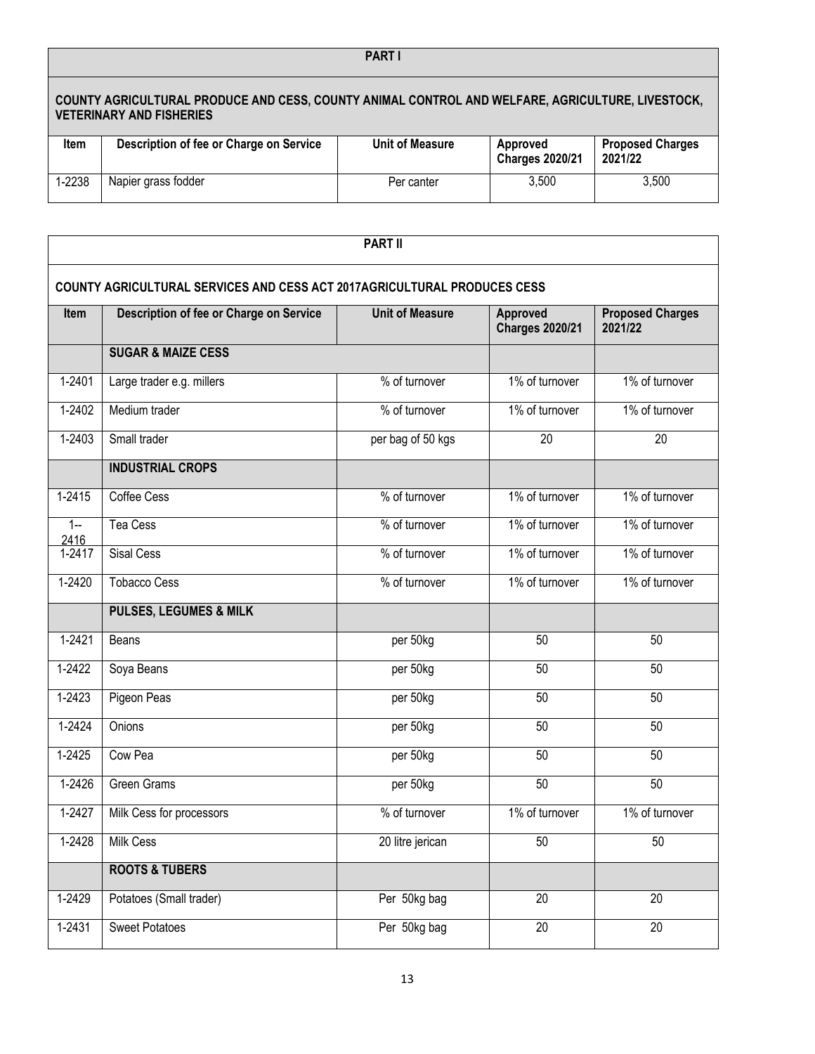## PART I

### COUNTY AGRICULTURAL PRODUCE AND CESS, COUNTY ANIMAL CONTROL AND WELFARE, AGRICULTURE, LIVESTOCK, VETERINARY AND FISHERIES

| Item | Description of fee or Charge on Service | Unit of Measure | Approved Charges 2020/21 | Proposed Charges 2021/22 |
|---|---|---|---|---|
| 1-2238 | Napier grass fodder | Per canter | 3,500 | 3,500 |

## PART II

### COUNTY AGRICULTURAL SERVICES AND CESS ACT 2017AGRICULTURAL PRODUCES CESS

| Item | Description of fee or Charge on Service | Unit of Measure | Approved Charges 2020/21 | Proposed Charges 2021/22 |
|---|---|---|---|---|
| | **SUGAR & MAIZE CESS** | | | |
| 1-2401 | Large trader e.g. millers | % of turnover | 1% of turnover | 1% of turnover |
| 1-2402 | Medium trader | % of turnover | 1% of turnover | 1% of turnover |
| 1-2403 | Small trader | per bag of 50 kgs | 20 | 20 |
| | **INDUSTRIAL CROPS** | | | |
| 1-2415 | Coffee Cess | % of turnover | 1% of turnover | 1% of turnover |
| 1--2416 | Tea Cess | % of turnover | 1% of turnover | 1% of turnover |
| 1-2417 | Sisal Cess | % of turnover | 1% of turnover | 1% of turnover |
| 1-2420 | Tobacco Cess | % of turnover | 1% of turnover | 1% of turnover |
| | **PULSES, LEGUMES & MILK** | | | |
| 1-2421 | Beans | per 50kg | 50 | 50 |
| 1-2422 | Soya Beans | per 50kg | 50 | 50 |
| 1-2423 | Pigeon Peas | per 50kg | 50 | 50 |
| 1-2424 | Onions | per 50kg | 50 | 50 |
| 1-2425 | Cow Pea | per 50kg | 50 | 50 |
| 1-2426 | Green Grams | per 50kg | 50 | 50 |
| 1-2427 | Milk Cess for processors | % of turnover | 1% of turnover | 1% of turnover |
| 1-2428 | Milk Cess | 20 litre jerican | 50 | 50 |
| | **ROOTS & TUBERS** | | | |
| 1-2429 | Potatoes (Small trader) | Per 50kg bag | 20 | 20 |
| 1-2431 | Sweet Potatoes | Per 50kg bag | 20 | 20 |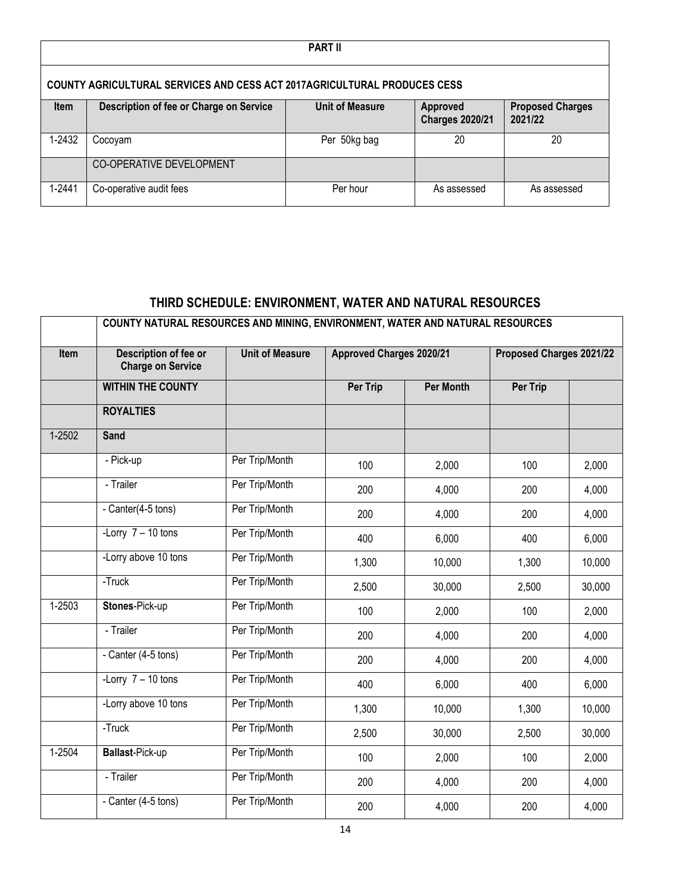| PART II | | | | |
|---|---|---|---|---|
| **COUNTY AGRICULTURAL SERVICES AND CESS ACT 2017AGRICULTURAL PRODUCES CESS** | | | | |
| **Item** | **Description of fee or Charge on Service** | **Unit of Measure** | **Approved Charges 2020/21** | **Proposed Charges 2021/22** |
| 1-2432 | Cocoyam | Per 50kg bag | 20 | 20 |
| | CO-OPERATIVE DEVELOPMENT | | | |
| 1-2441 | Co-operative audit fees | Per hour | As assessed | As assessed |

## THIRD SCHEDULE: ENVIRONMENT, WATER AND NATURAL RESOURCES

| | **COUNTY NATURAL RESOURCES AND MINING, ENVIRONMENT, WATER AND NATURAL RESOURCES** | | | | | |
|---|---|---|---|---|---|---|
| **Item** | **Description of fee or Charge on Service** | **Unit of Measure** | **Approved Charges 2020/21** | | **Proposed Charges 2021/22** | |
| | **WITHIN THE COUNTY** | | **Per Trip** | **Per Month** | **Per Trip** | |
| | **ROYALTIES** | | | | | |
| 1-2502 | **Sand** | | | | | |
| | - Pick-up | Per Trip/Month | 100 | 2,000 | 100 | 2,000 |
| | - Trailer | Per Trip/Month | 200 | 4,000 | 200 | 4,000 |
| | - Canter(4-5 tons) | Per Trip/Month | 200 | 4,000 | 200 | 4,000 |
| | -Lorry 7 – 10 tons | Per Trip/Month | 400 | 6,000 | 400 | 6,000 |
| | -Lorry above 10 tons | Per Trip/Month | 1,300 | 10,000 | 1,300 | 10,000 |
| | -Truck | Per Trip/Month | 2,500 | 30,000 | 2,500 | 30,000 |
| 1-2503 | **Stones**-Pick-up | Per Trip/Month | 100 | 2,000 | 100 | 2,000 |
| | - Trailer | Per Trip/Month | 200 | 4,000 | 200 | 4,000 |
| | - Canter (4-5 tons) | Per Trip/Month | 200 | 4,000 | 200 | 4,000 |
| | -Lorry 7 – 10 tons | Per Trip/Month | 400 | 6,000 | 400 | 6,000 |
| | -Lorry above 10 tons | Per Trip/Month | 1,300 | 10,000 | 1,300 | 10,000 |
| | -Truck | Per Trip/Month | 2,500 | 30,000 | 2,500 | 30,000 |
| 1-2504 | **Ballast**-Pick-up | Per Trip/Month | 100 | 2,000 | 100 | 2,000 |
| | - Trailer | Per Trip/Month | 200 | 4,000 | 200 | 4,000 |
| | - Canter (4-5 tons) | Per Trip/Month | 200 | 4,000 | 200 | 4,000 |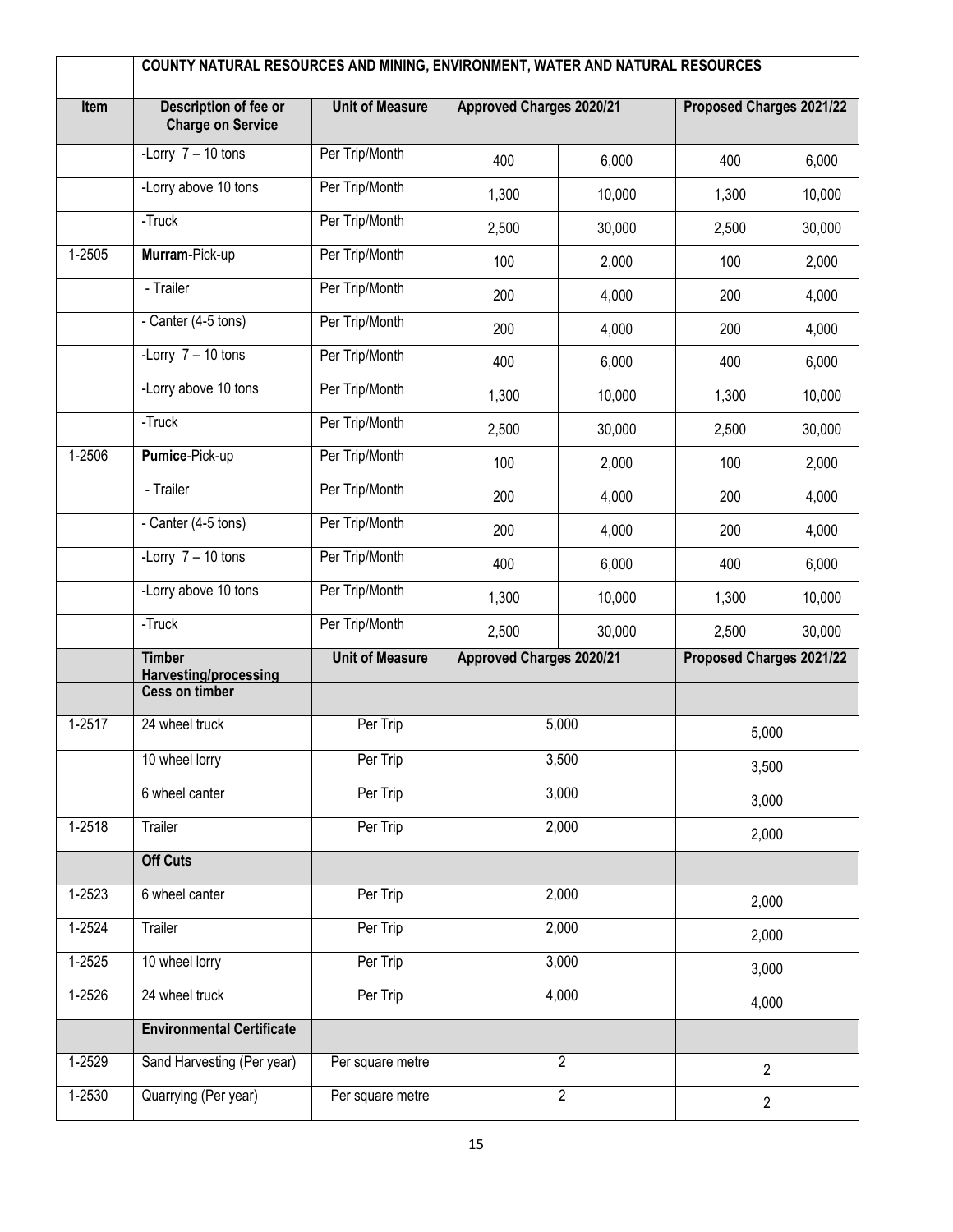| | COUNTY NATURAL RESOURCES AND MINING, ENVIRONMENT, WATER AND NATURAL RESOURCES | | | | | |
|---|---|---|---|---|---|---|
| **Item** | **Description of fee or Charge on Service** | **Unit of Measure** | **Approved Charges 2020/21** | | **Proposed Charges 2021/22** | |
| | -Lorry 7 – 10 tons | Per Trip/Month | 400 | 6,000 | 400 | 6,000 |
| | -Lorry above 10 tons | Per Trip/Month | 1,300 | 10,000 | 1,300 | 10,000 |
| | -Truck | Per Trip/Month | 2,500 | 30,000 | 2,500 | 30,000 |
| 1-2505 | **Murram**-Pick-up | Per Trip/Month | 100 | 2,000 | 100 | 2,000 |
| | - Trailer | Per Trip/Month | 200 | 4,000 | 200 | 4,000 |
| | - Canter (4-5 tons) | Per Trip/Month | 200 | 4,000 | 200 | 4,000 |
| | -Lorry 7 – 10 tons | Per Trip/Month | 400 | 6,000 | 400 | 6,000 |
| | -Lorry above 10 tons | Per Trip/Month | 1,300 | 10,000 | 1,300 | 10,000 |
| | -Truck | Per Trip/Month | 2,500 | 30,000 | 2,500 | 30,000 |
| 1-2506 | **Pumice**-Pick-up | Per Trip/Month | 100 | 2,000 | 100 | 2,000 |
| | - Trailer | Per Trip/Month | 200 | 4,000 | 200 | 4,000 |
| | - Canter (4-5 tons) | Per Trip/Month | 200 | 4,000 | 200 | 4,000 |
| | -Lorry 7 – 10 tons | Per Trip/Month | 400 | 6,000 | 400 | 6,000 |
| | -Lorry above 10 tons | Per Trip/Month | 1,300 | 10,000 | 1,300 | 10,000 |
| | -Truck | Per Trip/Month | 2,500 | 30,000 | 2,500 | 30,000 |
| | **Timber Harvesting/processing** | **Unit of Measure** | **Approved Charges 2020/21** | | **Proposed Charges 2021/22** | |
| | **Cess on timber** | | | | | |
| 1-2517 | 24 wheel truck | Per Trip | 5,000 | | 5,000 | |
| | 10 wheel lorry | Per Trip | 3,500 | | 3,500 | |
| | 6 wheel canter | Per Trip | 3,000 | | 3,000 | |
| 1-2518 | Trailer | Per Trip | 2,000 | | 2,000 | |
| | **Off Cuts** | | | | | |
| 1-2523 | 6 wheel canter | Per Trip | 2,000 | | 2,000 | |
| 1-2524 | Trailer | Per Trip | 2,000 | | 2,000 | |
| 1-2525 | 10 wheel lorry | Per Trip | 3,000 | | 3,000 | |
| 1-2526 | 24 wheel truck | Per Trip | 4,000 | | 4,000 | |
| | **Environmental Certificate** | | | | | |
| 1-2529 | Sand Harvesting (Per year) | Per square metre | 2 | | 2 | |
| 1-2530 | Quarrying (Per year) | Per square metre | 2 | | 2 | |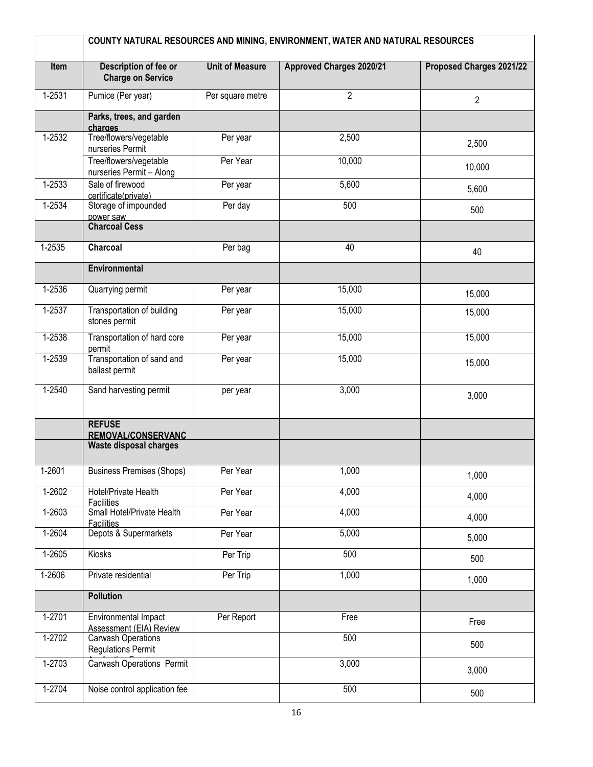| | COUNTY NATURAL RESOURCES AND MINING, ENVIRONMENT, WATER AND NATURAL RESOURCES | | | |
|---|---|---|---|---|
| **Item** | **Description of fee or Charge on Service** | **Unit of Measure** | **Approved Charges 2020/21** | **Proposed Charges 2021/22** |
| 1-2531 | Pumice (Per year) | Per square metre | 2 | 2 |
| | **Parks, trees, and garden charges** | | | |
| 1-2532 | Tree/flowers/vegetable nurseries Permit | Per year | 2,500 | 2,500 |
| | Tree/flowers/vegetable nurseries Permit – Along | Per Year | 10,000 | 10,000 |
| 1-2533 | Sale of firewood certificate(private) | Per year | 5,600 | 5,600 |
| 1-2534 | Storage of impounded power saw | Per day | 500 | 500 |
| | **Charcoal Cess** | | | |
| 1-2535 | **Charcoal** | Per bag | 40 | 40 |
| | **Environmental** | | | |
| 1-2536 | Quarrying permit | Per year | 15,000 | 15,000 |
| 1-2537 | Transportation of building stones permit | Per year | 15,000 | 15,000 |
| 1-2538 | Transportation of hard core permit | Per year | 15,000 | 15,000 |
| 1-2539 | Transportation of sand and ballast permit | Per year | 15,000 | 15,000 |
| 1-2540 | Sand harvesting permit | per year | 3,000 | 3,000 |
| | **REFUSE REMOVAL/CONSERVANC** | | | |
| | **Waste disposal charges** | | | |
| 1-2601 | Business Premises (Shops) | Per Year | 1,000 | 1,000 |
| 1-2602 | Hotel/Private Health Facilities | Per Year | 4,000 | 4,000 |
| 1-2603 | Small Hotel/Private Health Facilities | Per Year | 4,000 | 4,000 |
| 1-2604 | Depots & Supermarkets | Per Year | 5,000 | 5,000 |
| 1-2605 | Kiosks | Per Trip | 500 | 500 |
| 1-2606 | Private residential | Per Trip | 1,000 | 1,000 |
| | **Pollution** | | | |
| 1-2701 | Environmental Impact Assessment (EIA) Review | Per Report | Free | Free |
| 1-2702 | Carwash Operations Regulations Permit Application Fee | | 500 | 500 |
| 1-2703 | Carwash Operations Permit | | 3,000 | 3,000 |
| 1-2704 | Noise control application fee | | 500 | 500 |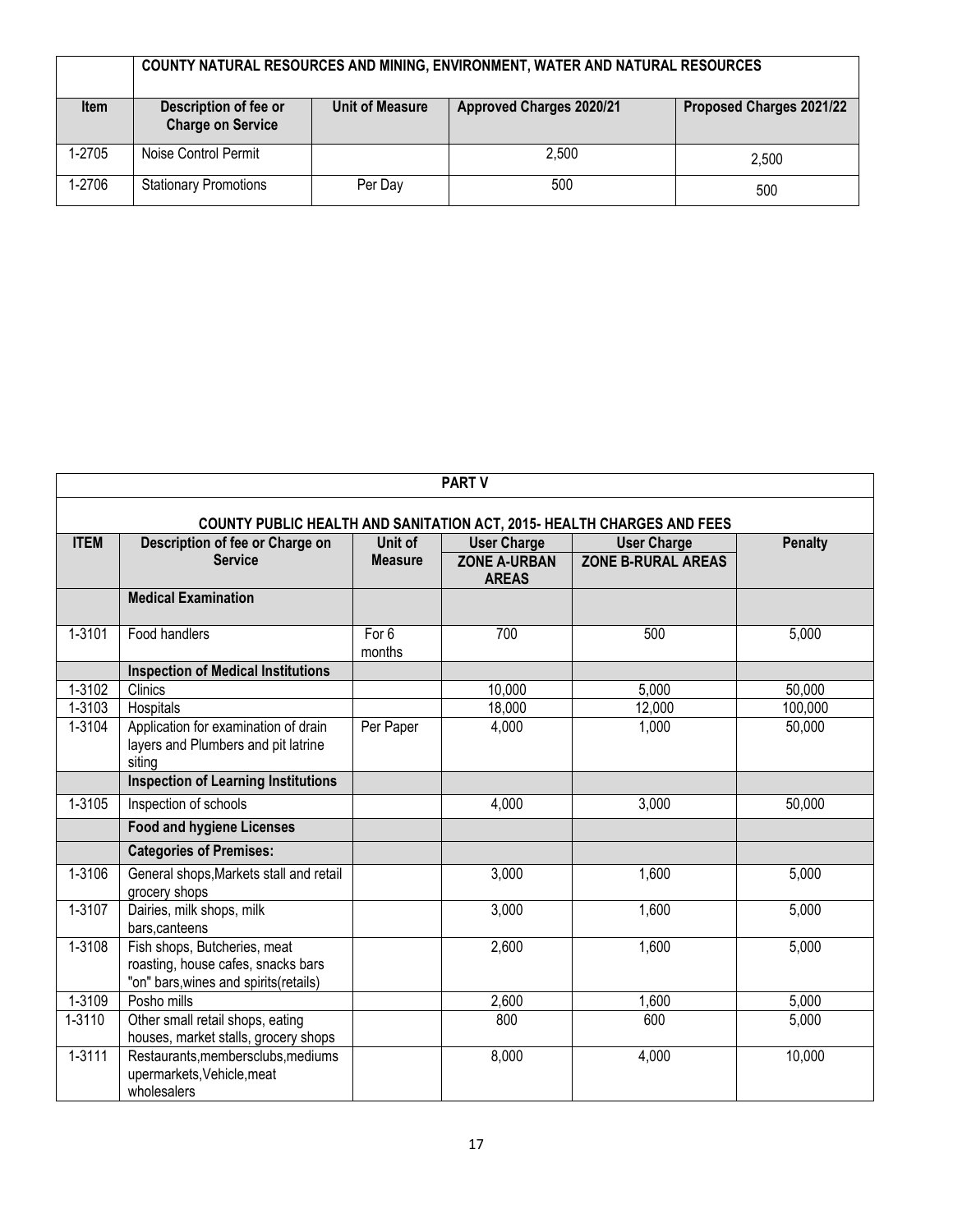| | COUNTY NATURAL RESOURCES AND MINING, ENVIRONMENT, WATER AND NATURAL RESOURCES | | | |
|---|---|---|---|---|
| **Item** | **Description of fee or Charge on Service** | **Unit of Measure** | **Approved Charges 2020/21** | **Proposed Charges 2021/22** |
| 1-2705 | Noise Control Permit | | 2,500 | 2,500 |
| 1-2706 | Stationary Promotions | Per Day | 500 | 500 |

## PART V

### COUNTY PUBLIC HEALTH AND SANITATION ACT, 2015- HEALTH CHARGES AND FEES

| ITEM | Description of fee or Charge on Service | Unit of Measure | User Charge ZONE A-URBAN AREAS | User Charge ZONE B-RURAL AREAS | Penalty |
|---|---|---|---|---|---|
| | **Medical Examination** | | | | |
| 1-3101 | Food handlers | For 6 months | 700 | 500 | 5,000 |
| | **Inspection of Medical Institutions** | | | | |
| 1-3102 | Clinics | | 10,000 | 5,000 | 50,000 |
| 1-3103 | Hospitals | | 18,000 | 12,000 | 100,000 |
| 1-3104 | Application for examination of drain layers and Plumbers and pit latrine siting | Per Paper | 4,000 | 1,000 | 50,000 |
| | **Inspection of Learning Institutions** | | | | |
| 1-3105 | Inspection of schools | | 4,000 | 3,000 | 50,000 |
| | **Food and hygiene Licenses** | | | | |
| | **Categories of Premises:** | | | | |
| 1-3106 | General shops,Markets stall and retail grocery shops | | 3,000 | 1,600 | 5,000 |
| 1-3107 | Dairies, milk shops, milk bars,canteens | | 3,000 | 1,600 | 5,000 |
| 1-3108 | Fish shops, Butcheries, meat roasting, house cafes, snacks bars "on" bars,wines and spirits(retails) | | 2,600 | 1,600 | 5,000 |
| 1-3109 | Posho mills | | 2,600 | 1,600 | 5,000 |
| 1-3110 | Other small retail shops, eating houses, market stalls, grocery shops | | 800 | 600 | 5,000 |
| 1-3111 | Restaurants,membersclubs,mediums upermarkets,Vehicle,meat wholesalers | | 8,000 | 4,000 | 10,000 |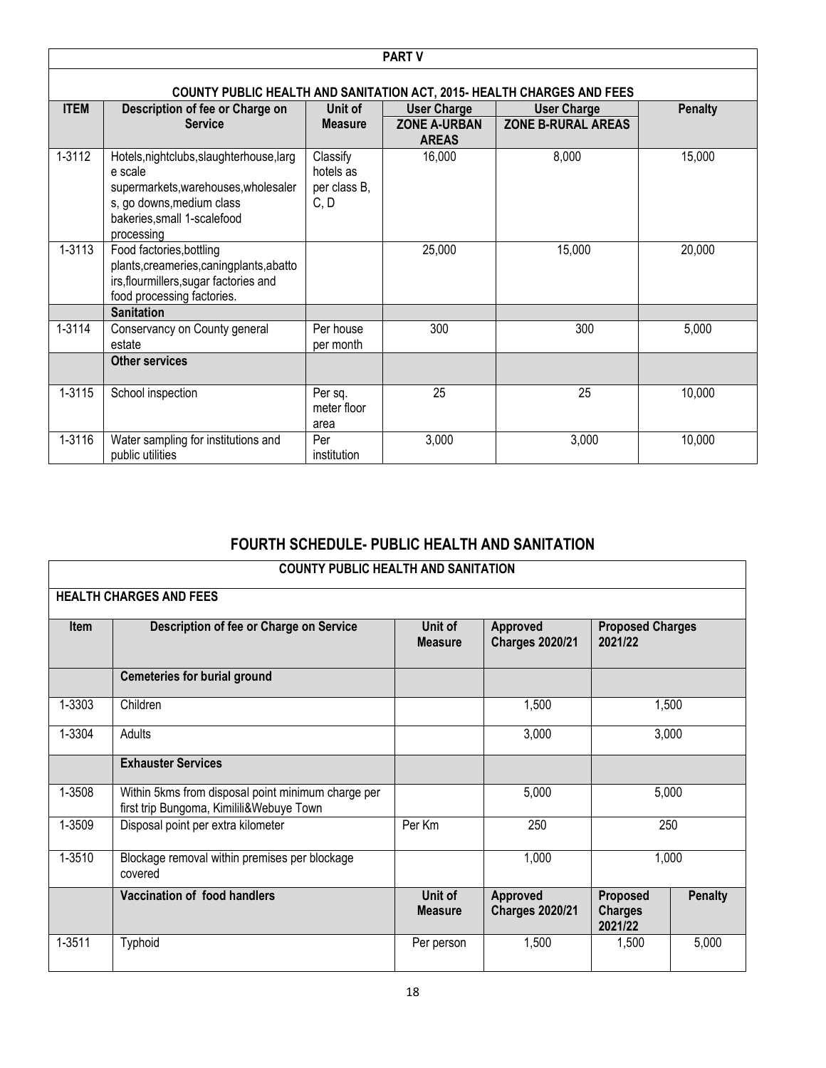| PART V | | | | | |
|---|---|---|---|---|---|
| **COUNTY PUBLIC HEALTH AND SANITATION ACT, 2015- HEALTH CHARGES AND FEES** | | | | | |
| **ITEM** | **Description of fee or Charge on Service** | **Unit of Measure** | **User Charge ZONE A-URBAN AREAS** | **User Charge ZONE B-RURAL AREAS** | **Penalty** |
| 1-3112 | Hotels,nightclubs,slaughterhouse,large scale supermarkets,warehouses,wholesalers, go downs,medium class bakeries,small 1-scalefood processing | Classify hotels as per class B, C, D | 16,000 | 8,000 | 15,000 |
| 1-3113 | Food factories,bottling plants,creameries,caningplants,abattoirs,flourmillers,sugar factories and food processing factories. | | 25,000 | 15,000 | 20,000 |
| | **Sanitation** | | | | |
| 1-3114 | Conservancy on County general estate | Per house per month | 300 | 300 | 5,000 |
| | **Other services** | | | | |
| 1-3115 | School inspection | Per sq. meter floor area | 25 | 25 | 10,000 |
| 1-3116 | Water sampling for institutions and public utilities | Per institution | 3,000 | 3,000 | 10,000 |

## FOURTH SCHEDULE- PUBLIC HEALTH AND SANITATION

| COUNTY PUBLIC HEALTH AND SANITATION | | | | | |
|---|---|---|---|---|---|
| **HEALTH CHARGES AND FEES** | | | | | |
| **Item** | **Description of fee or Charge on Service** | **Unit of Measure** | **Approved Charges 2020/21** | **Proposed Charges 2021/22** | |
| | **Cemeteries for burial ground** | | | | |
| 1-3303 | Children | | 1,500 | 1,500 | |
| 1-3304 | Adults | | 3,000 | 3,000 | |
| | **Exhauster Services** | | | | |
| 1-3508 | Within 5kms from disposal point minimum charge per first trip Bungoma, Kimilili&Webuye Town | | 5,000 | 5,000 | |
| 1-3509 | Disposal point per extra kilometer | Per Km | 250 | 250 | |
| 1-3510 | Blockage removal within premises per blockage covered | | 1,000 | 1,000 | |
| | **Vaccination of food handlers** | **Unit of Measure** | **Approved Charges 2020/21** | **Proposed Charges 2021/22** | **Penalty** |
| 1-3511 | Typhoid | Per person | 1,500 | 1,500 | 5,000 |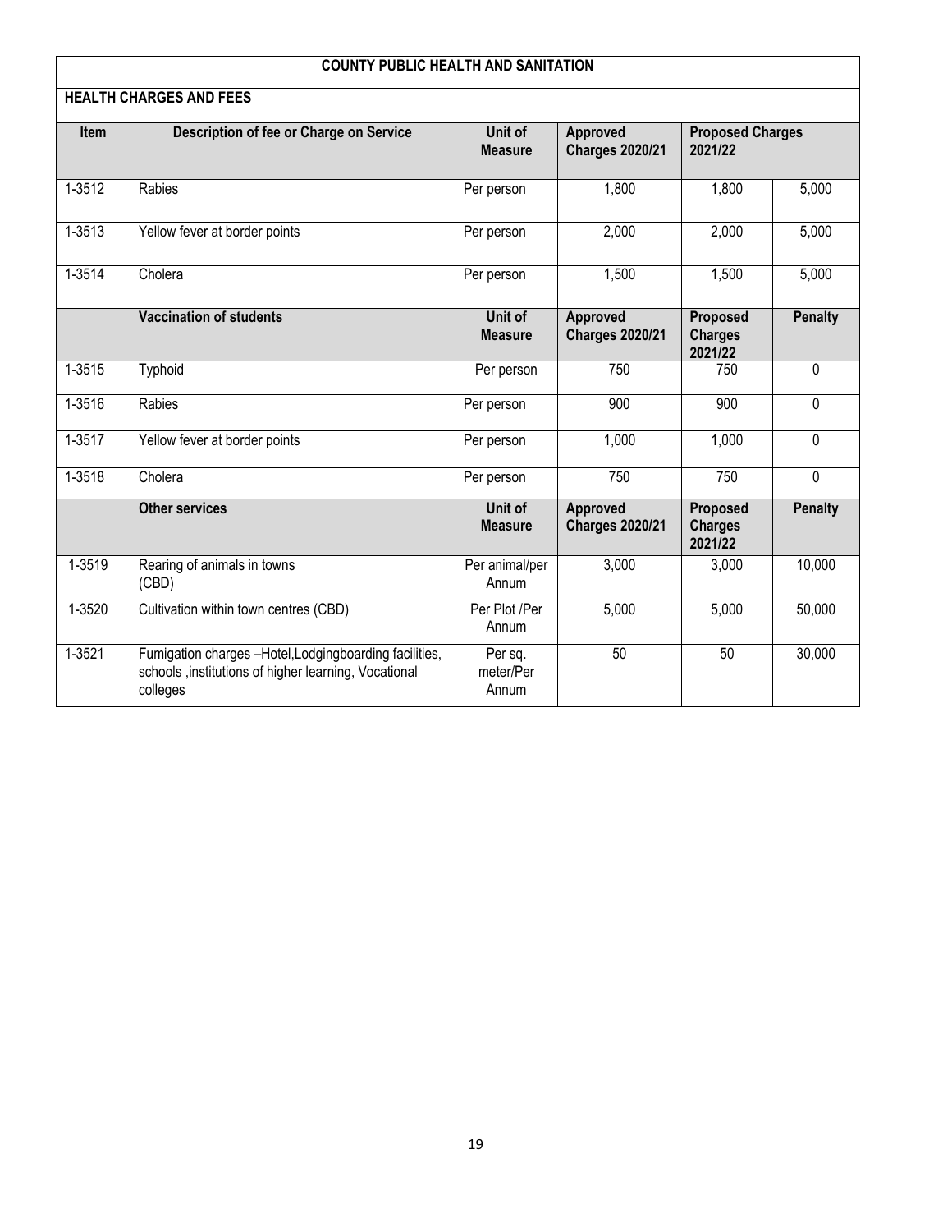## COUNTY PUBLIC HEALTH AND SANITATION

### HEALTH CHARGES AND FEES

| Item | Description of fee or Charge on Service | Unit of Measure | Approved Charges 2020/21 | Proposed Charges 2021/22 | |
|---|---|---|---|---|---|
| 1-3512 | Rabies | Per person | 1,800 | 1,800 | 5,000 |
| 1-3513 | Yellow fever at border points | Per person | 2,000 | 2,000 | 5,000 |
| 1-3514 | Cholera | Per person | 1,500 | 1,500 | 5,000 |
| | **Vaccination of students** | **Unit of Measure** | **Approved Charges 2020/21** | **Proposed Charges 2021/22** | **Penalty** |
| 1-3515 | Typhoid | Per person | 750 | 750 | 0 |
| 1-3516 | Rabies | Per person | 900 | 900 | 0 |
| 1-3517 | Yellow fever at border points | Per person | 1,000 | 1,000 | 0 |
| 1-3518 | Cholera | Per person | 750 | 750 | 0 |
| | **Other services** | **Unit of Measure** | **Approved Charges 2020/21** | **Proposed Charges 2021/22** | **Penalty** |
| 1-3519 | Rearing of animals in towns (CBD) | Per animal/per Annum | 3,000 | 3,000 | 10,000 |
| 1-3520 | Cultivation within town centres (CBD) | Per Plot /Per Annum | 5,000 | 5,000 | 50,000 |
| 1-3521 | Fumigation charges –Hotel,Lodgingboarding facilities, schools ,institutions of higher learning, Vocational colleges | Per sq. meter/Per Annum | 50 | 50 | 30,000 |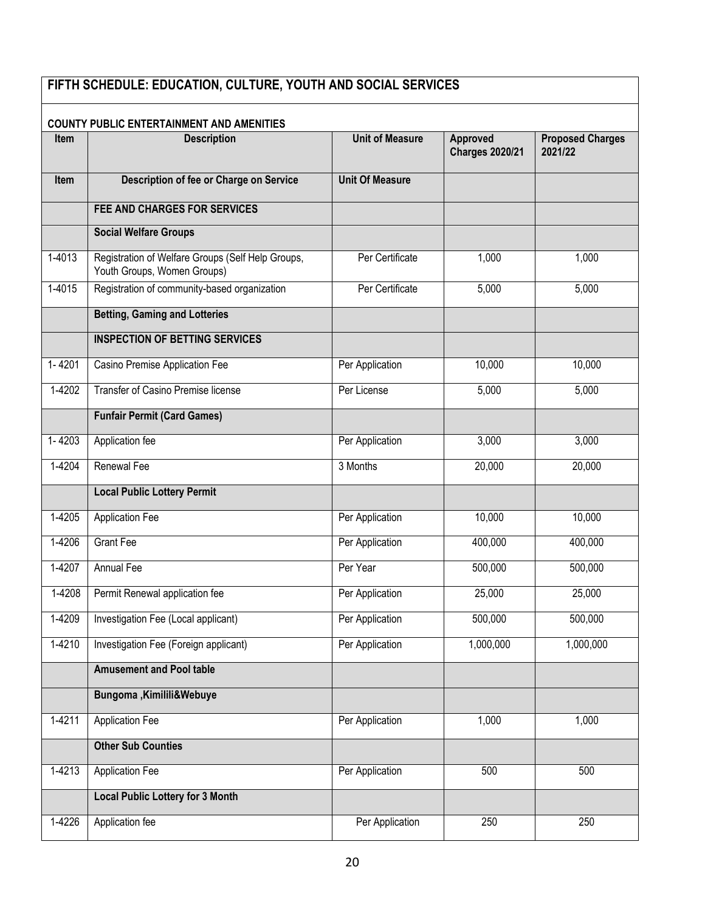## FIFTH SCHEDULE: EDUCATION, CULTURE, YOUTH AND SOCIAL SERVICES

### COUNTY PUBLIC ENTERTAINMENT AND AMENITIES

| Item | Description | Unit of Measure | Approved Charges 2020/21 | Proposed Charges 2021/22 |
|---|---|---|---|---|
| Item | Description of fee or Charge on Service | Unit Of Measure | | |
| | **FEE AND CHARGES FOR SERVICES** | | | |
| | **Social Welfare Groups** | | | |
| 1-4013 | Registration of Welfare Groups (Self Help Groups, Youth Groups, Women Groups) | Per Certificate | 1,000 | 1,000 |
| 1-4015 | Registration of community-based organization | Per Certificate | 5,000 | 5,000 |
| | **Betting, Gaming and Lotteries** | | | |
| | **INSPECTION OF BETTING SERVICES** | | | |
| 1- 4201 | Casino Premise Application Fee | Per Application | 10,000 | 10,000 |
| 1-4202 | Transfer of Casino Premise license | Per License | 5,000 | 5,000 |
| | **Funfair Permit (Card Games)** | | | |
| 1- 4203 | Application fee | Per Application | 3,000 | 3,000 |
| 1-4204 | Renewal Fee | 3 Months | 20,000 | 20,000 |
| | **Local Public Lottery Permit** | | | |
| 1-4205 | Application Fee | Per Application | 10,000 | 10,000 |
| 1-4206 | Grant Fee | Per Application | 400,000 | 400,000 |
| 1-4207 | Annual Fee | Per Year | 500,000 | 500,000 |
| 1-4208 | Permit Renewal application fee | Per Application | 25,000 | 25,000 |
| 1-4209 | Investigation Fee (Local applicant) | Per Application | 500,000 | 500,000 |
| 1-4210 | Investigation Fee (Foreign applicant) | Per Application | 1,000,000 | 1,000,000 |
| | **Amusement and Pool table** | | | |
| | **Bungoma ,Kimilili&Webuye** | | | |
| 1-4211 | Application Fee | Per Application | 1,000 | 1,000 |
| | **Other Sub Counties** | | | |
| 1-4213 | Application Fee | Per Application | 500 | 500 |
| | **Local Public Lottery for 3 Month** | | | |
| 1-4226 | Application fee | Per Application | 250 | 250 |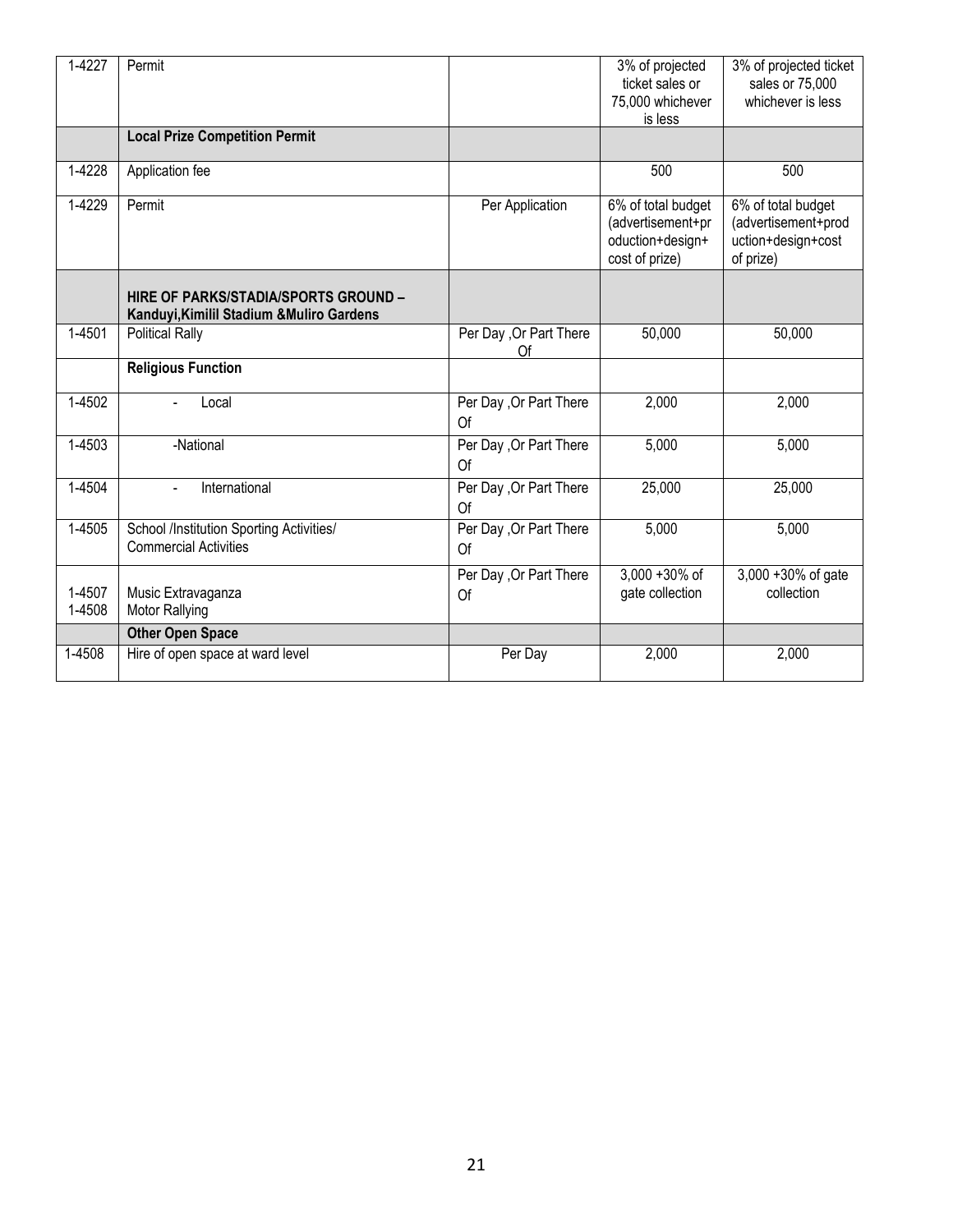| 1-4227 | Permit | | 3% of projected ticket sales or 75,000 whichever is less | 3% of projected ticket sales or 75,000 whichever is less |
|---|---|---|---|---|
| | **Local Prize Competition Permit** | | | |
| 1-4228 | Application fee | | 500 | 500 |
| 1-4229 | Permit | Per Application | 6% of total budget (advertisement+production+design+cost of prize) | 6% of total budget (advertisement+production+design+cost of prize) |
| | **HIRE OF PARKS/STADIA/SPORTS GROUND – Kanduyi,Kimilil Stadium &Muliro Gardens** | | | |
| 1-4501 | Political Rally | Per Day ,Or Part There Of | 50,000 | 50,000 |
| | **Religious Function** | | | |
| 1-4502 | - Local | Per Day ,Or Part There Of | 2,000 | 2,000 |
| 1-4503 | -National | Per Day ,Or Part There Of | 5,000 | 5,000 |
| 1-4504 | - International | Per Day ,Or Part There Of | 25,000 | 25,000 |
| 1-4505 | School /Institution Sporting Activities/ Commercial Activities | Per Day ,Or Part There Of | 5,000 | 5,000 |
| 1-4507<br>1-4508 | Music Extravaganza<br>Motor Rallying | Per Day ,Or Part There Of | 3,000 +30% of gate collection | 3,000 +30% of gate collection |
| | **Other Open Space** | | | |
| 1-4508 | Hire of open space at ward level | Per Day | 2,000 | 2,000 |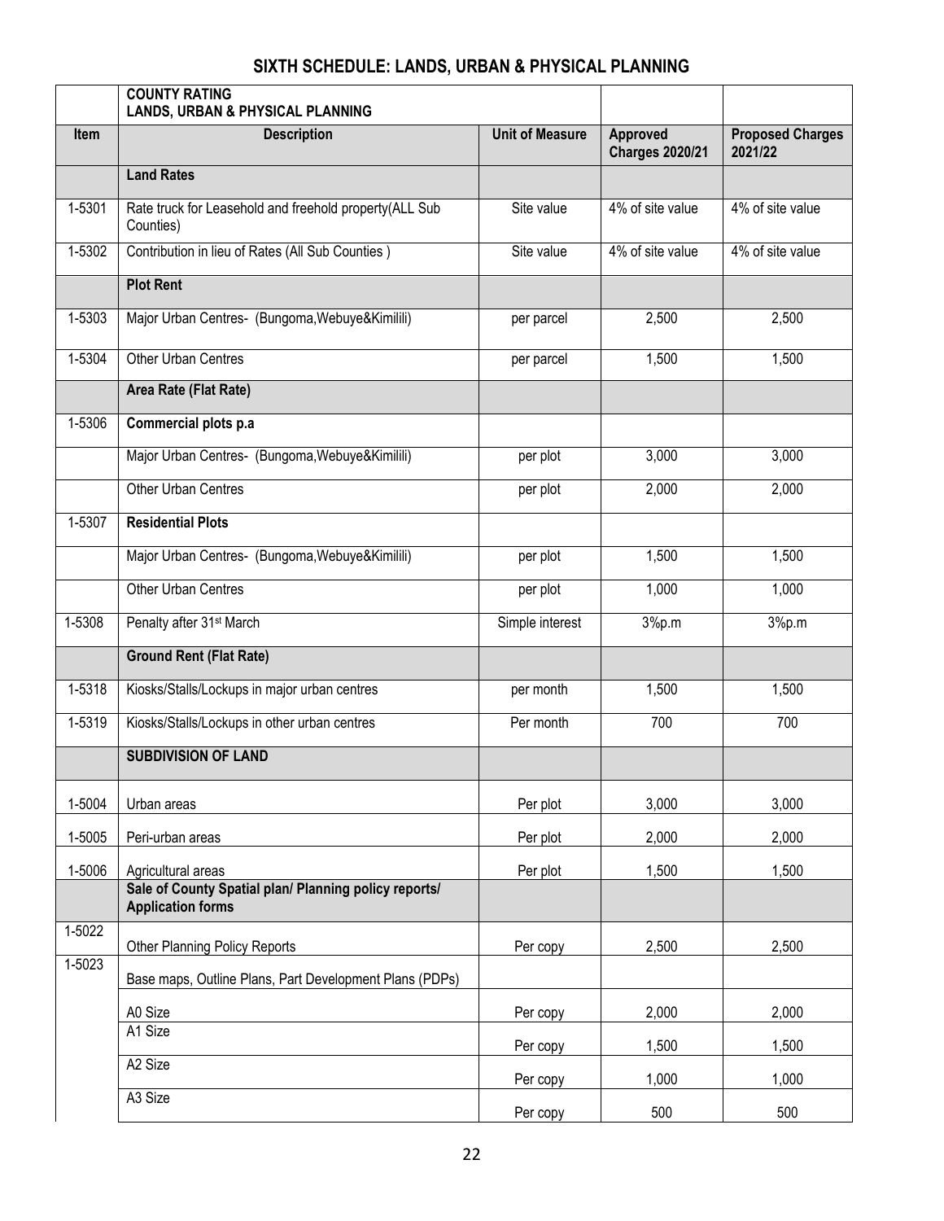# SIXTH SCHEDULE: LANDS, URBAN & PHYSICAL PLANNING

| | **COUNTY RATING LANDS, URBAN & PHYSICAL PLANNING** | | | |
|---|---|---|---|---|
| **Item** | **Description** | **Unit of Measure** | **Approved Charges 2020/21** | **Proposed Charges 2021/22** |
| | **Land Rates** | | | |
| 1-5301 | Rate truck for Leasehold and freehold property(ALL Sub Counties) | Site value | 4% of site value | 4% of site value |
| 1-5302 | Contribution in lieu of Rates (All Sub Counties ) | Site value | 4% of site value | 4% of site value |
| | **Plot Rent** | | | |
| 1-5303 | Major Urban Centres- (Bungoma,Webuye&Kimilili) | per parcel | 2,500 | 2,500 |
| 1-5304 | Other Urban Centres | per parcel | 1,500 | 1,500 |
| | **Area Rate (Flat Rate)** | | | |
| 1-5306 | **Commercial plots p.a** | | | |
| | Major Urban Centres- (Bungoma,Webuye&Kimilili) | per plot | 3,000 | 3,000 |
| | Other Urban Centres | per plot | 2,000 | 2,000 |
| 1-5307 | **Residential Plots** | | | |
| | Major Urban Centres- (Bungoma,Webuye&Kimilili) | per plot | 1,500 | 1,500 |
| | Other Urban Centres | per plot | 1,000 | 1,000 |
| 1-5308 | Penalty after 31st March | Simple interest | 3%p.m | 3%p.m |
| | **Ground Rent (Flat Rate)** | | | |
| 1-5318 | Kiosks/Stalls/Lockups in major urban centres | per month | 1,500 | 1,500 |
| 1-5319 | Kiosks/Stalls/Lockups in other urban centres | Per month | 700 | 700 |
| | **SUBDIVISION OF LAND** | | | |
| 1-5004 | Urban areas | Per plot | 3,000 | 3,000 |
| 1-5005 | Peri-urban areas | Per plot | 2,000 | 2,000 |
| 1-5006 | Agricultural areas | Per plot | 1,500 | 1,500 |
| | **Sale of County Spatial plan/ Planning policy reports/ Application forms** | | | |
| 1-5022 | Other Planning Policy Reports | Per copy | 2,500 | 2,500 |
| 1-5023 | Base maps, Outline Plans, Part Development Plans (PDPs) | | | |
| | A0 Size | Per copy | 2,000 | 2,000 |
| | A1 Size | Per copy | 1,500 | 1,500 |
| | A2 Size | Per copy | 1,000 | 1,000 |
| | A3 Size | Per copy | 500 | 500 |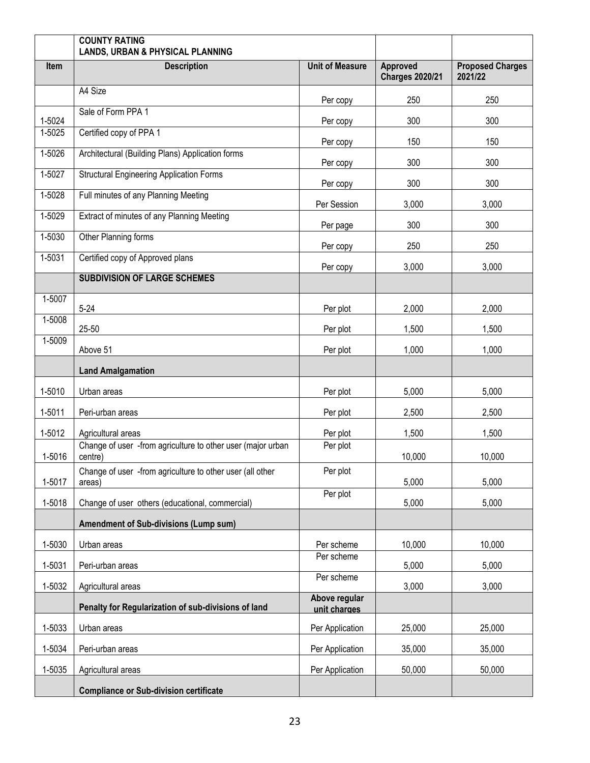| | **COUNTY RATING**<br>**LANDS, URBAN & PHYSICAL PLANNING** | | | |
|---|---|---|---|---|
| **Item** | **Description** | **Unit of Measure** | **Approved Charges 2020/21** | **Proposed Charges 2021/22** |
| | A4 Size | Per copy | 250 | 250 |
| 1-5024 | Sale of Form PPA 1 | Per copy | 300 | 300 |
| 1-5025 | Certified copy of PPA 1 | Per copy | 150 | 150 |
| 1-5026 | Architectural (Building Plans) Application forms | Per copy | 300 | 300 |
| 1-5027 | Structural Engineering Application Forms | Per copy | 300 | 300 |
| 1-5028 | Full minutes of any Planning Meeting | Per Session | 3,000 | 3,000 |
| 1-5029 | Extract of minutes of any Planning Meeting | Per page | 300 | 300 |
| 1-5030 | Other Planning forms | Per copy | 250 | 250 |
| 1-5031 | Certified copy of Approved plans | Per copy | 3,000 | 3,000 |
| | **SUBDIVISION OF LARGE SCHEMES** | | | |
| 1-5007 | 5-24 | Per plot | 2,000 | 2,000 |
| 1-5008 | 25-50 | Per plot | 1,500 | 1,500 |
| 1-5009 | Above 51 | Per plot | 1,000 | 1,000 |
| | **Land Amalgamation** | | | |
| 1-5010 | Urban areas | Per plot | 5,000 | 5,000 |
| 1-5011 | Peri-urban areas | Per plot | 2,500 | 2,500 |
| 1-5012 | Agricultural areas | Per plot | 1,500 | 1,500 |
| 1-5016 | Change of user -from agriculture to other user (major urban centre) | Per plot | 10,000 | 10,000 |
| 1-5017 | Change of user -from agriculture to other user (all other areas) | Per plot | 5,000 | 5,000 |
| 1-5018 | Change of user others (educational, commercial) | Per plot | 5,000 | 5,000 |
| | **Amendment of Sub-divisions (Lump sum)** | | | |
| 1-5030 | Urban areas | Per scheme | 10,000 | 10,000 |
| 1-5031 | Peri-urban areas | Per scheme | 5,000 | 5,000 |
| 1-5032 | Agricultural areas | Per scheme | 3,000 | 3,000 |
| | **Penalty for Regularization of sub-divisions of land** | **Above regular unit charges** | | |
| 1-5033 | Urban areas | Per Application | 25,000 | 25,000 |
| 1-5034 | Peri-urban areas | Per Application | 35,000 | 35,000 |
| 1-5035 | Agricultural areas | Per Application | 50,000 | 50,000 |
| | **Compliance or Sub-division certificate** | | | |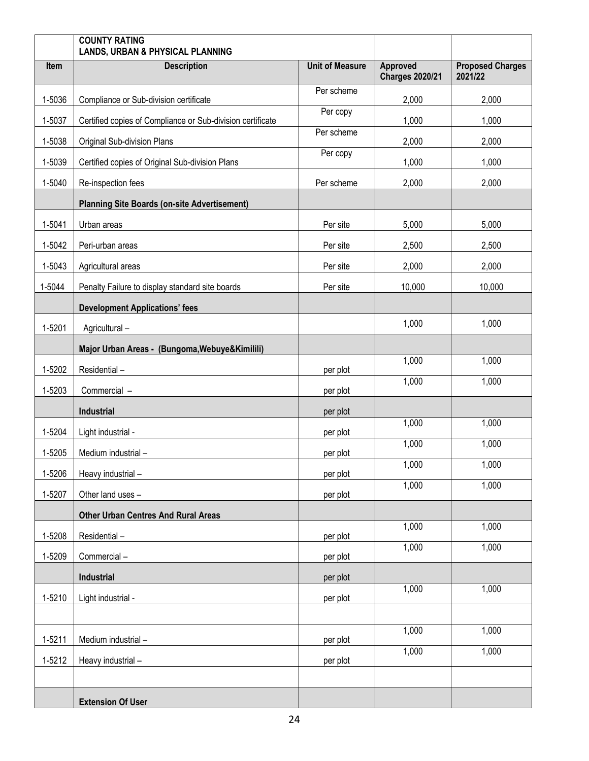| | COUNTY RATING<br>LANDS, URBAN & PHYSICAL PLANNING | | | |
|---|---|---|---|---|
| **Item** | **Description** | **Unit of Measure** | **Approved Charges 2020/21** | **Proposed Charges 2021/22** |
| 1-5036 | Compliance or Sub-division certificate | Per scheme | 2,000 | 2,000 |
| 1-5037 | Certified copies of Compliance or Sub-division certificate | Per copy | 1,000 | 1,000 |
| 1-5038 | Original Sub-division Plans | Per scheme | 2,000 | 2,000 |
| 1-5039 | Certified copies of Original Sub-division Plans | Per copy | 1,000 | 1,000 |
| 1-5040 | Re-inspection fees | Per scheme | 2,000 | 2,000 |
| | **Planning Site Boards (on-site Advertisement)** | | | |
| 1-5041 | Urban areas | Per site | 5,000 | 5,000 |
| 1-5042 | Peri-urban areas | Per site | 2,500 | 2,500 |
| 1-5043 | Agricultural areas | Per site | 2,000 | 2,000 |
| 1-5044 | Penalty Failure to display standard site boards | Per site | 10,000 | 10,000 |
| | **Development Applications' fees** | | | |
| 1-5201 | Agricultural – | | 1,000 | 1,000 |
| | **Major Urban Areas - (Bungoma,Webuye&Kimilili)** | | | |
| 1-5202 | Residential – | per plot | 1,000 | 1,000 |
| 1-5203 | Commercial – | per plot | 1,000 | 1,000 |
| | **Industrial** | per plot | | |
| 1-5204 | Light industrial - | per plot | 1,000 | 1,000 |
| 1-5205 | Medium industrial – | per plot | 1,000 | 1,000 |
| 1-5206 | Heavy industrial – | per plot | 1,000 | 1,000 |
| 1-5207 | Other land uses – | per plot | 1,000 | 1,000 |
| | **Other Urban Centres And Rural Areas** | | | |
| 1-5208 | Residential – | per plot | 1,000 | 1,000 |
| 1-5209 | Commercial – | per plot | 1,000 | 1,000 |
| | **Industrial** | per plot | | |
| 1-5210 | Light industrial - | per plot | 1,000 | 1,000 |
| | | | | |
| 1-5211 | Medium industrial – | per plot | 1,000 | 1,000 |
| 1-5212 | Heavy industrial – | per plot | 1,000 | 1,000 |
| | | | | |
| | **Extension Of User** | | | |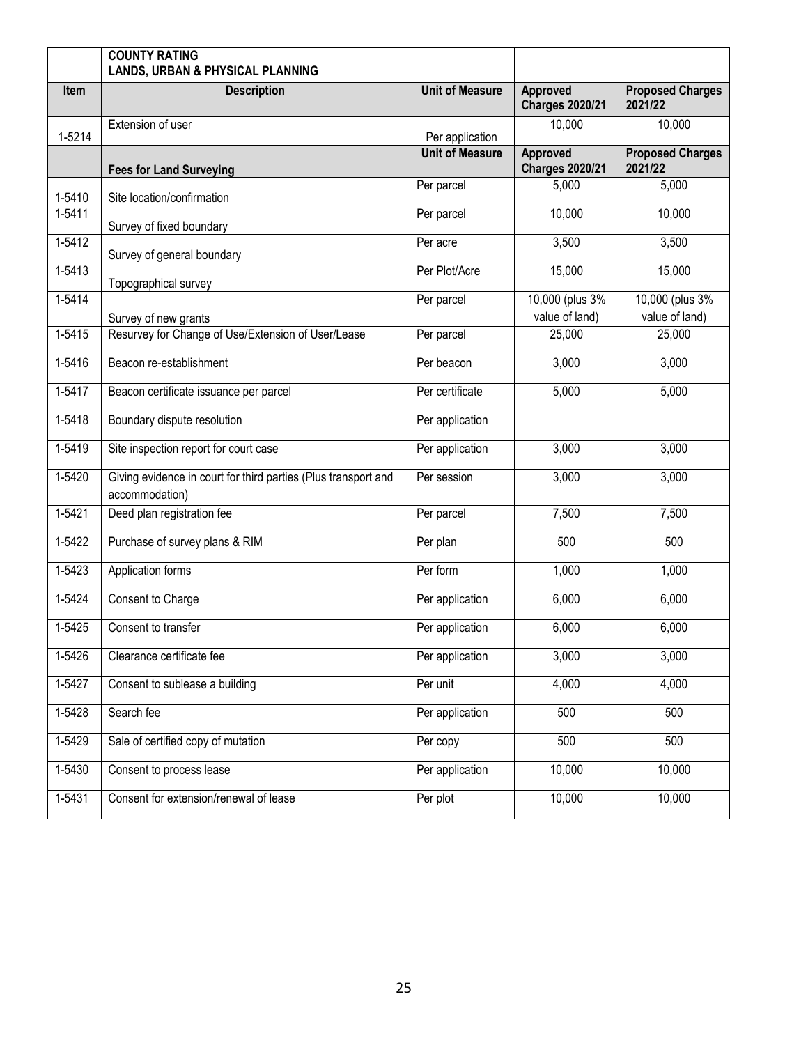| | COUNTY RATING<br>LANDS, URBAN & PHYSICAL PLANNING | | | |
|---|---|---|---|---|
| **Item** | **Description** | **Unit of Measure** | **Approved Charges 2020/21** | **Proposed Charges 2021/22** |
| 1-5214 | Extension of user | Per application | 10,000 | 10,000 |
| | **Fees for Land Surveying** | **Unit of Measure** | **Approved Charges 2020/21** | **Proposed Charges 2021/22** |
| 1-5410 | Site location/confirmation | Per parcel | 5,000 | 5,000 |
| 1-5411 | Survey of fixed boundary | Per parcel | 10,000 | 10,000 |
| 1-5412 | Survey of general boundary | Per acre | 3,500 | 3,500 |
| 1-5413 | Topographical survey | Per Plot/Acre | 15,000 | 15,000 |
| 1-5414 | Survey of new grants | Per parcel | 10,000 (plus 3% value of land) | 10,000 (plus 3% value of land) |
| 1-5415 | Resurvey for Change of Use/Extension of User/Lease | Per parcel | 25,000 | 25,000 |
| 1-5416 | Beacon re-establishment | Per beacon | 3,000 | 3,000 |
| 1-5417 | Beacon certificate issuance per parcel | Per certificate | 5,000 | 5,000 |
| 1-5418 | Boundary dispute resolution | Per application | | |
| 1-5419 | Site inspection report for court case | Per application | 3,000 | 3,000 |
| 1-5420 | Giving evidence in court for third parties (Plus transport and accommodation) | Per session | 3,000 | 3,000 |
| 1-5421 | Deed plan registration fee | Per parcel | 7,500 | 7,500 |
| 1-5422 | Purchase of survey plans & RIM | Per plan | 500 | 500 |
| 1-5423 | Application forms | Per form | 1,000 | 1,000 |
| 1-5424 | Consent to Charge | Per application | 6,000 | 6,000 |
| 1-5425 | Consent to transfer | Per application | 6,000 | 6,000 |
| 1-5426 | Clearance certificate fee | Per application | 3,000 | 3,000 |
| 1-5427 | Consent to sublease a building | Per unit | 4,000 | 4,000 |
| 1-5428 | Search fee | Per application | 500 | 500 |
| 1-5429 | Sale of certified copy of mutation | Per copy | 500 | 500 |
| 1-5430 | Consent to process lease | Per application | 10,000 | 10,000 |
| 1-5431 | Consent for extension/renewal of lease | Per plot | 10,000 | 10,000 |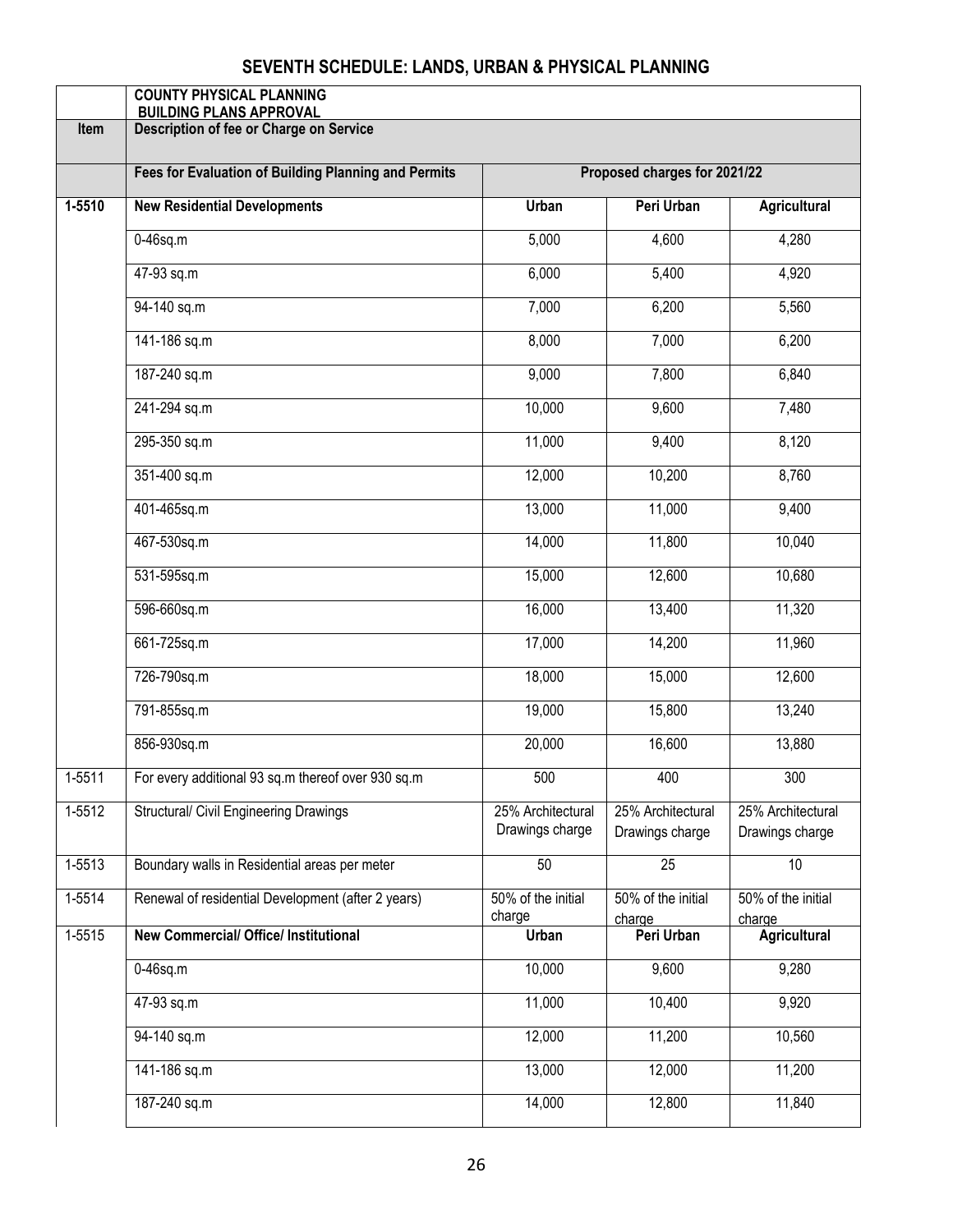# SEVENTH SCHEDULE: LANDS, URBAN & PHYSICAL PLANNING

| | **COUNTY PHYSICAL PLANNING BUILDING PLANS APPROVAL** | | | |
|---|---|---|---|---|
| **Item** | **Description of fee or Charge on Service** | | | |
| | **Fees for Evaluation of Building Planning and Permits** | **Proposed charges for 2021/22** | | |
| **1-5510** | **New Residential Developments** | **Urban** | **Peri Urban** | **Agricultural** |
| | 0-46sq.m | 5,000 | 4,600 | 4,280 |
| | 47-93 sq.m | 6,000 | 5,400 | 4,920 |
| | 94-140 sq.m | 7,000 | 6,200 | 5,560 |
| | 141-186 sq.m | 8,000 | 7,000 | 6,200 |
| | 187-240 sq.m | 9,000 | 7,800 | 6,840 |
| | 241-294 sq.m | 10,000 | 9,600 | 7,480 |
| | 295-350 sq.m | 11,000 | 9,400 | 8,120 |
| | 351-400 sq.m | 12,000 | 10,200 | 8,760 |
| | 401-465sq.m | 13,000 | 11,000 | 9,400 |
| | 467-530sq.m | 14,000 | 11,800 | 10,040 |
| | 531-595sq.m | 15,000 | 12,600 | 10,680 |
| | 596-660sq.m | 16,000 | 13,400 | 11,320 |
| | 661-725sq.m | 17,000 | 14,200 | 11,960 |
| | 726-790sq.m | 18,000 | 15,000 | 12,600 |
| | 791-855sq.m | 19,000 | 15,800 | 13,240 |
| | 856-930sq.m | 20,000 | 16,600 | 13,880 |
| 1-5511 | For every additional 93 sq.m thereof over 930 sq.m | 500 | 400 | 300 |
| 1-5512 | Structural/ Civil Engineering Drawings | 25% Architectural Drawings charge | 25% Architectural Drawings charge | 25% Architectural Drawings charge |
| 1-5513 | Boundary walls in Residential areas per meter | 50 | 25 | 10 |
| 1-5514 | Renewal of residential Development (after 2 years) | 50% of the initial charge | 50% of the initial charge | 50% of the initial charge |
| 1-5515 | **New Commercial/ Office/ Institutional** | **Urban** | **Peri Urban** | **Agricultural** |
| | 0-46sq.m | 10,000 | 9,600 | 9,280 |
| | 47-93 sq.m | 11,000 | 10,400 | 9,920 |
| | 94-140 sq.m | 12,000 | 11,200 | 10,560 |
| | 141-186 sq.m | 13,000 | 12,000 | 11,200 |
| | 187-240 sq.m | 14,000 | 12,800 | 11,840 |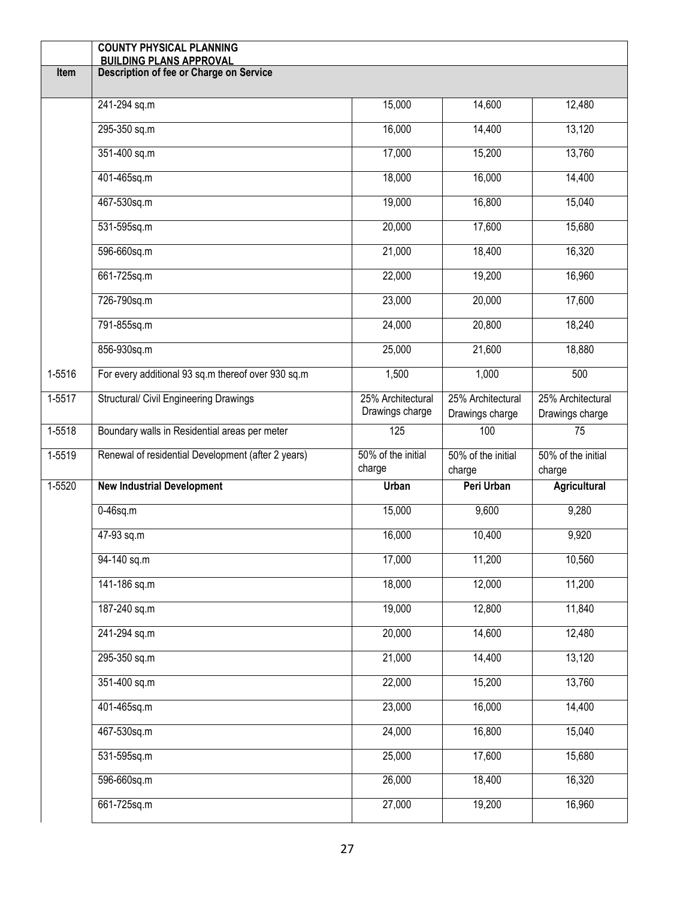| | COUNTY PHYSICAL PLANNING BUILDING PLANS APPROVAL | | | |
|---|---|---|---|---|
| **Item** | **Description of fee or Charge on Service** | | | |
| | 241-294 sq.m | 15,000 | 14,600 | 12,480 |
| | 295-350 sq.m | 16,000 | 14,400 | 13,120 |
| | 351-400 sq.m | 17,000 | 15,200 | 13,760 |
| | 401-465sq.m | 18,000 | 16,000 | 14,400 |
| | 467-530sq.m | 19,000 | 16,800 | 15,040 |
| | 531-595sq.m | 20,000 | 17,600 | 15,680 |
| | 596-660sq.m | 21,000 | 18,400 | 16,320 |
| | 661-725sq.m | 22,000 | 19,200 | 16,960 |
| | 726-790sq.m | 23,000 | 20,000 | 17,600 |
| | 791-855sq.m | 24,000 | 20,800 | 18,240 |
| | 856-930sq.m | 25,000 | 21,600 | 18,880 |
| 1-5516 | For every additional 93 sq.m thereof over 930 sq.m | 1,500 | 1,000 | 500 |
| 1-5517 | Structural/ Civil Engineering Drawings | 25% Architectural Drawings charge | 25% Architectural Drawings charge | 25% Architectural Drawings charge |
| 1-5518 | Boundary walls in Residential areas per meter | 125 | 100 | 75 |
| 1-5519 | Renewal of residential Development (after 2 years) | 50% of the initial charge | 50% of the initial charge | 50% of the initial charge |
| 1-5520 | **New Industrial Development** | **Urban** | **Peri Urban** | **Agricultural** |
| | 0-46sq.m | 15,000 | 9,600 | 9,280 |
| | 47-93 sq.m | 16,000 | 10,400 | 9,920 |
| | 94-140 sq.m | 17,000 | 11,200 | 10,560 |
| | 141-186 sq.m | 18,000 | 12,000 | 11,200 |
| | 187-240 sq.m | 19,000 | 12,800 | 11,840 |
| | 241-294 sq.m | 20,000 | 14,600 | 12,480 |
| | 295-350 sq.m | 21,000 | 14,400 | 13,120 |
| | 351-400 sq.m | 22,000 | 15,200 | 13,760 |
| | 401-465sq.m | 23,000 | 16,000 | 14,400 |
| | 467-530sq.m | 24,000 | 16,800 | 15,040 |
| | 531-595sq.m | 25,000 | 17,600 | 15,680 |
| | 596-660sq.m | 26,000 | 18,400 | 16,320 |
| | 661-725sq.m | 27,000 | 19,200 | 16,960 |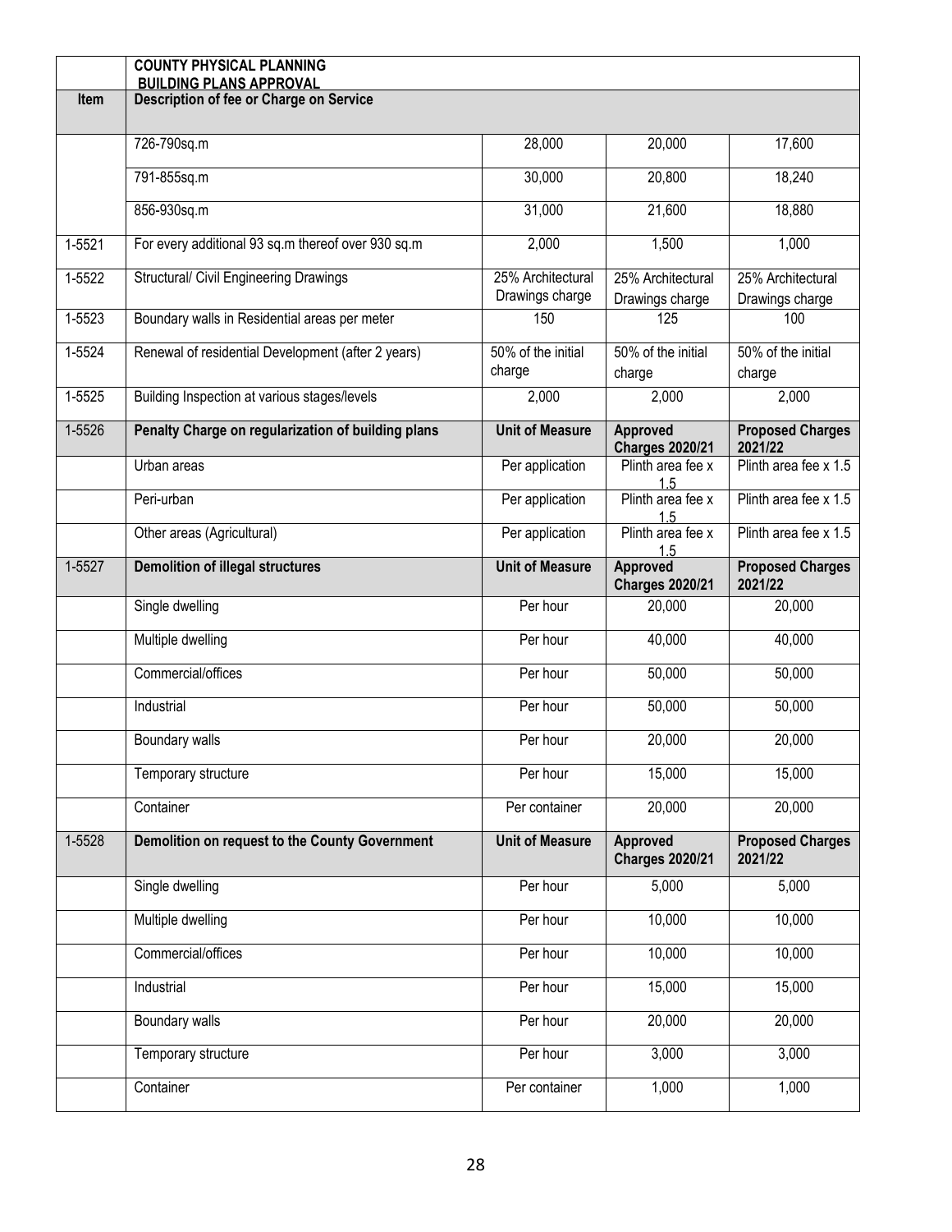| | COUNTY PHYSICAL PLANNING BUILDING PLANS APPROVAL | | | |
|---|---|---|---|---|
| **Item** | **Description of fee or Charge on Service** | | | |
| | 726-790sq.m | 28,000 | 20,000 | 17,600 |
| | 791-855sq.m | 30,000 | 20,800 | 18,240 |
| | 856-930sq.m | 31,000 | 21,600 | 18,880 |
| 1-5521 | For every additional 93 sq.m thereof over 930 sq.m | 2,000 | 1,500 | 1,000 |
| 1-5522 | Structural/ Civil Engineering Drawings | 25% Architectural Drawings charge | 25% Architectural Drawings charge | 25% Architectural Drawings charge |
| 1-5523 | Boundary walls in Residential areas per meter | 150 | 125 | 100 |
| 1-5524 | Renewal of residential Development (after 2 years) | 50% of the initial charge | 50% of the initial charge | 50% of the initial charge |
| 1-5525 | Building Inspection at various stages/levels | 2,000 | 2,000 | 2,000 |
| 1-5526 | **Penalty Charge on regularization of building plans** | **Unit of Measure** | **Approved Charges 2020/21** | **Proposed Charges 2021/22** |
| | Urban areas | Per application | Plinth area fee x 1.5 | Plinth area fee x 1.5 |
| | Peri-urban | Per application | Plinth area fee x 1.5 | Plinth area fee x 1.5 |
| | Other areas (Agricultural) | Per application | Plinth area fee x 1.5 | Plinth area fee x 1.5 |
| 1-5527 | **Demolition of illegal structures** | **Unit of Measure** | **Approved Charges 2020/21** | **Proposed Charges 2021/22** |
| | Single dwelling | Per hour | 20,000 | 20,000 |
| | Multiple dwelling | Per hour | 40,000 | 40,000 |
| | Commercial/offices | Per hour | 50,000 | 50,000 |
| | Industrial | Per hour | 50,000 | 50,000 |
| | Boundary walls | Per hour | 20,000 | 20,000 |
| | Temporary structure | Per hour | 15,000 | 15,000 |
| | Container | Per container | 20,000 | 20,000 |
| 1-5528 | **Demolition on request to the County Government** | **Unit of Measure** | **Approved Charges 2020/21** | **Proposed Charges 2021/22** |
| | Single dwelling | Per hour | 5,000 | 5,000 |
| | Multiple dwelling | Per hour | 10,000 | 10,000 |
| | Commercial/offices | Per hour | 10,000 | 10,000 |
| | Industrial | Per hour | 15,000 | 15,000 |
| | Boundary walls | Per hour | 20,000 | 20,000 |
| | Temporary structure | Per hour | 3,000 | 3,000 |
| | Container | Per container | 1,000 | 1,000 |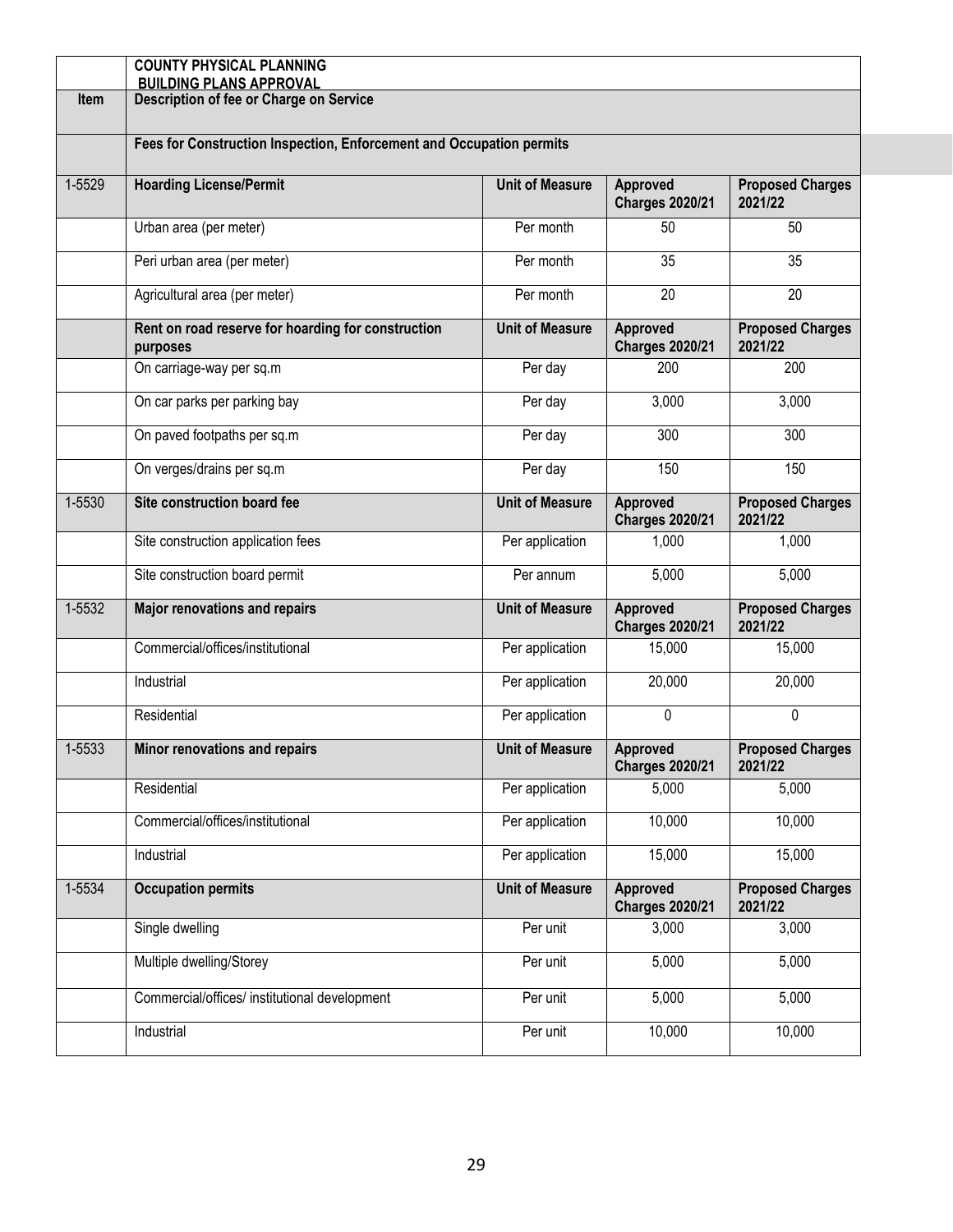| Item | COUNTY PHYSICAL PLANNING<br>BUILDING PLANS APPROVAL<br>**Description of fee or Charge on Service** | | | |
|---|---|---|---|---|
| | **Fees for Construction Inspection, Enforcement and Occupation permits** | | | |
| 1-5529 | **Hoarding License/Permit** | **Unit of Measure** | **Approved Charges 2020/21** | **Proposed Charges 2021/22** |
| | Urban area (per meter) | Per month | 50 | 50 |
| | Peri urban area (per meter) | Per month | 35 | 35 |
| | Agricultural area (per meter) | Per month | 20 | 20 |
| | **Rent on road reserve for hoarding for construction purposes** | **Unit of Measure** | **Approved Charges 2020/21** | **Proposed Charges 2021/22** |
| | On carriage-way per sq.m | Per day | 200 | 200 |
| | On car parks per parking bay | Per day | 3,000 | 3,000 |
| | On paved footpaths per sq.m | Per day | 300 | 300 |
| | On verges/drains per sq.m | Per day | 150 | 150 |
| 1-5530 | **Site construction board fee** | **Unit of Measure** | **Approved Charges 2020/21** | **Proposed Charges 2021/22** |
| | Site construction application fees | Per application | 1,000 | 1,000 |
| | Site construction board permit | Per annum | 5,000 | 5,000 |
| 1-5532 | **Major renovations and repairs** | **Unit of Measure** | **Approved Charges 2020/21** | **Proposed Charges 2021/22** |
| | Commercial/offices/institutional | Per application | 15,000 | 15,000 |
| | Industrial | Per application | 20,000 | 20,000 |
| | Residential | Per application | 0 | 0 |
| 1-5533 | **Minor renovations and repairs** | **Unit of Measure** | **Approved Charges 2020/21** | **Proposed Charges 2021/22** |
| | Residential | Per application | 5,000 | 5,000 |
| | Commercial/offices/institutional | Per application | 10,000 | 10,000 |
| | Industrial | Per application | 15,000 | 15,000 |
| 1-5534 | **Occupation permits** | **Unit of Measure** | **Approved Charges 2020/21** | **Proposed Charges 2021/22** |
| | Single dwelling | Per unit | 3,000 | 3,000 |
| | Multiple dwelling/Storey | Per unit | 5,000 | 5,000 |
| | Commercial/offices/ institutional development | Per unit | 5,000 | 5,000 |
| | Industrial | Per unit | 10,000 | 10,000 |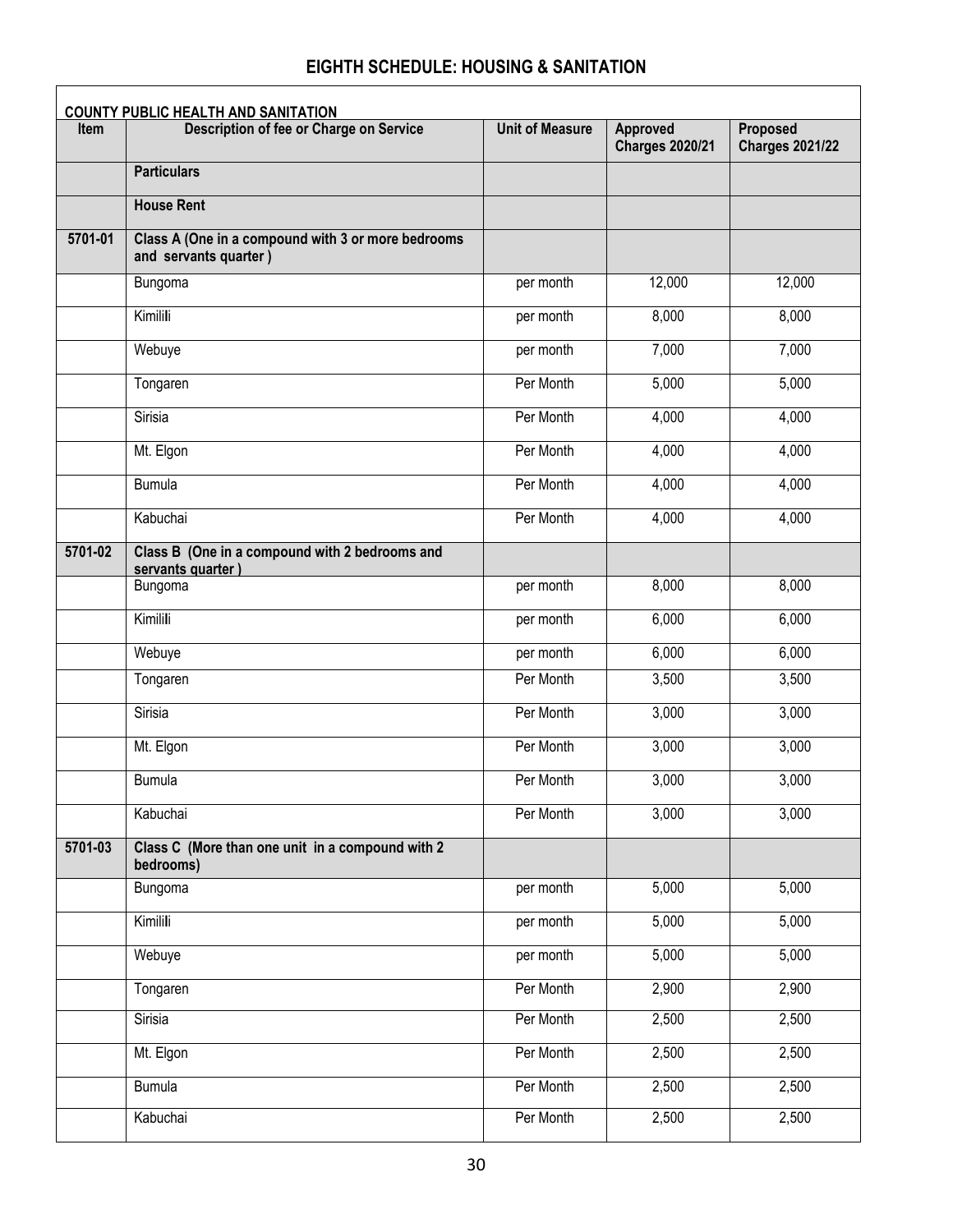# EIGHTH SCHEDULE: HOUSING & SANITATION

**COUNTY PUBLIC HEALTH AND SANITATION**

| Item | Description of fee or Charge on Service | Unit of Measure | Approved Charges 2020/21 | Proposed Charges 2021/22 |
|---|---|---|---|---|
| | **Particulars** | | | |
| | **House Rent** | | | |
| 5701-01 | **Class A (One in a compound with 3 or more bedrooms and servants quarter )** | | | |
| | Bungoma | per month | 12,000 | 12,000 |
| | Kimilili | per month | 8,000 | 8,000 |
| | Webuye | per month | 7,000 | 7,000 |
| | Tongaren | Per Month | 5,000 | 5,000 |
| | Sirisia | Per Month | 4,000 | 4,000 |
| | Mt. Elgon | Per Month | 4,000 | 4,000 |
| | Bumula | Per Month | 4,000 | 4,000 |
| | Kabuchai | Per Month | 4,000 | 4,000 |
| 5701-02 | **Class B (One in a compound with 2 bedrooms and servants quarter )** | | | |
| | Bungoma | per month | 8,000 | 8,000 |
| | Kimilili | per month | 6,000 | 6,000 |
| | Webuye | per month | 6,000 | 6,000 |
| | Tongaren | Per Month | 3,500 | 3,500 |
| | Sirisia | Per Month | 3,000 | 3,000 |
| | Mt. Elgon | Per Month | 3,000 | 3,000 |
| | Bumula | Per Month | 3,000 | 3,000 |
| | Kabuchai | Per Month | 3,000 | 3,000 |
| 5701-03 | **Class C (More than one unit in a compound with 2 bedrooms)** | | | |
| | Bungoma | per month | 5,000 | 5,000 |
| | Kimilili | per month | 5,000 | 5,000 |
| | Webuye | per month | 5,000 | 5,000 |
| | Tongaren | Per Month | 2,900 | 2,900 |
| | Sirisia | Per Month | 2,500 | 2,500 |
| | Mt. Elgon | Per Month | 2,500 | 2,500 |
| | Bumula | Per Month | 2,500 | 2,500 |
| | Kabuchai | Per Month | 2,500 | 2,500 |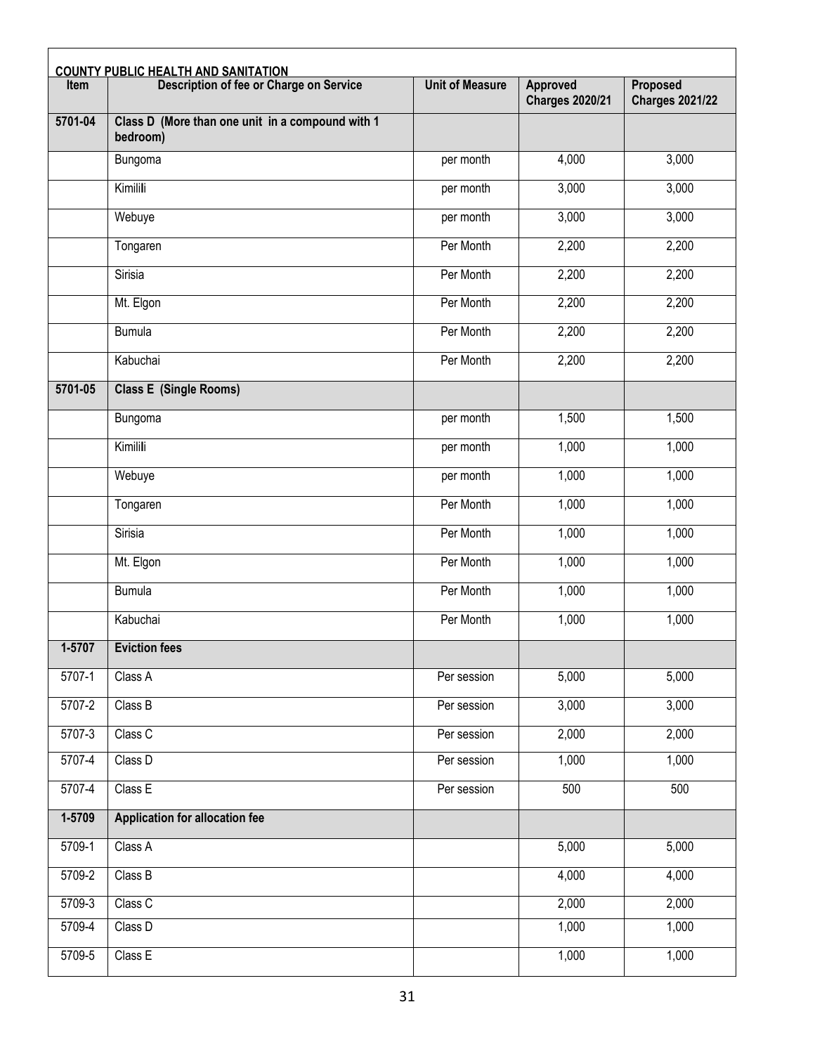**COUNTY PUBLIC HEALTH AND SANITATION**

| Item | Description of fee or Charge on Service | Unit of Measure | Approved Charges 2020/21 | Proposed Charges 2021/22 |
|---|---|---|---|---|
| **5701-04** | **Class D (More than one unit in a compound with 1 bedroom)** | | | |
| | Bungoma | per month | 4,000 | 3,000 |
| | Kimilili | per month | 3,000 | 3,000 |
| | Webuye | per month | 3,000 | 3,000 |
| | Tongaren | Per Month | 2,200 | 2,200 |
| | Sirisia | Per Month | 2,200 | 2,200 |
| | Mt. Elgon | Per Month | 2,200 | 2,200 |
| | Bumula | Per Month | 2,200 | 2,200 |
| | Kabuchai | Per Month | 2,200 | 2,200 |
| **5701-05** | **Class E (Single Rooms)** | | | |
| | Bungoma | per month | 1,500 | 1,500 |
| | Kimilili | per month | 1,000 | 1,000 |
| | Webuye | per month | 1,000 | 1,000 |
| | Tongaren | Per Month | 1,000 | 1,000 |
| | Sirisia | Per Month | 1,000 | 1,000 |
| | Mt. Elgon | Per Month | 1,000 | 1,000 |
| | Bumula | Per Month | 1,000 | 1,000 |
| | Kabuchai | Per Month | 1,000 | 1,000 |
| **1-5707** | **Eviction fees** | | | |
| 5707-1 | Class A | Per session | 5,000 | 5,000 |
| 5707-2 | Class B | Per session | 3,000 | 3,000 |
| 5707-3 | Class C | Per session | 2,000 | 2,000 |
| 5707-4 | Class D | Per session | 1,000 | 1,000 |
| 5707-4 | Class E | Per session | 500 | 500 |
| **1-5709** | **Application for allocation fee** | | | |
| 5709-1 | Class A | | 5,000 | 5,000 |
| 5709-2 | Class B | | 4,000 | 4,000 |
| 5709-3 | Class C | | 2,000 | 2,000 |
| 5709-4 | Class D | | 1,000 | 1,000 |
| 5709-5 | Class E | | 1,000 | 1,000 |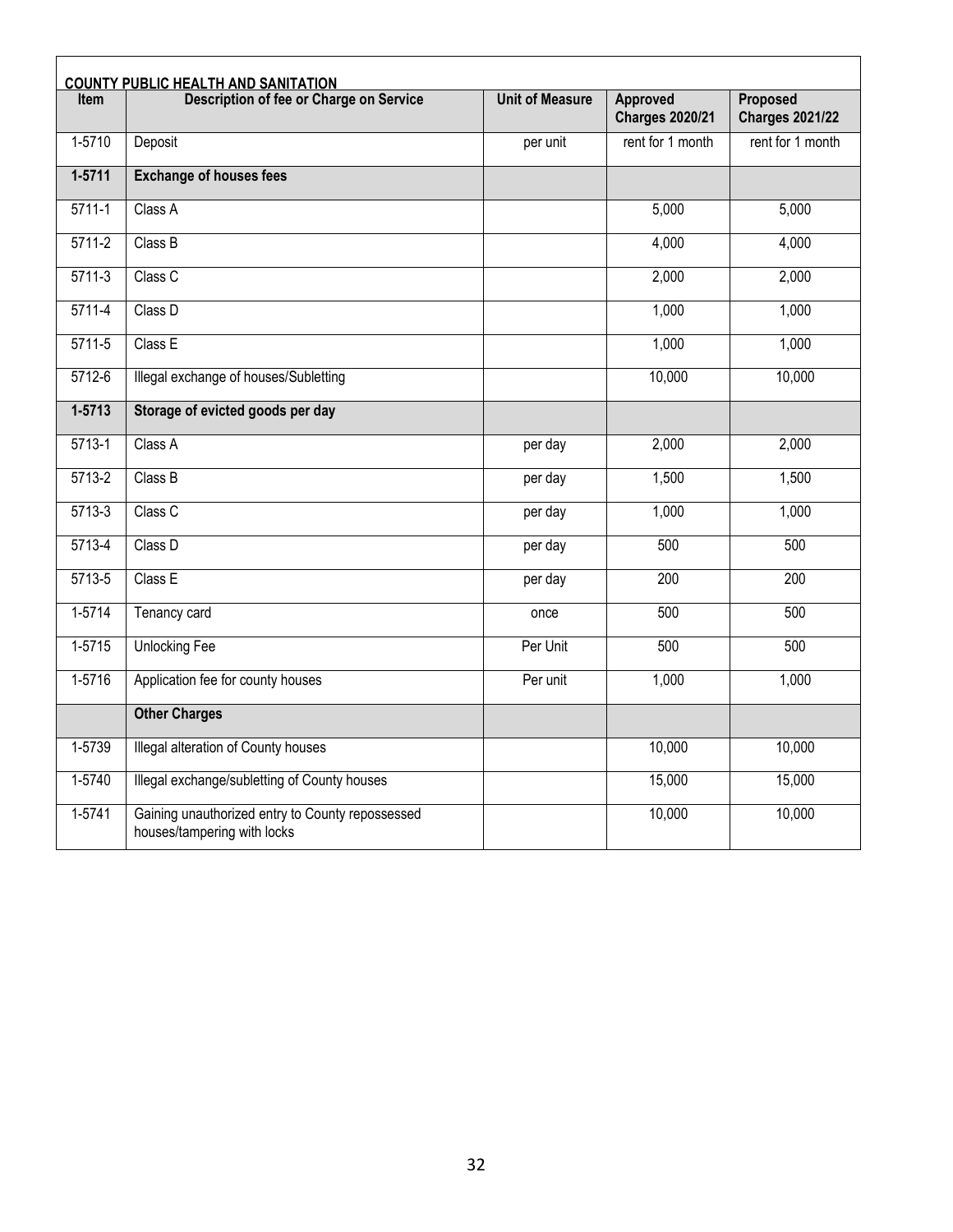**COUNTY PUBLIC HEALTH AND SANITATION**

| Item | Description of fee or Charge on Service | Unit of Measure | Approved Charges 2020/21 | Proposed Charges 2021/22 |
|---|---|---|---|---|
| 1-5710 | Deposit | per unit | rent for 1 month | rent for 1 month |
| **1-5711** | **Exchange of houses fees** | | | |
| 5711-1 | Class A | | 5,000 | 5,000 |
| 5711-2 | Class B | | 4,000 | 4,000 |
| 5711-3 | Class C | | 2,000 | 2,000 |
| 5711-4 | Class D | | 1,000 | 1,000 |
| 5711-5 | Class E | | 1,000 | 1,000 |
| 5712-6 | Illegal exchange of houses/Subletting | | 10,000 | 10,000 |
| **1-5713** | **Storage of evicted goods per day** | | | |
| 5713-1 | Class A | per day | 2,000 | 2,000 |
| 5713-2 | Class B | per day | 1,500 | 1,500 |
| 5713-3 | Class C | per day | 1,000 | 1,000 |
| 5713-4 | Class D | per day | 500 | 500 |
| 5713-5 | Class E | per day | 200 | 200 |
| 1-5714 | Tenancy card | once | 500 | 500 |
| 1-5715 | Unlocking Fee | Per Unit | 500 | 500 |
| 1-5716 | Application fee for county houses | Per unit | 1,000 | 1,000 |
| | **Other Charges** | | | |
| 1-5739 | Illegal alteration of County houses | | 10,000 | 10,000 |
| 1-5740 | Illegal exchange/subletting of County houses | | 15,000 | 15,000 |
| 1-5741 | Gaining unauthorized entry to County repossessed houses/tampering with locks | | 10,000 | 10,000 |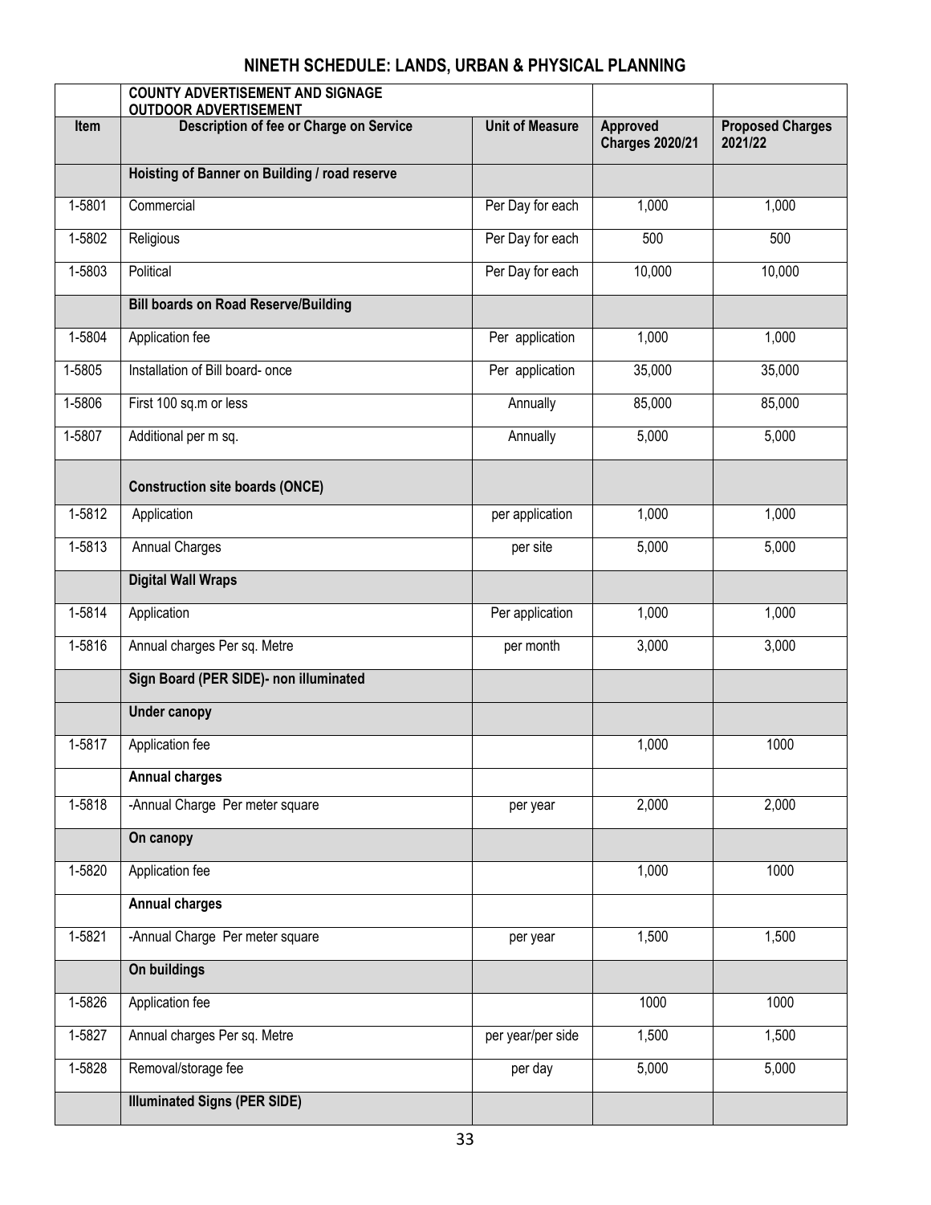# NINETH SCHEDULE: LANDS, URBAN & PHYSICAL PLANNING

| | COUNTY ADVERTISEMENT AND SIGNAGE OUTDOOR ADVERTISEMENT | | | |
|---|---|---|---|---|
| **Item** | **Description of fee or Charge on Service** | **Unit of Measure** | **Approved Charges 2020/21** | **Proposed Charges 2021/22** |
| | **Hoisting of Banner on Building / road reserve** | | | |
| 1-5801 | Commercial | Per Day for each | 1,000 | 1,000 |
| 1-5802 | Religious | Per Day for each | 500 | 500 |
| 1-5803 | Political | Per Day for each | 10,000 | 10,000 |
| | **Bill boards on Road Reserve/Building** | | | |
| 1-5804 | Application fee | Per application | 1,000 | 1,000 |
| 1-5805 | Installation of Bill board- once | Per application | 35,000 | 35,000 |
| 1-5806 | First 100 sq.m or less | Annually | 85,000 | 85,000 |
| 1-5807 | Additional per m sq. | Annually | 5,000 | 5,000 |
| | **Construction site boards (ONCE)** | | | |
| 1-5812 | Application | per application | 1,000 | 1,000 |
| 1-5813 | Annual Charges | per site | 5,000 | 5,000 |
| | **Digital Wall Wraps** | | | |
| 1-5814 | Application | Per application | 1,000 | 1,000 |
| 1-5816 | Annual charges Per sq. Metre | per month | 3,000 | 3,000 |
| | **Sign Board (PER SIDE)- non illuminated** | | | |
| | **Under canopy** | | | |
| 1-5817 | Application fee | | 1,000 | 1000 |
| | **Annual charges** | | | |
| 1-5818 | -Annual Charge Per meter square | per year | 2,000 | 2,000 |
| | **On canopy** | | | |
| 1-5820 | Application fee | | 1,000 | 1000 |
| | **Annual charges** | | | |
| 1-5821 | -Annual Charge Per meter square | per year | 1,500 | 1,500 |
| | **On buildings** | | | |
| 1-5826 | Application fee | | 1000 | 1000 |
| 1-5827 | Annual charges Per sq. Metre | per year/per side | 1,500 | 1,500 |
| 1-5828 | Removal/storage fee | per day | 5,000 | 5,000 |
| | **Illuminated Signs (PER SIDE)** | | | |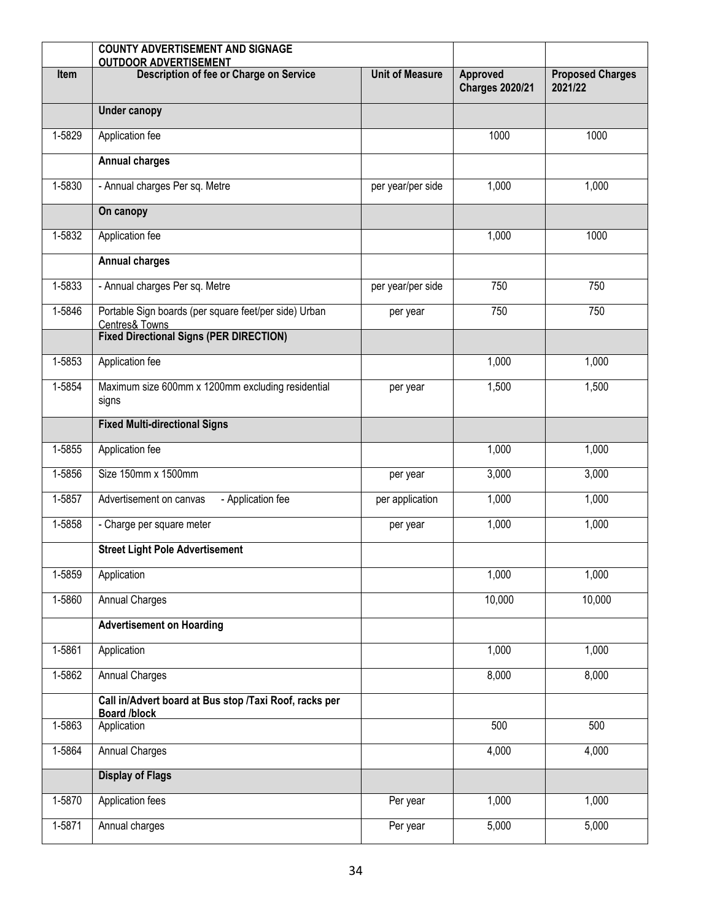| | COUNTY ADVERTISEMENT AND SIGNAGE OUTDOOR ADVERTISEMENT | | | |
|---|---|---|---|---|
| **Item** | **Description of fee or Charge on Service** | **Unit of Measure** | **Approved Charges 2020/21** | **Proposed Charges 2021/22** |
| | **Under canopy** | | | |
| 1-5829 | Application fee | | 1000 | 1000 |
| | **Annual charges** | | | |
| 1-5830 | - Annual charges Per sq. Metre | per year/per side | 1,000 | 1,000 |
| | **On canopy** | | | |
| 1-5832 | Application fee | | 1,000 | 1000 |
| | **Annual charges** | | | |
| 1-5833 | - Annual charges Per sq. Metre | per year/per side | 750 | 750 |
| 1-5846 | Portable Sign boards (per square feet/per side) Urban Centres& Towns | per year | 750 | 750 |
| | **Fixed Directional Signs (PER DIRECTION)** | | | |
| 1-5853 | Application fee | | 1,000 | 1,000 |
| 1-5854 | Maximum size 600mm x 1200mm excluding residential signs | per year | 1,500 | 1,500 |
| | **Fixed Multi-directional Signs** | | | |
| 1-5855 | Application fee | | 1,000 | 1,000 |
| 1-5856 | Size 150mm x 1500mm | per year | 3,000 | 3,000 |
| 1-5857 | Advertisement on canvas - Application fee | per application | 1,000 | 1,000 |
| 1-5858 | - Charge per square meter | per year | 1,000 | 1,000 |
| | **Street Light Pole Advertisement** | | | |
| 1-5859 | Application | | 1,000 | 1,000 |
| 1-5860 | Annual Charges | | 10,000 | 10,000 |
| | **Advertisement on Hoarding** | | | |
| 1-5861 | Application | | 1,000 | 1,000 |
| 1-5862 | Annual Charges | | 8,000 | 8,000 |
| | **Call in/Advert board at Bus stop /Taxi Roof, racks per Board /block** | | | |
| 1-5863 | Application | | 500 | 500 |
| 1-5864 | Annual Charges | | 4,000 | 4,000 |
| | **Display of Flags** | | | |
| 1-5870 | Application fees | Per year | 1,000 | 1,000 |
| 1-5871 | Annual charges | Per year | 5,000 | 5,000 |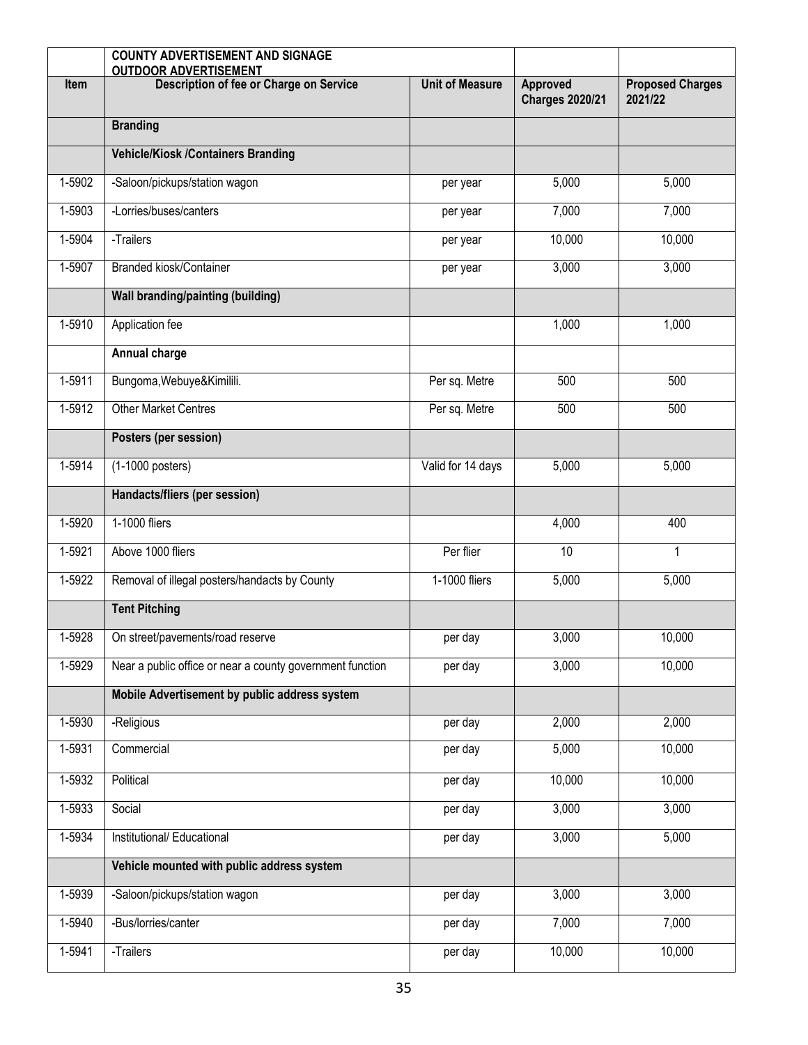| | COUNTY ADVERTISEMENT AND SIGNAGE OUTDOOR ADVERTISEMENT | | | |
|---|---|---|---|---|
| **Item** | **Description of fee or Charge on Service** | **Unit of Measure** | **Approved Charges 2020/21** | **Proposed Charges 2021/22** |
| | **Branding** | | | |
| | **Vehicle/Kiosk /Containers Branding** | | | |
| 1-5902 | -Saloon/pickups/station wagon | per year | 5,000 | 5,000 |
| 1-5903 | -Lorries/buses/canters | per year | 7,000 | 7,000 |
| 1-5904 | -Trailers | per year | 10,000 | 10,000 |
| 1-5907 | Branded kiosk/Container | per year | 3,000 | 3,000 |
| | **Wall branding/painting (building)** | | | |
| 1-5910 | Application fee | | 1,000 | 1,000 |
| | **Annual charge** | | | |
| 1-5911 | Bungoma,Webuye&Kimilili. | Per sq. Metre | 500 | 500 |
| 1-5912 | Other Market Centres | Per sq. Metre | 500 | 500 |
| | **Posters (per session)** | | | |
| 1-5914 | (1-1000 posters) | Valid for 14 days | 5,000 | 5,000 |
| | **Handacts/fliers (per session)** | | | |
| 1-5920 | 1-1000 fliers | | 4,000 | 400 |
| 1-5921 | Above 1000 fliers | Per flier | 10 | 1 |
| 1-5922 | Removal of illegal posters/handacts by County | 1-1000 fliers | 5,000 | 5,000 |
| | **Tent Pitching** | | | |
| 1-5928 | On street/pavements/road reserve | per day | 3,000 | 10,000 |
| 1-5929 | Near a public office or near a county government function | per day | 3,000 | 10,000 |
| | **Mobile Advertisement by public address system** | | | |
| 1-5930 | -Religious | per day | 2,000 | 2,000 |
| 1-5931 | Commercial | per day | 5,000 | 10,000 |
| 1-5932 | Political | per day | 10,000 | 10,000 |
| 1-5933 | Social | per day | 3,000 | 3,000 |
| 1-5934 | Institutional/ Educational | per day | 3,000 | 5,000 |
| | **Vehicle mounted with public address system** | | | |
| 1-5939 | -Saloon/pickups/station wagon | per day | 3,000 | 3,000 |
| 1-5940 | -Bus/lorries/canter | per day | 7,000 | 7,000 |
| 1-5941 | -Trailers | per day | 10,000 | 10,000 |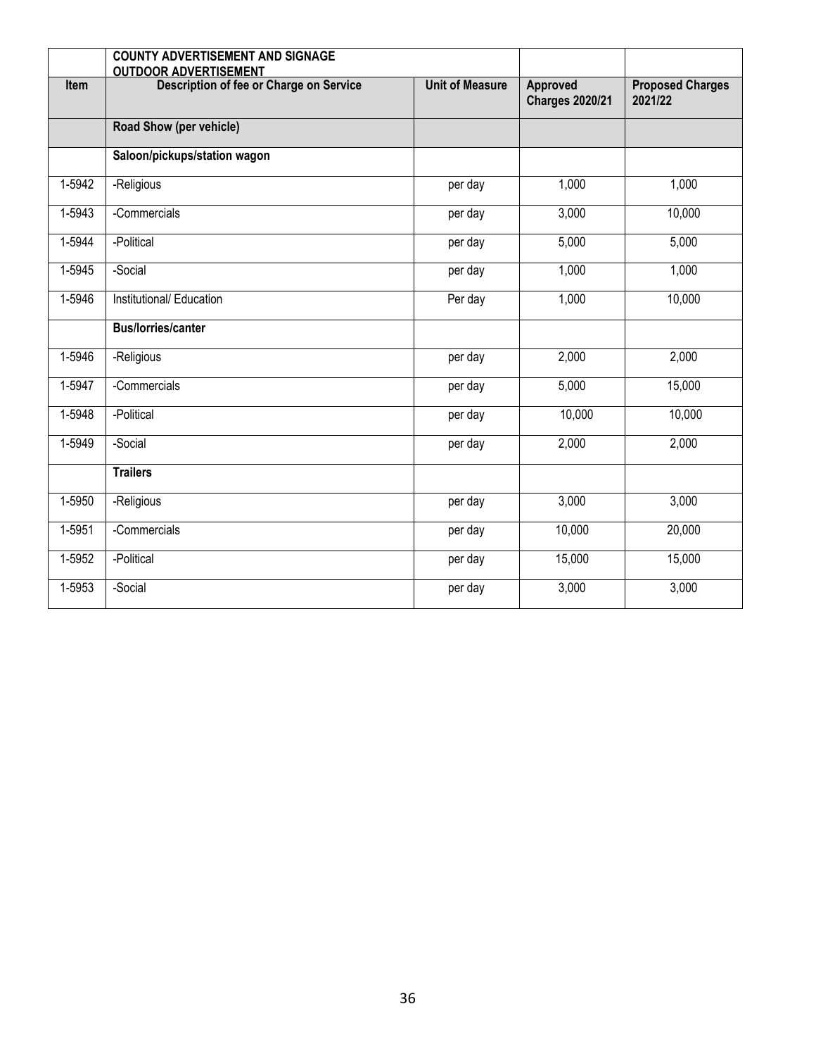| | COUNTY ADVERTISEMENT AND SIGNAGE<br>OUTDOOR ADVERTISEMENT | | | |
|---|---|---|---|---|
| **Item** | **Description of fee or Charge on Service** | **Unit of Measure** | **Approved Charges 2020/21** | **Proposed Charges 2021/22** |
| | **Road Show (per vehicle)** | | | |
| | **Saloon/pickups/station wagon** | | | |
| 1-5942 | -Religious | per day | 1,000 | 1,000 |
| 1-5943 | -Commercials | per day | 3,000 | 10,000 |
| 1-5944 | -Political | per day | 5,000 | 5,000 |
| 1-5945 | -Social | per day | 1,000 | 1,000 |
| 1-5946 | Institutional/ Education | Per day | 1,000 | 10,000 |
| | **Bus/lorries/canter** | | | |
| 1-5946 | -Religious | per day | 2,000 | 2,000 |
| 1-5947 | -Commercials | per day | 5,000 | 15,000 |
| 1-5948 | -Political | per day | 10,000 | 10,000 |
| 1-5949 | -Social | per day | 2,000 | 2,000 |
| | **Trailers** | | | |
| 1-5950 | -Religious | per day | 3,000 | 3,000 |
| 1-5951 | -Commercials | per day | 10,000 | 20,000 |
| 1-5952 | -Political | per day | 15,000 | 15,000 |
| 1-5953 | -Social | per day | 3,000 | 3,000 |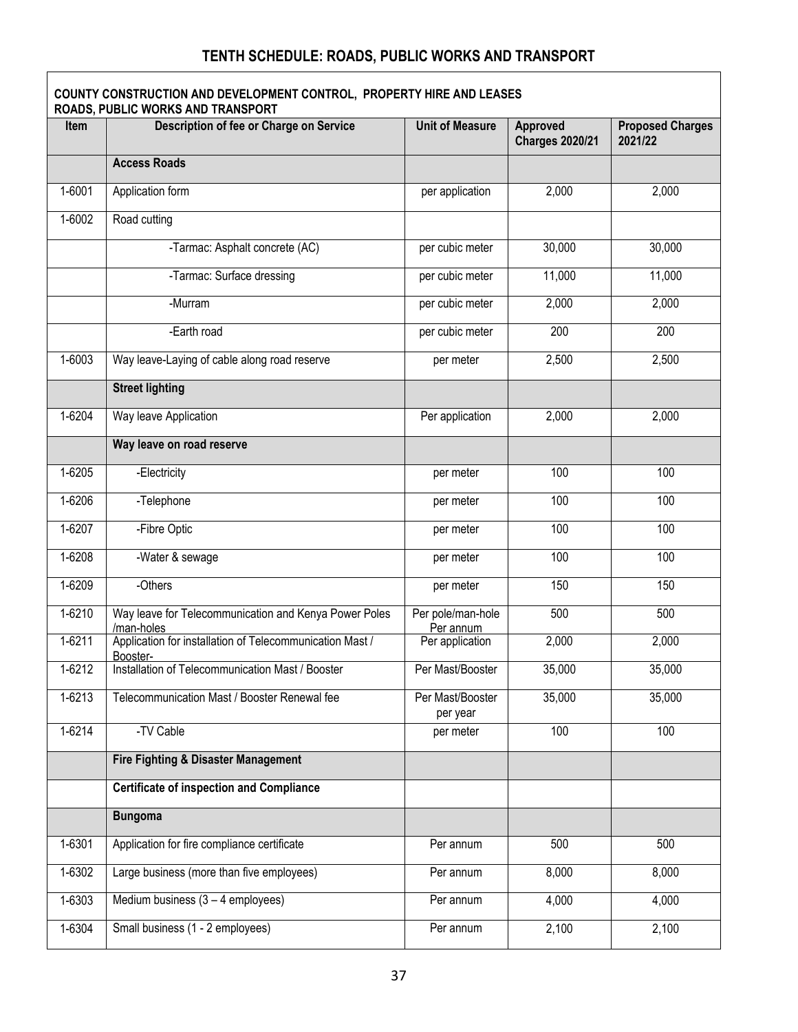# TENTH SCHEDULE: ROADS, PUBLIC WORKS AND TRANSPORT

| COUNTY CONSTRUCTION AND DEVELOPMENT CONTROL, PROPERTY HIRE AND LEASES ROADS, PUBLIC WORKS AND TRANSPORT | | | | |
|---|---|---|---|---|
| **Item** | **Description of fee or Charge on Service** | **Unit of Measure** | **Approved Charges 2020/21** | **Proposed Charges 2021/22** |
| | **Access Roads** | | | |
| 1-6001 | Application form | per application | 2,000 | 2,000 |
| 1-6002 | Road cutting | | | |
| | -Tarmac: Asphalt concrete (AC) | per cubic meter | 30,000 | 30,000 |
| | -Tarmac: Surface dressing | per cubic meter | 11,000 | 11,000 |
| | -Murram | per cubic meter | 2,000 | 2,000 |
| | -Earth road | per cubic meter | 200 | 200 |
| 1-6003 | Way leave-Laying of cable along road reserve | per meter | 2,500 | 2,500 |
| | **Street lighting** | | | |
| 1-6204 | Way leave Application | Per application | 2,000 | 2,000 |
| | **Way leave on road reserve** | | | |
| 1-6205 | -Electricity | per meter | 100 | 100 |
| 1-6206 | -Telephone | per meter | 100 | 100 |
| 1-6207 | -Fibre Optic | per meter | 100 | 100 |
| 1-6208 | -Water & sewage | per meter | 100 | 100 |
| 1-6209 | -Others | per meter | 150 | 150 |
| 1-6210 | Way leave for Telecommunication and Kenya Power Poles /man-holes | Per pole/man-hole Per annum | 500 | 500 |
| 1-6211 | Application for installation of Telecommunication Mast / Booster- | Per application | 2,000 | 2,000 |
| 1-6212 | Installation of Telecommunication Mast / Booster | Per Mast/Booster | 35,000 | 35,000 |
| 1-6213 | Telecommunication Mast / Booster Renewal fee | Per Mast/Booster per year | 35,000 | 35,000 |
| 1-6214 | -TV Cable | per meter | 100 | 100 |
| | **Fire Fighting & Disaster Management** | | | |
| | **Certificate of inspection and Compliance** | | | |
| | **Bungoma** | | | |
| 1-6301 | Application for fire compliance certificate | Per annum | 500 | 500 |
| 1-6302 | Large business (more than five employees) | Per annum | 8,000 | 8,000 |
| 1-6303 | Medium business (3 – 4 employees) | Per annum | 4,000 | 4,000 |
| 1-6304 | Small business (1 - 2 employees) | Per annum | 2,100 | 2,100 |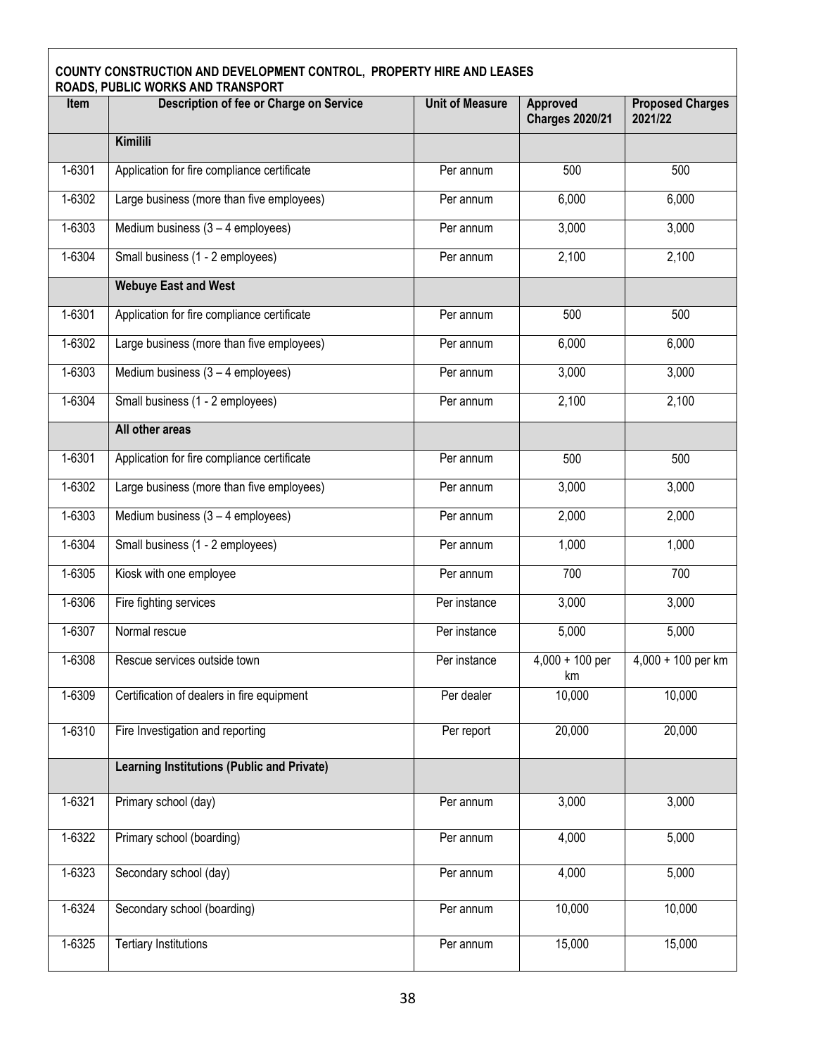**COUNTY CONSTRUCTION AND DEVELOPMENT CONTROL, PROPERTY HIRE AND LEASES ROADS, PUBLIC WORKS AND TRANSPORT**

| Item | Description of fee or Charge on Service | Unit of Measure | Approved Charges 2020/21 | Proposed Charges 2021/22 |
|---|---|---|---|---|
| | **Kimilili** | | | |
| 1-6301 | Application for fire compliance certificate | Per annum | 500 | 500 |
| 1-6302 | Large business (more than five employees) | Per annum | 6,000 | 6,000 |
| 1-6303 | Medium business (3 – 4 employees) | Per annum | 3,000 | 3,000 |
| 1-6304 | Small business (1 - 2 employees) | Per annum | 2,100 | 2,100 |
| | **Webuye East and West** | | | |
| 1-6301 | Application for fire compliance certificate | Per annum | 500 | 500 |
| 1-6302 | Large business (more than five employees) | Per annum | 6,000 | 6,000 |
| 1-6303 | Medium business (3 – 4 employees) | Per annum | 3,000 | 3,000 |
| 1-6304 | Small business (1 - 2 employees) | Per annum | 2,100 | 2,100 |
| | **All other areas** | | | |
| 1-6301 | Application for fire compliance certificate | Per annum | 500 | 500 |
| 1-6302 | Large business (more than five employees) | Per annum | 3,000 | 3,000 |
| 1-6303 | Medium business (3 – 4 employees) | Per annum | 2,000 | 2,000 |
| 1-6304 | Small business (1 - 2 employees) | Per annum | 1,000 | 1,000 |
| 1-6305 | Kiosk with one employee | Per annum | 700 | 700 |
| 1-6306 | Fire fighting services | Per instance | 3,000 | 3,000 |
| 1-6307 | Normal rescue | Per instance | 5,000 | 5,000 |
| 1-6308 | Rescue services outside town | Per instance | 4,000 + 100 per km | 4,000 + 100 per km |
| 1-6309 | Certification of dealers in fire equipment | Per dealer | 10,000 | 10,000 |
| 1-6310 | Fire Investigation and reporting | Per report | 20,000 | 20,000 |
| | **Learning Institutions (Public and Private)** | | | |
| 1-6321 | Primary school (day) | Per annum | 3,000 | 3,000 |
| 1-6322 | Primary school (boarding) | Per annum | 4,000 | 5,000 |
| 1-6323 | Secondary school (day) | Per annum | 4,000 | 5,000 |
| 1-6324 | Secondary school (boarding) | Per annum | 10,000 | 10,000 |
| 1-6325 | Tertiary Institutions | Per annum | 15,000 | 15,000 |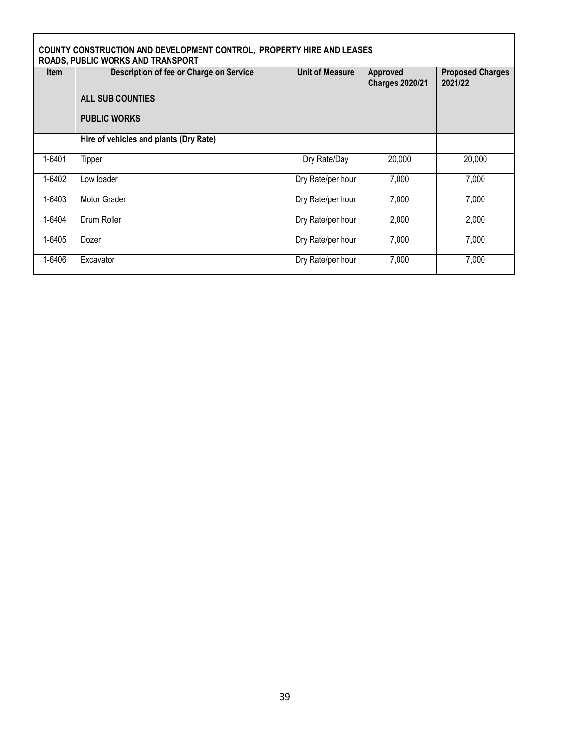**COUNTY CONSTRUCTION AND DEVELOPMENT CONTROL, PROPERTY HIRE AND LEASES**
**ROADS, PUBLIC WORKS AND TRANSPORT**

| Item | Description of fee or Charge on Service | Unit of Measure | Approved Charges 2020/21 | Proposed Charges 2021/22 |
|---|---|---|---|---|
| | **ALL SUB COUNTIES** | | | |
| | **PUBLIC WORKS** | | | |
| | **Hire of vehicles and plants (Dry Rate)** | | | |
| 1-6401 | Tipper | Dry Rate/Day | 20,000 | 20,000 |
| 1-6402 | Low loader | Dry Rate/per hour | 7,000 | 7,000 |
| 1-6403 | Motor Grader | Dry Rate/per hour | 7,000 | 7,000 |
| 1-6404 | Drum Roller | Dry Rate/per hour | 2,000 | 2,000 |
| 1-6405 | Dozer | Dry Rate/per hour | 7,000 | 7,000 |
| 1-6406 | Excavator | Dry Rate/per hour | 7,000 | 7,000 |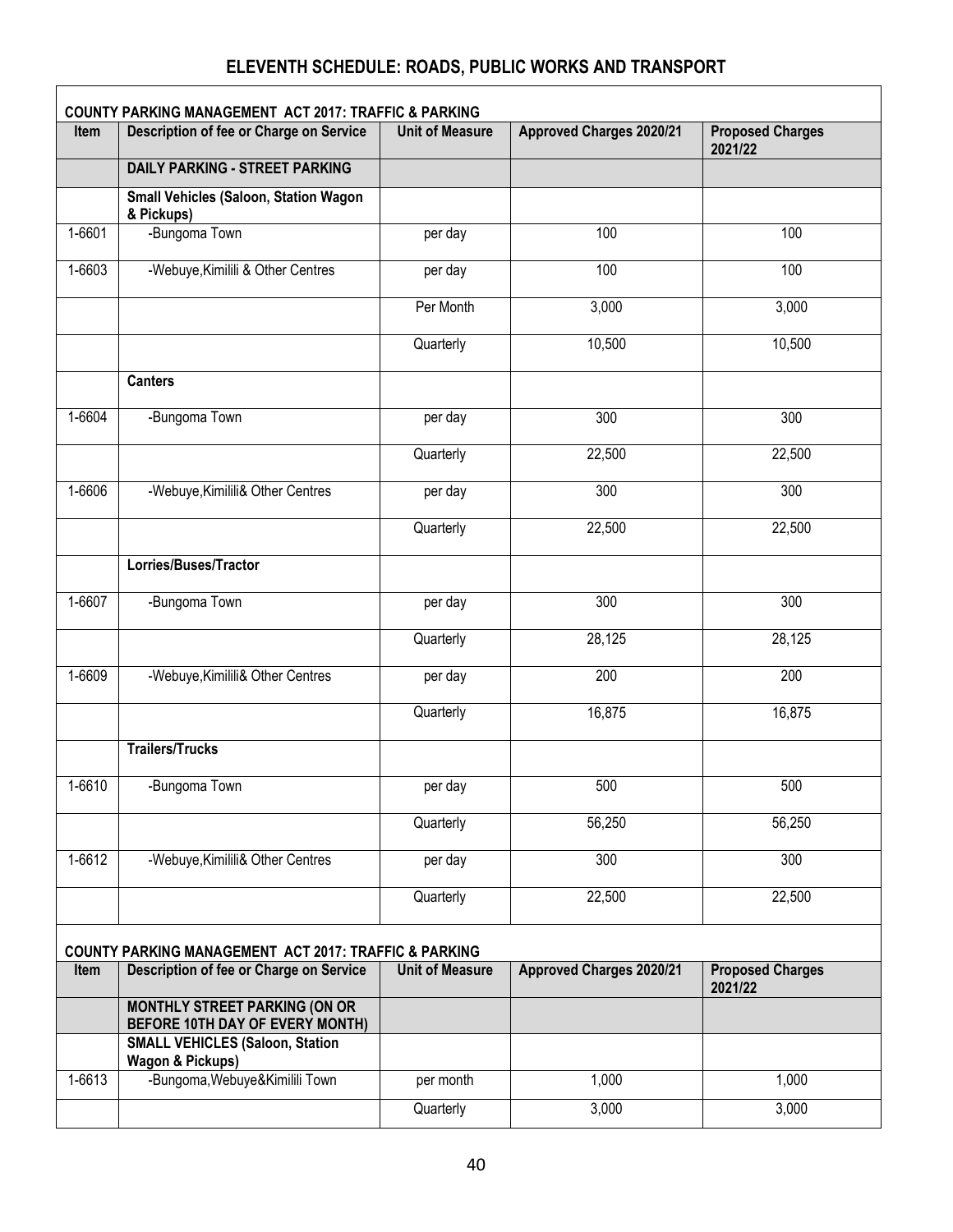# ELEVENTH SCHEDULE: ROADS, PUBLIC WORKS AND TRANSPORT

**COUNTY PARKING MANAGEMENT ACT 2017: TRAFFIC & PARKING**

| Item | Description of fee or Charge on Service | Unit of Measure | Approved Charges 2020/21 | Proposed Charges 2021/22 |
|---|---|---|---|---|
| | **DAILY PARKING - STREET PARKING** | | | |
| | **Small Vehicles (Saloon, Station Wagon & Pickups)** | | | |
| 1-6601 | -Bungoma Town | per day | 100 | 100 |
| 1-6603 | -Webuye,Kimilili & Other Centres | per day | 100 | 100 |
| | | Per Month | 3,000 | 3,000 |
| | | Quarterly | 10,500 | 10,500 |
| | **Canters** | | | |
| 1-6604 | -Bungoma Town | per day | 300 | 300 |
| | | Quarterly | 22,500 | 22,500 |
| 1-6606 | -Webuye,Kimilili& Other Centres | per day | 300 | 300 |
| | | Quarterly | 22,500 | 22,500 |
| | **Lorries/Buses/Tractor** | | | |
| 1-6607 | -Bungoma Town | per day | 300 | 300 |
| | | Quarterly | 28,125 | 28,125 |
| 1-6609 | -Webuye,Kimilili& Other Centres | per day | 200 | 200 |
| | | Quarterly | 16,875 | 16,875 |
| | **Trailers/Trucks** | | | |
| 1-6610 | -Bungoma Town | per day | 500 | 500 |
| | | Quarterly | 56,250 | 56,250 |
| 1-6612 | -Webuye,Kimilili& Other Centres | per day | 300 | 300 |
| | | Quarterly | 22,500 | 22,500 |

**COUNTY PARKING MANAGEMENT ACT 2017: TRAFFIC & PARKING**

| Item | Description of fee or Charge on Service | Unit of Measure | Approved Charges 2020/21 | Proposed Charges 2021/22 |
|---|---|---|---|---|
| | **MONTHLY STREET PARKING (ON OR BEFORE 10TH DAY OF EVERY MONTH)** | | | |
| | **SMALL VEHICLES (Saloon, Station Wagon & Pickups)** | | | |
| 1-6613 | -Bungoma,Webuye&Kimilili Town | per month | 1,000 | 1,000 |
| | | Quarterly | 3,000 | 3,000 |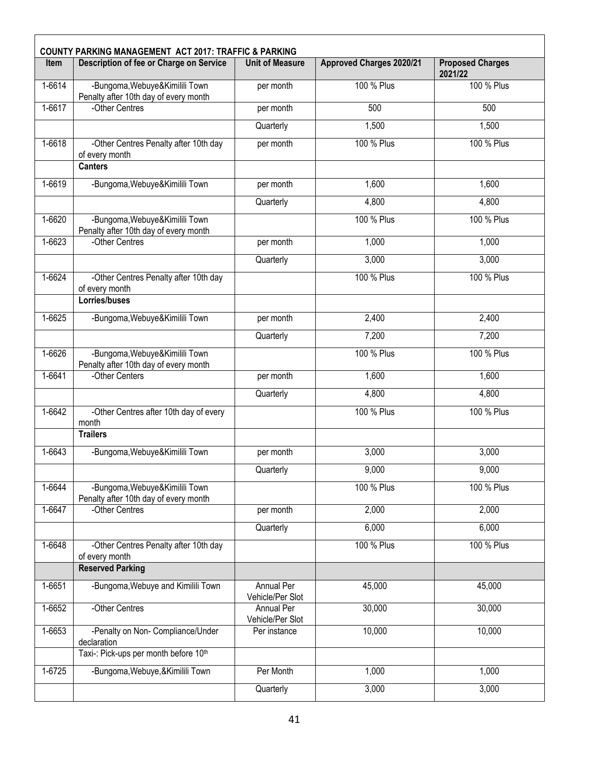| COUNTY PARKING MANAGEMENT ACT 2017: TRAFFIC & PARKING | | | | |
|---|---|---|---|---|
| **Item** | **Description of fee or Charge on Service** | **Unit of Measure** | **Approved Charges 2020/21** | **Proposed Charges 2021/22** |
| 1-6614 | -Bungoma,Webuye&Kimilili Town Penalty after 10th day of every month | per month | 100 % Plus | 100 % Plus |
| 1-6617 | -Other Centres | per month | 500 | 500 |
| | | Quarterly | 1,500 | 1,500 |
| 1-6618 | -Other Centres Penalty after 10th day of every month | per month | 100 % Plus | 100 % Plus |
| | **Canters** | | | |
| 1-6619 | -Bungoma,Webuye&Kimilili Town | per month | 1,600 | 1,600 |
| | | Quarterly | 4,800 | 4,800 |
| 1-6620 | -Bungoma,Webuye&Kimilili Town Penalty after 10th day of every month | | 100 % Plus | 100 % Plus |
| 1-6623 | -Other Centres | per month | 1,000 | 1,000 |
| | | Quarterly | 3,000 | 3,000 |
| 1-6624 | -Other Centres Penalty after 10th day of every month | | 100 % Plus | 100 % Plus |
| | **Lorries/buses** | | | |
| 1-6625 | -Bungoma,Webuye&Kimilili Town | per month | 2,400 | 2,400 |
| | | Quarterly | 7,200 | 7,200 |
| 1-6626 | -Bungoma,Webuye&Kimilili Town Penalty after 10th day of every month | | 100 % Plus | 100 % Plus |
| 1-6641 | -Other Centers | per month | 1,600 | 1,600 |
| | | Quarterly | 4,800 | 4,800 |
| 1-6642 | -Other Centres after 10th day of every month | | 100 % Plus | 100 % Plus |
| | **Trailers** | | | |
| 1-6643 | -Bungoma,Webuye&Kimilili Town | per month | 3,000 | 3,000 |
| | | Quarterly | 9,000 | 9,000 |
| 1-6644 | -Bungoma,Webuye&Kimilili Town Penalty after 10th day of every month | | 100 % Plus | 100 % Plus |
| 1-6647 | -Other Centres | per month | 2,000 | 2,000 |
| | | Quarterly | 6,000 | 6,000 |
| 1-6648 | -Other Centres Penalty after 10th day of every month | | 100 % Plus | 100 % Plus |
| | **Reserved Parking** | | | |
| 1-6651 | -Bungoma,Webuye and Kimilili Town | Annual Per Vehicle/Per Slot | 45,000 | 45,000 |
| 1-6652 | -Other Centres | Annual Per Vehicle/Per Slot | 30,000 | 30,000 |
| 1-6653 | -Penalty on Non- Compliance/Under declaration | Per instance | 10,000 | 10,000 |
| | Taxi-: Pick-ups per month before 10th | | | |
| 1-6725 | -Bungoma,Webuye,&Kimilili Town | Per Month | 1,000 | 1,000 |
| | | Quarterly | 3,000 | 3,000 |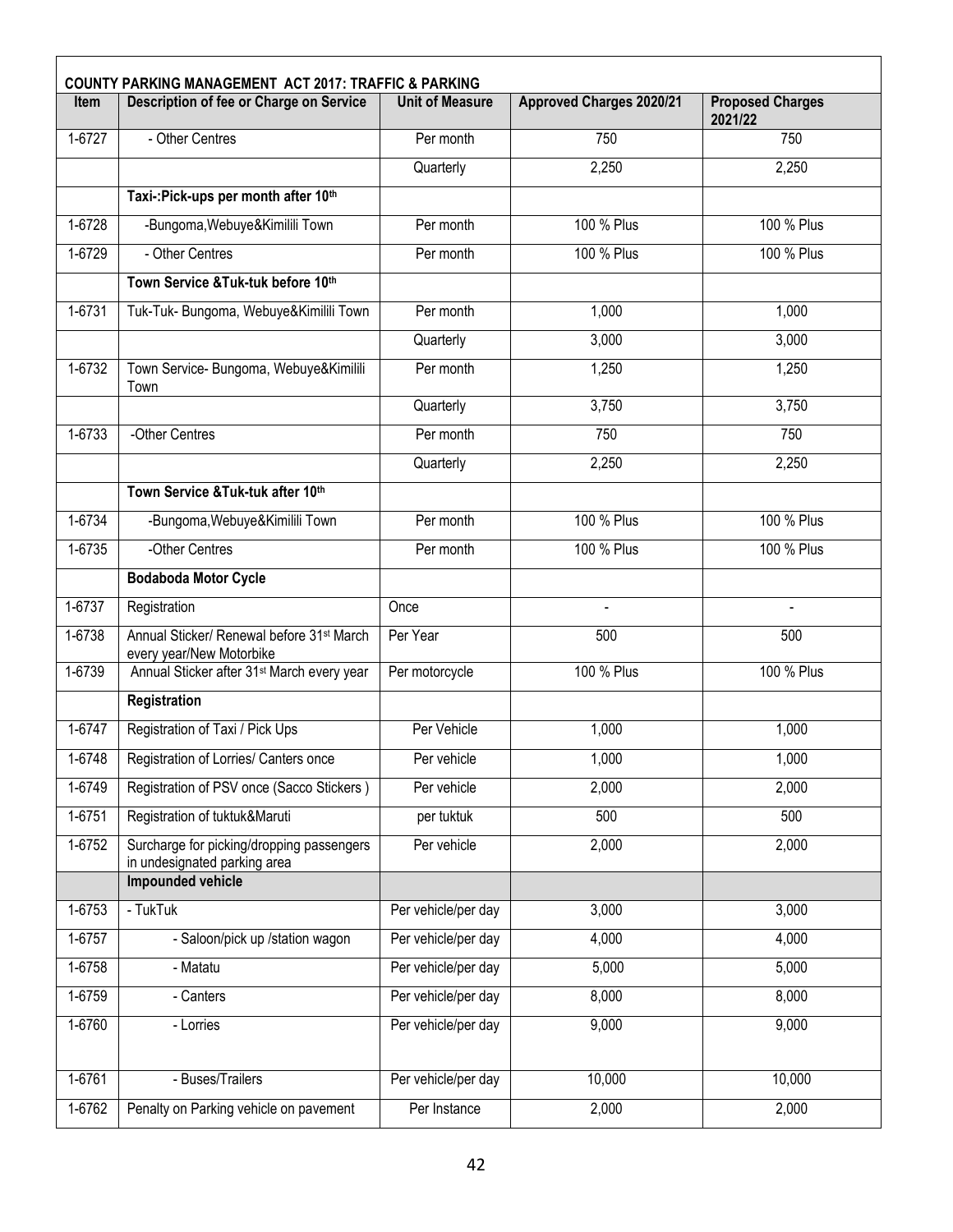**COUNTY PARKING MANAGEMENT ACT 2017: TRAFFIC & PARKING**

| Item | Description of fee or Charge on Service | Unit of Measure | Approved Charges 2020/21 | Proposed Charges 2021/22 |
|---|---|---|---|---|
| 1-6727 | - Other Centres | Per month | 750 | 750 |
| | | Quarterly | 2,250 | 2,250 |
| | **Taxi-:Pick-ups per month after 10th** | | | |
| 1-6728 | -Bungoma,Webuye&Kimilili Town | Per month | 100 % Plus | 100 % Plus |
| 1-6729 | - Other Centres | Per month | 100 % Plus | 100 % Plus |
| | **Town Service &Tuk-tuk before 10th** | | | |
| 1-6731 | Tuk-Tuk- Bungoma, Webuye&Kimilili Town | Per month | 1,000 | 1,000 |
| | | Quarterly | 3,000 | 3,000 |
| 1-6732 | Town Service- Bungoma, Webuye&Kimilili Town | Per month | 1,250 | 1,250 |
| | | Quarterly | 3,750 | 3,750 |
| 1-6733 | -Other Centres | Per month | 750 | 750 |
| | | Quarterly | 2,250 | 2,250 |
| | **Town Service &Tuk-tuk after 10th** | | | |
| 1-6734 | -Bungoma,Webuye&Kimilili Town | Per month | 100 % Plus | 100 % Plus |
| 1-6735 | -Other Centres | Per month | 100 % Plus | 100 % Plus |
| | **Bodaboda Motor Cycle** | | | |
| 1-6737 | Registration | Once | - | - |
| 1-6738 | Annual Sticker/ Renewal before 31st March every year/New Motorbike | Per Year | 500 | 500 |
| 1-6739 | Annual Sticker after 31st March every year | Per motorcycle | 100 % Plus | 100 % Plus |
| | **Registration** | | | |
| 1-6747 | Registration of Taxi / Pick Ups | Per Vehicle | 1,000 | 1,000 |
| 1-6748 | Registration of Lorries/ Canters once | Per vehicle | 1,000 | 1,000 |
| 1-6749 | Registration of PSV once (Sacco Stickers ) | Per vehicle | 2,000 | 2,000 |
| 1-6751 | Registration of tuktuk&Maruti | per tuktuk | 500 | 500 |
| 1-6752 | Surcharge for picking/dropping passengers in undesignated parking area | Per vehicle | 2,000 | 2,000 |
| | **Impounded vehicle** | | | |
| 1-6753 | - TukTuk | Per vehicle/per day | 3,000 | 3,000 |
| 1-6757 | - Saloon/pick up /station wagon | Per vehicle/per day | 4,000 | 4,000 |
| 1-6758 | - Matatu | Per vehicle/per day | 5,000 | 5,000 |
| 1-6759 | - Canters | Per vehicle/per day | 8,000 | 8,000 |
| 1-6760 | - Lorries | Per vehicle/per day | 9,000 | 9,000 |
| 1-6761 | - Buses/Trailers | Per vehicle/per day | 10,000 | 10,000 |
| 1-6762 | Penalty on Parking vehicle on pavement | Per Instance | 2,000 | 2,000 |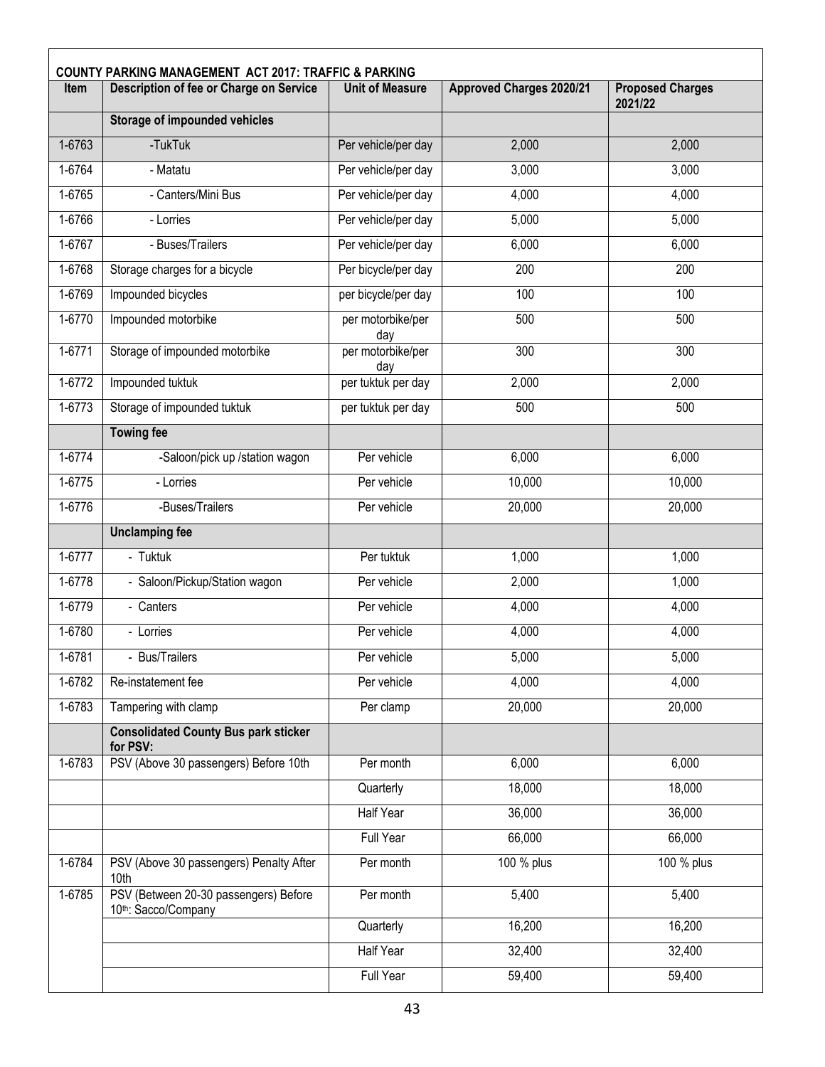**COUNTY PARKING MANAGEMENT ACT 2017: TRAFFIC & PARKING**

| Item | Description of fee or Charge on Service | Unit of Measure | Approved Charges 2020/21 | Proposed Charges 2021/22 |
|---|---|---|---|---|
| | **Storage of impounded vehicles** | | | |
| 1-6763 | -TukTuk | Per vehicle/per day | 2,000 | 2,000 |
| 1-6764 | - Matatu | Per vehicle/per day | 3,000 | 3,000 |
| 1-6765 | - Canters/Mini Bus | Per vehicle/per day | 4,000 | 4,000 |
| 1-6766 | - Lorries | Per vehicle/per day | 5,000 | 5,000 |
| 1-6767 | - Buses/Trailers | Per vehicle/per day | 6,000 | 6,000 |
| 1-6768 | Storage charges for a bicycle | Per bicycle/per day | 200 | 200 |
| 1-6769 | Impounded bicycles | per bicycle/per day | 100 | 100 |
| 1-6770 | Impounded motorbike | per motorbike/per day | 500 | 500 |
| 1-6771 | Storage of impounded motorbike | per motorbike/per day | 300 | 300 |
| 1-6772 | Impounded tuktuk | per tuktuk per day | 2,000 | 2,000 |
| 1-6773 | Storage of impounded tuktuk | per tuktuk per day | 500 | 500 |
| | **Towing fee** | | | |
| 1-6774 | -Saloon/pick up /station wagon | Per vehicle | 6,000 | 6,000 |
| 1-6775 | - Lorries | Per vehicle | 10,000 | 10,000 |
| 1-6776 | -Buses/Trailers | Per vehicle | 20,000 | 20,000 |
| | **Unclamping fee** | | | |
| 1-6777 | - Tuktuk | Per tuktuk | 1,000 | 1,000 |
| 1-6778 | - Saloon/Pickup/Station wagon | Per vehicle | 2,000 | 1,000 |
| 1-6779 | - Canters | Per vehicle | 4,000 | 4,000 |
| 1-6780 | - Lorries | Per vehicle | 4,000 | 4,000 |
| 1-6781 | - Bus/Trailers | Per vehicle | 5,000 | 5,000 |
| 1-6782 | Re-instatement fee | Per vehicle | 4,000 | 4,000 |
| 1-6783 | Tampering with clamp | Per clamp | 20,000 | 20,000 |
| | **Consolidated County Bus park sticker for PSV:** | | | |
| 1-6783 | PSV (Above 30 passengers) Before 10th | Per month | 6,000 | 6,000 |
| | | Quarterly | 18,000 | 18,000 |
| | | Half Year | 36,000 | 36,000 |
| | | Full Year | 66,000 | 66,000 |
| 1-6784 | PSV (Above 30 passengers) Penalty After 10th | Per month | 100 % plus | 100 % plus |
| 1-6785 | PSV (Between 20-30 passengers) Before 10th: Sacco/Company | Per month | 5,400 | 5,400 |
| | | Quarterly | 16,200 | 16,200 |
| | | Half Year | 32,400 | 32,400 |
| | | Full Year | 59,400 | 59,400 |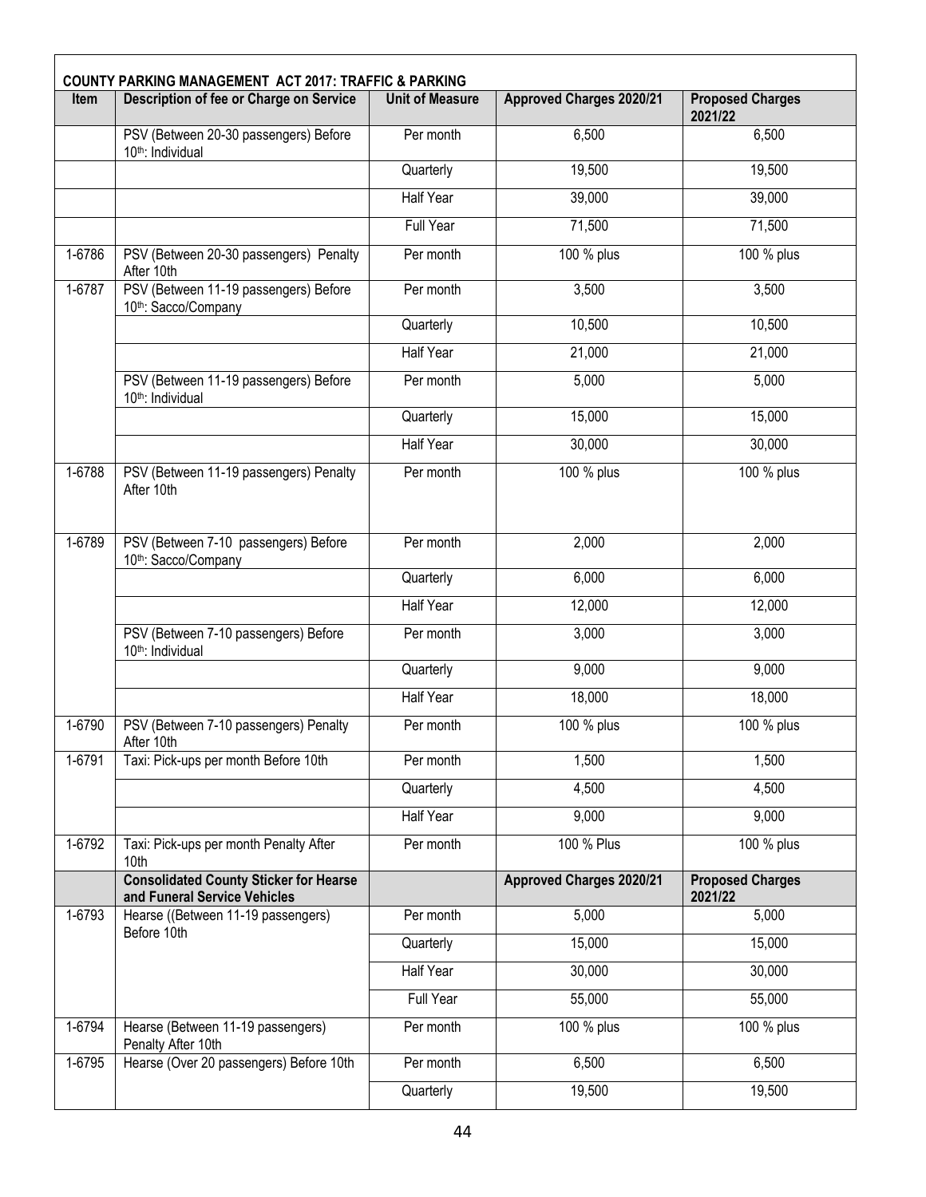| COUNTY PARKING MANAGEMENT ACT 2017: TRAFFIC & PARKING | | | | |
|---|---|---|---|---|
| **Item** | **Description of fee or Charge on Service** | **Unit of Measure** | **Approved Charges 2020/21** | **Proposed Charges 2021/22** |
| | PSV (Between 20-30 passengers) Before 10th: Individual | Per month | 6,500 | 6,500 |
| | | Quarterly | 19,500 | 19,500 |
| | | Half Year | 39,000 | 39,000 |
| | | Full Year | 71,500 | 71,500 |
| 1-6786 | PSV (Between 20-30 passengers) Penalty After 10th | Per month | 100 % plus | 100 % plus |
| 1-6787 | PSV (Between 11-19 passengers) Before 10th: Sacco/Company | Per month | 3,500 | 3,500 |
| | | Quarterly | 10,500 | 10,500 |
| | | Half Year | 21,000 | 21,000 |
| | PSV (Between 11-19 passengers) Before 10th: Individual | Per month | 5,000 | 5,000 |
| | | Quarterly | 15,000 | 15,000 |
| | | Half Year | 30,000 | 30,000 |
| 1-6788 | PSV (Between 11-19 passengers) Penalty After 10th | Per month | 100 % plus | 100 % plus |
| 1-6789 | PSV (Between 7-10 passengers) Before 10th: Sacco/Company | Per month | 2,000 | 2,000 |
| | | Quarterly | 6,000 | 6,000 |
| | | Half Year | 12,000 | 12,000 |
| | PSV (Between 7-10 passengers) Before 10th: Individual | Per month | 3,000 | 3,000 |
| | | Quarterly | 9,000 | 9,000 |
| | | Half Year | 18,000 | 18,000 |
| 1-6790 | PSV (Between 7-10 passengers) Penalty After 10th | Per month | 100 % plus | 100 % plus |
| 1-6791 | Taxi: Pick-ups per month Before 10th | Per month | 1,500 | 1,500 |
| | | Quarterly | 4,500 | 4,500 |
| | | Half Year | 9,000 | 9,000 |
| 1-6792 | Taxi: Pick-ups per month Penalty After 10th | Per month | 100 % Plus | 100 % plus |
| | **Consolidated County Sticker for Hearse and Funeral Service Vehicles** | | **Approved Charges 2020/21** | **Proposed Charges 2021/22** |
| 1-6793 | Hearse ((Between 11-19 passengers) Before 10th | Per month | 5,000 | 5,000 |
| | | Quarterly | 15,000 | 15,000 |
| | | Half Year | 30,000 | 30,000 |
| | | Full Year | 55,000 | 55,000 |
| 1-6794 | Hearse (Between 11-19 passengers) Penalty After 10th | Per month | 100 % plus | 100 % plus |
| 1-6795 | Hearse (Over 20 passengers) Before 10th | Per month | 6,500 | 6,500 |
| | | Quarterly | 19,500 | 19,500 |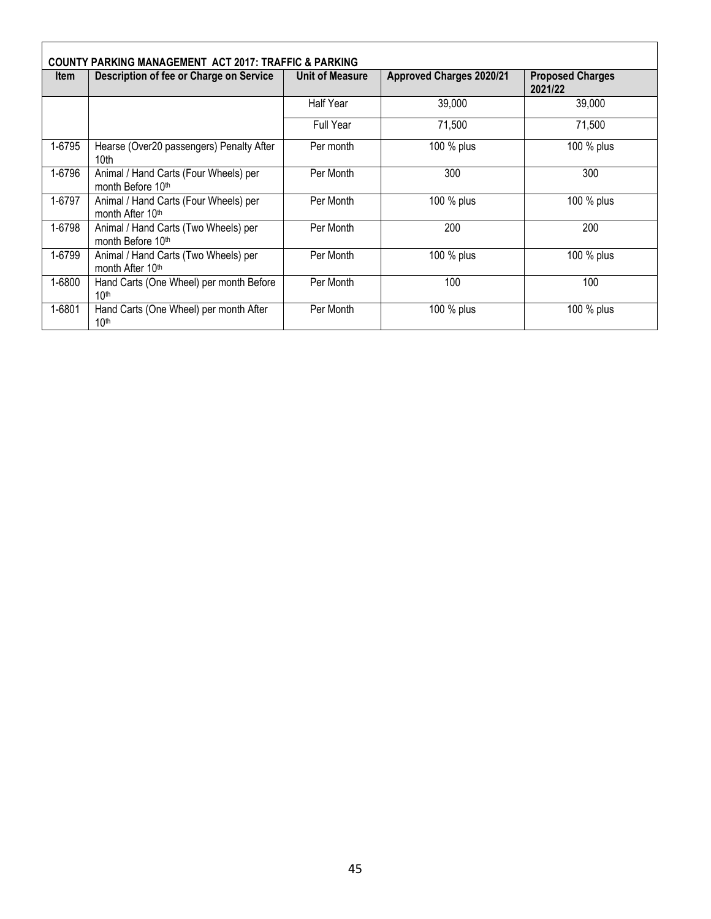**COUNTY PARKING MANAGEMENT ACT 2017: TRAFFIC & PARKING**

| Item | Description of fee or Charge on Service | Unit of Measure | Approved Charges 2020/21 | Proposed Charges 2021/22 |
|---|---|---|---|---|
| | | Half Year | 39,000 | 39,000 |
| | | Full Year | 71,500 | 71,500 |
| 1-6795 | Hearse (Over20 passengers) Penalty After 10th | Per month | 100 % plus | 100 % plus |
| 1-6796 | Animal / Hand Carts (Four Wheels) per month Before 10th | Per Month | 300 | 300 |
| 1-6797 | Animal / Hand Carts (Four Wheels) per month After 10th | Per Month | 100 % plus | 100 % plus |
| 1-6798 | Animal / Hand Carts (Two Wheels) per month Before 10th | Per Month | 200 | 200 |
| 1-6799 | Animal / Hand Carts (Two Wheels) per month After 10th | Per Month | 100 % plus | 100 % plus |
| 1-6800 | Hand Carts (One Wheel) per month Before 10th | Per Month | 100 | 100 |
| 1-6801 | Hand Carts (One Wheel) per month After 10th | Per Month | 100 % plus | 100 % plus |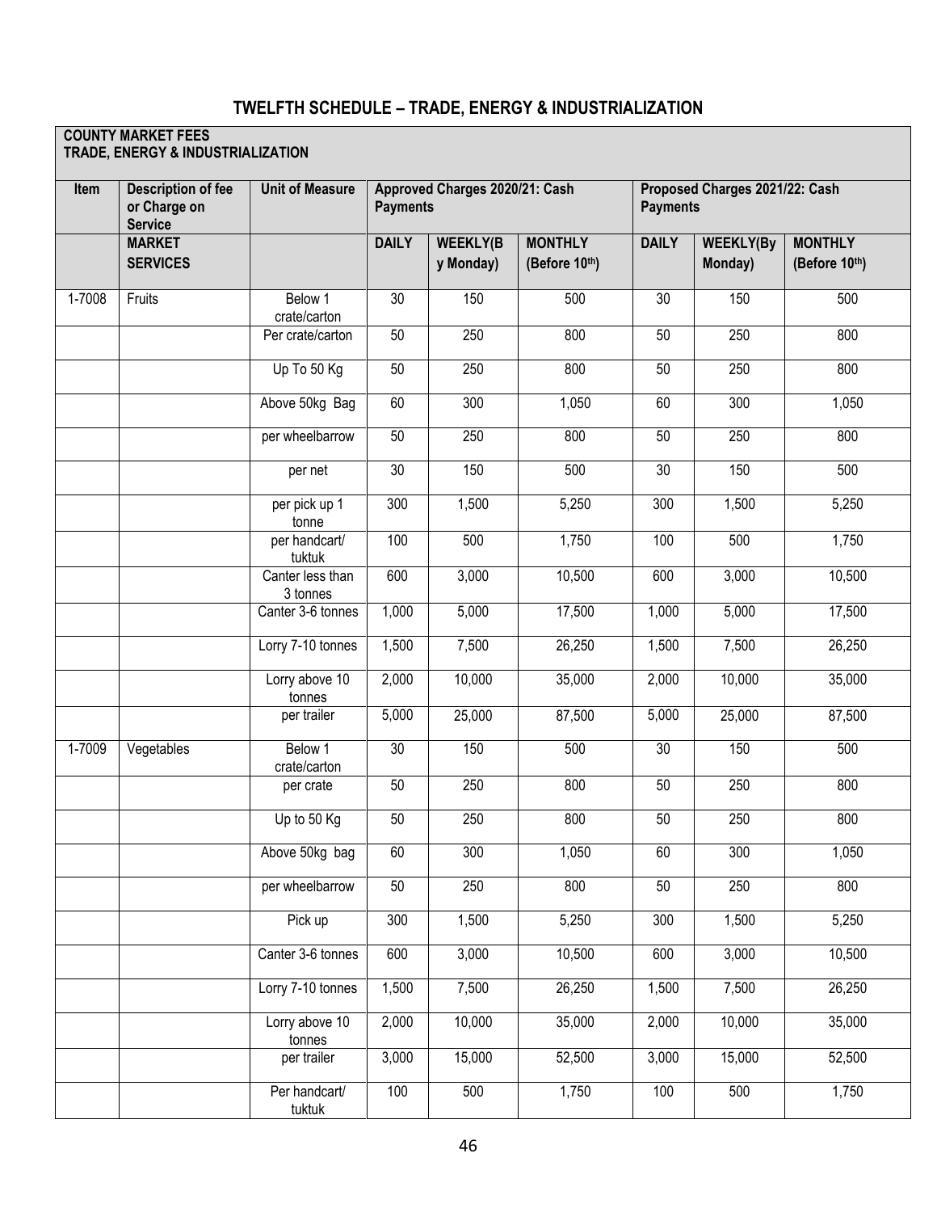## TWELFTH SCHEDULE – TRADE, ENERGY & INDUSTRIALIZATION

| COUNTY MARKET FEES TRADE, ENERGY & INDUSTRIALIZATION | | | | | | | | |
|---|---|---|---|---|---|---|---|---|
| **Item** | **Description of fee or Charge on Service** | **Unit of Measure** | **Approved Charges 2020/21: Cash Payments** | | | **Proposed Charges 2021/22: Cash Payments** | | |
| | **MARKET SERVICES** | | **DAILY** | **WEEKLY(By Monday)** | **MONTHLY (Before 10th)** | **DAILY** | **WEEKLY(By Monday)** | **MONTHLY (Before 10th)** |
| 1-7008 | Fruits | Below 1 crate/carton | 30 | 150 | 500 | 30 | 150 | 500 |
| | | Per crate/carton | 50 | 250 | 800 | 50 | 250 | 800 |
| | | Up To 50 Kg | 50 | 250 | 800 | 50 | 250 | 800 |
| | | Above 50kg Bag | 60 | 300 | 1,050 | 60 | 300 | 1,050 |
| | | per wheelbarrow | 50 | 250 | 800 | 50 | 250 | 800 |
| | | per net | 30 | 150 | 500 | 30 | 150 | 500 |
| | | per pick up 1 tonne | 300 | 1,500 | 5,250 | 300 | 1,500 | 5,250 |
| | | per handcart/ tuktuk | 100 | 500 | 1,750 | 100 | 500 | 1,750 |
| | | Canter less than 3 tonnes | 600 | 3,000 | 10,500 | 600 | 3,000 | 10,500 |
| | | Canter 3-6 tonnes | 1,000 | 5,000 | 17,500 | 1,000 | 5,000 | 17,500 |
| | | Lorry 7-10 tonnes | 1,500 | 7,500 | 26,250 | 1,500 | 7,500 | 26,250 |
| | | Lorry above 10 tonnes | 2,000 | 10,000 | 35,000 | 2,000 | 10,000 | 35,000 |
| | | per trailer | 5,000 | 25,000 | 87,500 | 5,000 | 25,000 | 87,500 |
| 1-7009 | Vegetables | Below 1 crate/carton | 30 | 150 | 500 | 30 | 150 | 500 |
| | | per crate | 50 | 250 | 800 | 50 | 250 | 800 |
| | | Up to 50 Kg | 50 | 250 | 800 | 50 | 250 | 800 |
| | | Above 50kg bag | 60 | 300 | 1,050 | 60 | 300 | 1,050 |
| | | per wheelbarrow | 50 | 250 | 800 | 50 | 250 | 800 |
| | | Pick up | 300 | 1,500 | 5,250 | 300 | 1,500 | 5,250 |
| | | Canter 3-6 tonnes | 600 | 3,000 | 10,500 | 600 | 3,000 | 10,500 |
| | | Lorry 7-10 tonnes | 1,500 | 7,500 | 26,250 | 1,500 | 7,500 | 26,250 |
| | | Lorry above 10 tonnes | 2,000 | 10,000 | 35,000 | 2,000 | 10,000 | 35,000 |
| | | per trailer | 3,000 | 15,000 | 52,500 | 3,000 | 15,000 | 52,500 |
| | | Per handcart/ tuktuk | 100 | 500 | 1,750 | 100 | 500 | 1,750 |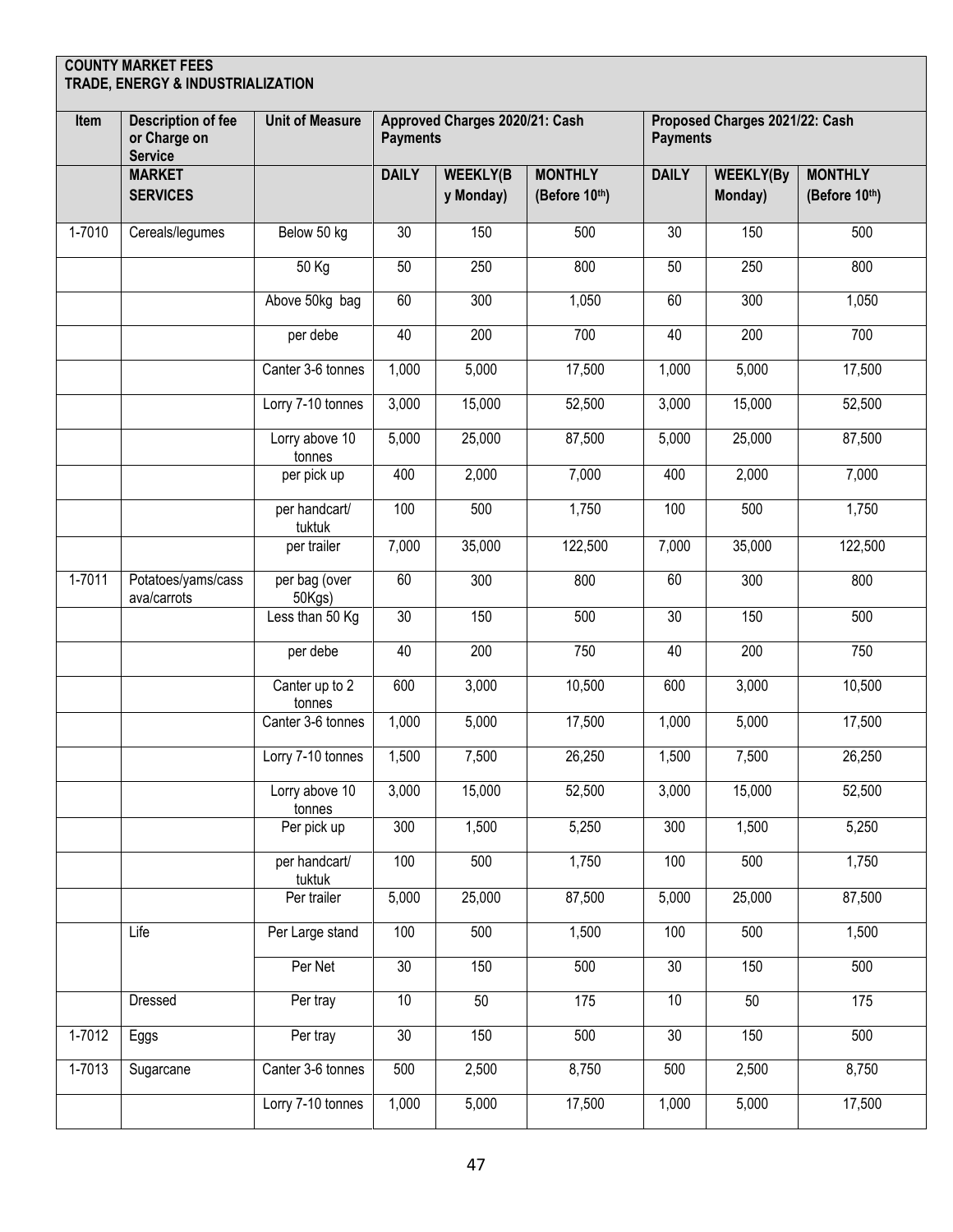**COUNTY MARKET FEES**
**TRADE, ENERGY & INDUSTRIALIZATION**

| Item | Description of fee or Charge on Service | Unit of Measure | Approved Charges 2020/21: Cash Payments | | | Proposed Charges 2021/22: Cash Payments | | |
|---|---|---|---|---|---|---|---|---|
| | **MARKET SERVICES** | | **DAILY** | **WEEKLY(By Monday)** | **MONTHLY (Before 10th)** | **DAILY** | **WEEKLY(By Monday)** | **MONTHLY (Before 10th)** |
| 1-7010 | Cereals/legumes | Below 50 kg | 30 | 150 | 500 | 30 | 150 | 500 |
| | | 50 Kg | 50 | 250 | 800 | 50 | 250 | 800 |
| | | Above 50kg bag | 60 | 300 | 1,050 | 60 | 300 | 1,050 |
| | | per debe | 40 | 200 | 700 | 40 | 200 | 700 |
| | | Canter 3-6 tonnes | 1,000 | 5,000 | 17,500 | 1,000 | 5,000 | 17,500 |
| | | Lorry 7-10 tonnes | 3,000 | 15,000 | 52,500 | 3,000 | 15,000 | 52,500 |
| | | Lorry above 10 tonnes | 5,000 | 25,000 | 87,500 | 5,000 | 25,000 | 87,500 |
| | | per pick up | 400 | 2,000 | 7,000 | 400 | 2,000 | 7,000 |
| | | per handcart/ tuktuk | 100 | 500 | 1,750 | 100 | 500 | 1,750 |
| | | per trailer | 7,000 | 35,000 | 122,500 | 7,000 | 35,000 | 122,500 |
| 1-7011 | Potatoes/yams/cassava/carrots | per bag (over 50Kgs) | 60 | 300 | 800 | 60 | 300 | 800 |
| | | Less than 50 Kg | 30 | 150 | 500 | 30 | 150 | 500 |
| | | per debe | 40 | 200 | 750 | 40 | 200 | 750 |
| | | Canter up to 2 tonnes | 600 | 3,000 | 10,500 | 600 | 3,000 | 10,500 |
| | | Canter 3-6 tonnes | 1,000 | 5,000 | 17,500 | 1,000 | 5,000 | 17,500 |
| | | Lorry 7-10 tonnes | 1,500 | 7,500 | 26,250 | 1,500 | 7,500 | 26,250 |
| | | Lorry above 10 tonnes | 3,000 | 15,000 | 52,500 | 3,000 | 15,000 | 52,500 |
| | | Per pick up | 300 | 1,500 | 5,250 | 300 | 1,500 | 5,250 |
| | | per handcart/ tuktuk | 100 | 500 | 1,750 | 100 | 500 | 1,750 |
| | | Per trailer | 5,000 | 25,000 | 87,500 | 5,000 | 25,000 | 87,500 |
| | Life | Per Large stand | 100 | 500 | 1,500 | 100 | 500 | 1,500 |
| | | Per Net | 30 | 150 | 500 | 30 | 150 | 500 |
| | Dressed | Per tray | 10 | 50 | 175 | 10 | 50 | 175 |
| 1-7012 | Eggs | Per tray | 30 | 150 | 500 | 30 | 150 | 500 |
| 1-7013 | Sugarcane | Canter 3-6 tonnes | 500 | 2,500 | 8,750 | 500 | 2,500 | 8,750 |
| | | Lorry 7-10 tonnes | 1,000 | 5,000 | 17,500 | 1,000 | 5,000 | 17,500 |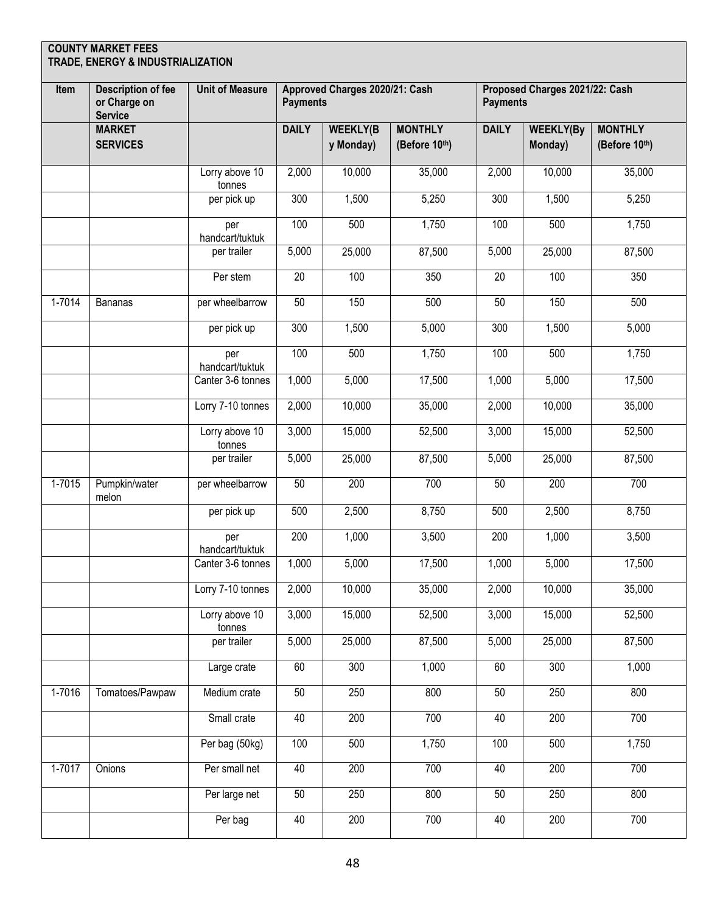**COUNTY MARKET FEES**
**TRADE, ENERGY & INDUSTRIALIZATION**

| Item | Description of fee or Charge on Service | Unit of Measure | Approved Charges 2020/21: Cash Payments | | | Proposed Charges 2021/22: Cash Payments | | |
|---|---|---|---|---|---|---|---|---|
| | **MARKET SERVICES** | | **DAILY** | **WEEKLY(By Monday)** | **MONTHLY (Before 10th)** | **DAILY** | **WEEKLY(By Monday)** | **MONTHLY (Before 10th)** |
| | | Lorry above 10 tonnes | 2,000 | 10,000 | 35,000 | 2,000 | 10,000 | 35,000 |
| | | per pick up | 300 | 1,500 | 5,250 | 300 | 1,500 | 5,250 |
| | | per handcart/tuktuk | 100 | 500 | 1,750 | 100 | 500 | 1,750 |
| | | per trailer | 5,000 | 25,000 | 87,500 | 5,000 | 25,000 | 87,500 |
| | | Per stem | 20 | 100 | 350 | 20 | 100 | 350 |
| 1-7014 | Bananas | per wheelbarrow | 50 | 150 | 500 | 50 | 150 | 500 |
| | | per pick up | 300 | 1,500 | 5,000 | 300 | 1,500 | 5,000 |
| | | per handcart/tuktuk | 100 | 500 | 1,750 | 100 | 500 | 1,750 |
| | | Canter 3-6 tonnes | 1,000 | 5,000 | 17,500 | 1,000 | 5,000 | 17,500 |
| | | Lorry 7-10 tonnes | 2,000 | 10,000 | 35,000 | 2,000 | 10,000 | 35,000 |
| | | Lorry above 10 tonnes | 3,000 | 15,000 | 52,500 | 3,000 | 15,000 | 52,500 |
| | | per trailer | 5,000 | 25,000 | 87,500 | 5,000 | 25,000 | 87,500 |
| 1-7015 | Pumpkin/water melon | per wheelbarrow | 50 | 200 | 700 | 50 | 200 | 700 |
| | | per pick up | 500 | 2,500 | 8,750 | 500 | 2,500 | 8,750 |
| | | per handcart/tuktuk | 200 | 1,000 | 3,500 | 200 | 1,000 | 3,500 |
| | | Canter 3-6 tonnes | 1,000 | 5,000 | 17,500 | 1,000 | 5,000 | 17,500 |
| | | Lorry 7-10 tonnes | 2,000 | 10,000 | 35,000 | 2,000 | 10,000 | 35,000 |
| | | Lorry above 10 tonnes | 3,000 | 15,000 | 52,500 | 3,000 | 15,000 | 52,500 |
| | | per trailer | 5,000 | 25,000 | 87,500 | 5,000 | 25,000 | 87,500 |
| | | Large crate | 60 | 300 | 1,000 | 60 | 300 | 1,000 |
| 1-7016 | Tomatoes/Pawpaw | Medium crate | 50 | 250 | 800 | 50 | 250 | 800 |
| | | Small crate | 40 | 200 | 700 | 40 | 200 | 700 |
| | | Per bag (50kg) | 100 | 500 | 1,750 | 100 | 500 | 1,750 |
| 1-7017 | Onions | Per small net | 40 | 200 | 700 | 40 | 200 | 700 |
| | | Per large net | 50 | 250 | 800 | 50 | 250 | 800 |
| | | Per bag | 40 | 200 | 700 | 40 | 200 | 700 |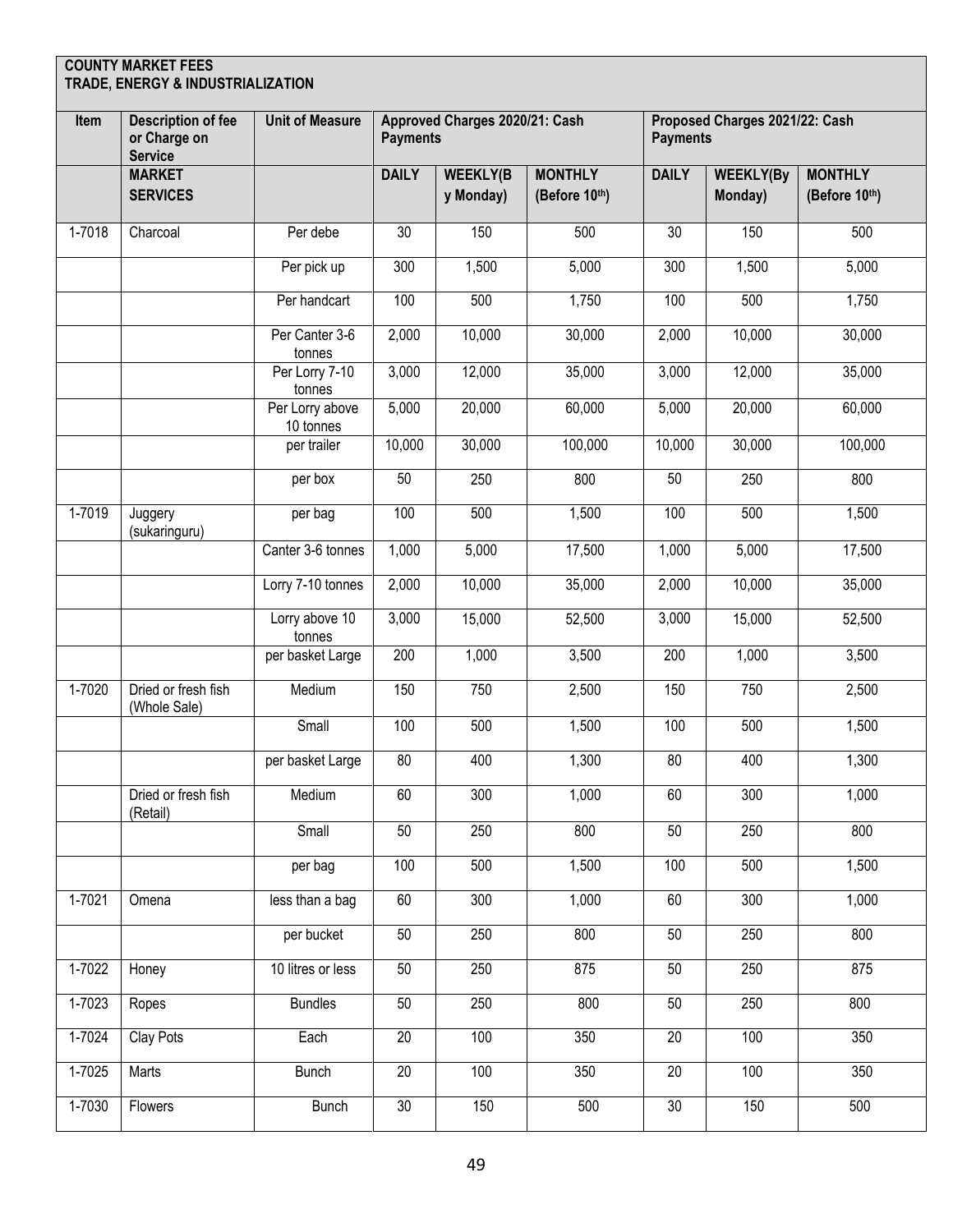**COUNTY MARKET FEES**
**TRADE, ENERGY & INDUSTRIALIZATION**

| Item | Description of fee or Charge on Service | Unit of Measure | Approved Charges 2020/21: Cash Payments | | | Proposed Charges 2021/22: Cash Payments | | |
|---|---|---|---|---|---|---|---|---|
| | **MARKET SERVICES** | | **DAILY** | **WEEKLY(By Monday)** | **MONTHLY (Before 10th)** | **DAILY** | **WEEKLY(By Monday)** | **MONTHLY (Before 10th)** |
| 1-7018 | Charcoal | Per debe | 30 | 150 | 500 | 30 | 150 | 500 |
| | | Per pick up | 300 | 1,500 | 5,000 | 300 | 1,500 | 5,000 |
| | | Per handcart | 100 | 500 | 1,750 | 100 | 500 | 1,750 |
| | | Per Canter 3-6 tonnes | 2,000 | 10,000 | 30,000 | 2,000 | 10,000 | 30,000 |
| | | Per Lorry 7-10 tonnes | 3,000 | 12,000 | 35,000 | 3,000 | 12,000 | 35,000 |
| | | Per Lorry above 10 tonnes | 5,000 | 20,000 | 60,000 | 5,000 | 20,000 | 60,000 |
| | | per trailer | 10,000 | 30,000 | 100,000 | 10,000 | 30,000 | 100,000 |
| | | per box | 50 | 250 | 800 | 50 | 250 | 800 |
| 1-7019 | Juggery (sukaringuru) | per bag | 100 | 500 | 1,500 | 100 | 500 | 1,500 |
| | | Canter 3-6 tonnes | 1,000 | 5,000 | 17,500 | 1,000 | 5,000 | 17,500 |
| | | Lorry 7-10 tonnes | 2,000 | 10,000 | 35,000 | 2,000 | 10,000 | 35,000 |
| | | Lorry above 10 tonnes | 3,000 | 15,000 | 52,500 | 3,000 | 15,000 | 52,500 |
| | | per basket Large | 200 | 1,000 | 3,500 | 200 | 1,000 | 3,500 |
| 1-7020 | Dried or fresh fish (Whole Sale) | Medium | 150 | 750 | 2,500 | 150 | 750 | 2,500 |
| | | Small | 100 | 500 | 1,500 | 100 | 500 | 1,500 |
| | | per basket Large | 80 | 400 | 1,300 | 80 | 400 | 1,300 |
| | Dried or fresh fish (Retail) | Medium | 60 | 300 | 1,000 | 60 | 300 | 1,000 |
| | | Small | 50 | 250 | 800 | 50 | 250 | 800 |
| | | per bag | 100 | 500 | 1,500 | 100 | 500 | 1,500 |
| 1-7021 | Omena | less than a bag | 60 | 300 | 1,000 | 60 | 300 | 1,000 |
| | | per bucket | 50 | 250 | 800 | 50 | 250 | 800 |
| 1-7022 | Honey | 10 litres or less | 50 | 250 | 875 | 50 | 250 | 875 |
| 1-7023 | Ropes | Bundles | 50 | 250 | 800 | 50 | 250 | 800 |
| 1-7024 | Clay Pots | Each | 20 | 100 | 350 | 20 | 100 | 350 |
| 1-7025 | Marts | Bunch | 20 | 100 | 350 | 20 | 100 | 350 |
| 1-7030 | Flowers | Bunch | 30 | 150 | 500 | 30 | 150 | 500 |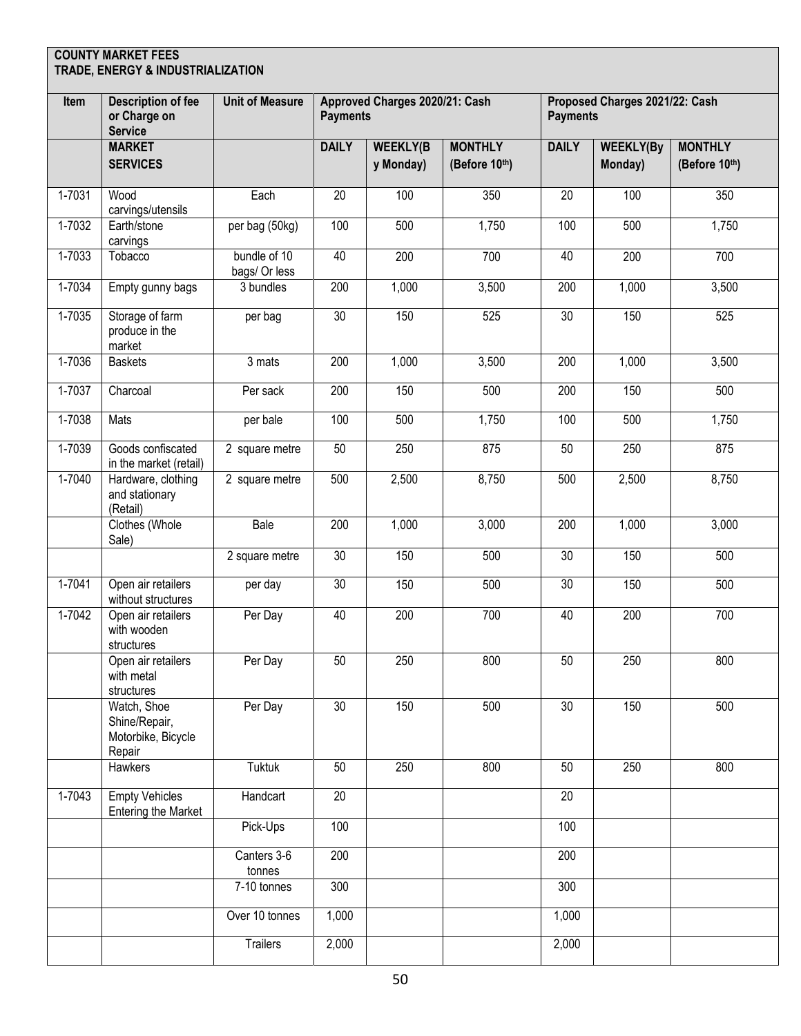**COUNTY MARKET FEES**
**TRADE, ENERGY & INDUSTRIALIZATION**

| Item | Description of fee or Charge on Service | Unit of Measure | Approved Charges 2020/21: Cash Payments | | | Proposed Charges 2021/22: Cash Payments | | |
|---|---|---|---|---|---|---|---|---|
| | **MARKET SERVICES** | | **DAILY** | **WEEKLY(By Monday)** | **MONTHLY (Before 10th)** | **DAILY** | **WEEKLY(By Monday)** | **MONTHLY (Before 10th)** |
| 1-7031 | Wood carvings/utensils | Each | 20 | 100 | 350 | 20 | 100 | 350 |
| 1-7032 | Earth/stone carvings | per bag (50kg) | 100 | 500 | 1,750 | 100 | 500 | 1,750 |
| 1-7033 | Tobacco | bundle of 10 bags/ Or less | 40 | 200 | 700 | 40 | 200 | 700 |
| 1-7034 | Empty gunny bags | 3 bundles | 200 | 1,000 | 3,500 | 200 | 1,000 | 3,500 |
| 1-7035 | Storage of farm produce in the market | per bag | 30 | 150 | 525 | 30 | 150 | 525 |
| 1-7036 | Baskets | 3 mats | 200 | 1,000 | 3,500 | 200 | 1,000 | 3,500 |
| 1-7037 | Charcoal | Per sack | 200 | 150 | 500 | 200 | 150 | 500 |
| 1-7038 | Mats | per bale | 100 | 500 | 1,750 | 100 | 500 | 1,750 |
| 1-7039 | Goods confiscated in the market (retail) | 2 square metre | 50 | 250 | 875 | 50 | 250 | 875 |
| 1-7040 | Hardware, clothing and stationary (Retail) | 2 square metre | 500 | 2,500 | 8,750 | 500 | 2,500 | 8,750 |
| | Clothes (Whole Sale) | Bale | 200 | 1,000 | 3,000 | 200 | 1,000 | 3,000 |
| | | 2 square metre | 30 | 150 | 500 | 30 | 150 | 500 |
| 1-7041 | Open air retailers without structures | per day | 30 | 150 | 500 | 30 | 150 | 500 |
| 1-7042 | Open air retailers with wooden structures | Per Day | 40 | 200 | 700 | 40 | 200 | 700 |
| | Open air retailers with metal structures | Per Day | 50 | 250 | 800 | 50 | 250 | 800 |
| | Watch, Shoe Shine/Repair, Motorbike, Bicycle Repair | Per Day | 30 | 150 | 500 | 30 | 150 | 500 |
| | Hawkers | Tuktuk | 50 | 250 | 800 | 50 | 250 | 800 |
| 1-7043 | Empty Vehicles Entering the Market | Handcart | 20 | | | 20 | | |
| | | Pick-Ups | 100 | | | 100 | | |
| | | Canters 3-6 tonnes | 200 | | | 200 | | |
| | | 7-10 tonnes | 300 | | | 300 | | |
| | | Over 10 tonnes | 1,000 | | | 1,000 | | |
| | | Trailers | 2,000 | | | 2,000 | | |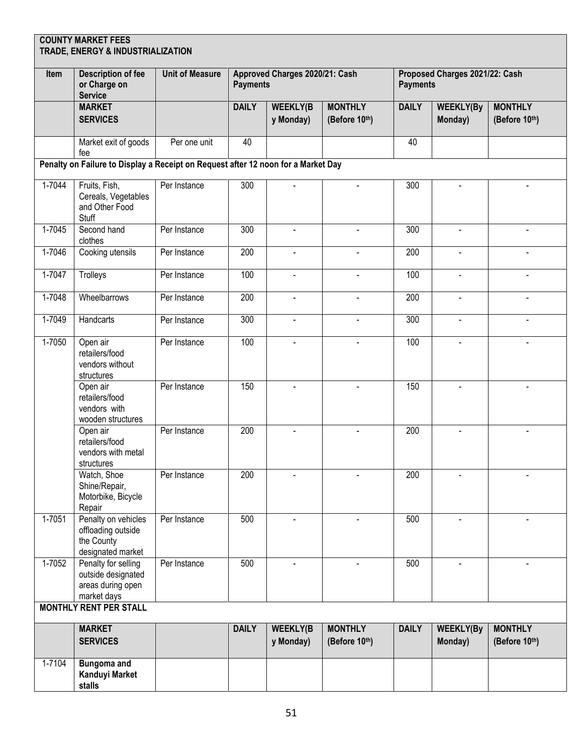| **COUNTY MARKET FEES TRADE, ENERGY & INDUSTRIALIZATION** | | | | | | | | |
|---|---|---|---|---|---|---|---|---|
| **Item** | **Description of fee or Charge on Service** | **Unit of Measure** | **Approved Charges 2020/21: Cash Payments** | | | **Proposed Charges 2021/22: Cash Payments** | | |
| | **MARKET SERVICES** | | **DAILY** | **WEEKLY(By Monday)** | **MONTHLY (Before 10th)** | **DAILY** | **WEEKLY(By Monday)** | **MONTHLY (Before 10th)** |
| | Market exit of goods fee | Per one unit | 40 | | | 40 | | |
| **Penalty on Failure to Display a Receipt on Request after 12 noon for a Market Day** | | | | | | | | |
| 1-7044 | Fruits, Fish, Cereals, Vegetables and Other Food Stuff | Per Instance | 300 | - | - | 300 | - | - |
| 1-7045 | Second hand clothes | Per Instance | 300 | - | - | 300 | - | - |
| 1-7046 | Cooking utensils | Per Instance | 200 | - | - | 200 | - | - |
| 1-7047 | Trolleys | Per Instance | 100 | - | - | 100 | - | - |
| 1-7048 | Wheelbarrows | Per Instance | 200 | - | - | 200 | - | - |
| 1-7049 | Handcarts | Per Instance | 300 | - | - | 300 | - | - |
| 1-7050 | Open air retailers/food vendors without structures | Per Instance | 100 | - | - | 100 | - | - |
| | Open air retailers/food vendors with wooden structures | Per Instance | 150 | - | - | 150 | - | - |
| | Open air retailers/food vendors with metal structures | Per Instance | 200 | - | - | 200 | - | - |
| | Watch, Shoe Shine/Repair, Motorbike, Bicycle Repair | Per Instance | 200 | - | - | 200 | - | - |
| 1-7051 | Penalty on vehicles offloading outside the County designated market | Per Instance | 500 | - | - | 500 | - | - |
| 1-7052 | Penalty for selling outside designated areas during open market days | Per Instance | 500 | - | - | 500 | - | - |
| **MONTHLY RENT PER STALL** | | | | | | | | |
| | **MARKET SERVICES** | | **DAILY** | **WEEKLY(By Monday)** | **MONTHLY (Before 10th)** | **DAILY** | **WEEKLY(By Monday)** | **MONTHLY (Before 10th)** |
| 1-7104 | **Bungoma and Kanduyi Market stalls** | | | | | | | |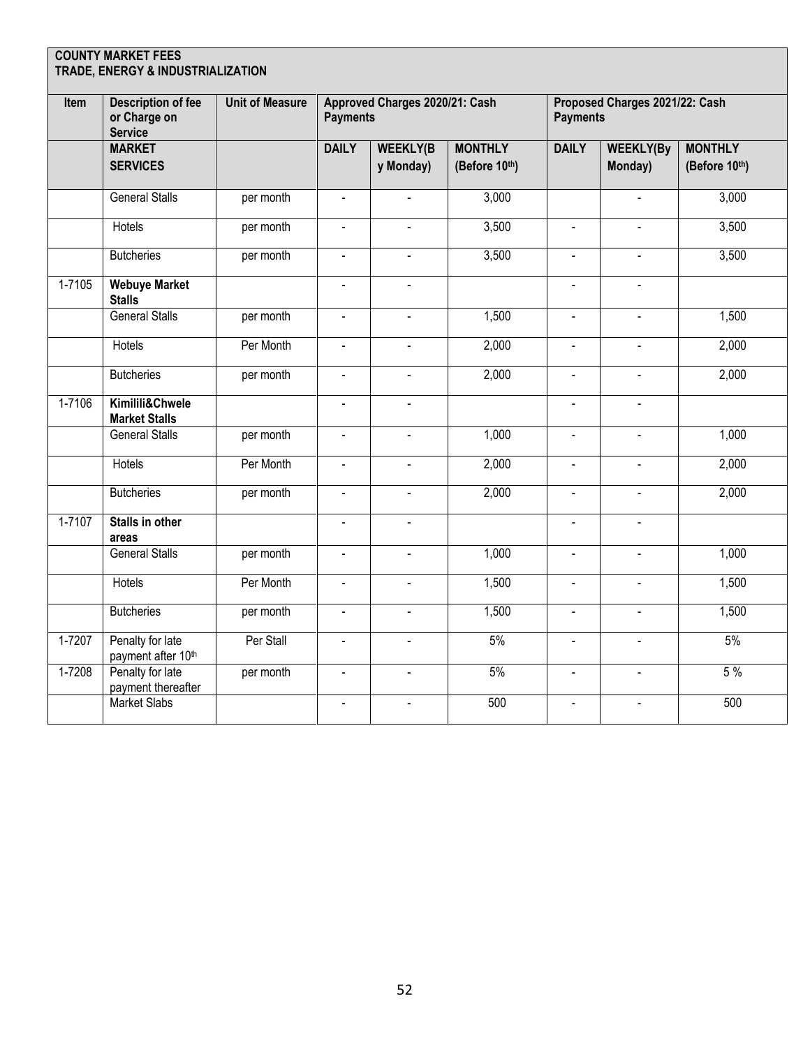**COUNTY MARKET FEES**
**TRADE, ENERGY & INDUSTRIALIZATION**

| Item | Description of fee or Charge on Service | Unit of Measure | Approved Charges 2020/21: Cash Payments | | | Proposed Charges 2021/22: Cash Payments | | |
|---|---|---|---|---|---|---|---|---|
| | **MARKET SERVICES** | | **DAILY** | **WEEKLY(By Monday)** | **MONTHLY (Before 10th)** | **DAILY** | **WEEKLY(By Monday)** | **MONTHLY (Before 10th)** |
| | General Stalls | per month | - | - | 3,000 | | - | 3,000 |
| | Hotels | per month | - | - | 3,500 | - | - | 3,500 |
| | Butcheries | per month | - | - | 3,500 | - | - | 3,500 |
| 1-7105 | **Webuye Market Stalls** | | - | - | | - | - | |
| | General Stalls | per month | - | - | 1,500 | - | - | 1,500 |
| | Hotels | Per Month | - | - | 2,000 | - | - | 2,000 |
| | Butcheries | per month | - | - | 2,000 | - | - | 2,000 |
| 1-7106 | **Kimilili&Chwele Market Stalls** | | - | - | | - | - | |
| | General Stalls | per month | - | - | 1,000 | - | - | 1,000 |
| | Hotels | Per Month | - | - | 2,000 | - | - | 2,000 |
| | Butcheries | per month | - | - | 2,000 | - | - | 2,000 |
| 1-7107 | **Stalls in other areas** | | - | - | | - | - | |
| | General Stalls | per month | - | - | 1,000 | - | - | 1,000 |
| | Hotels | Per Month | - | - | 1,500 | - | - | 1,500 |
| | Butcheries | per month | - | - | 1,500 | - | - | 1,500 |
| 1-7207 | Penalty for late payment after 10th | Per Stall | - | - | 5% | - | - | 5% |
| 1-7208 | Penalty for late payment thereafter | per month | - | - | 5% | - | - | 5 % |
| | Market Slabs | | - | - | 500 | - | - | 500 |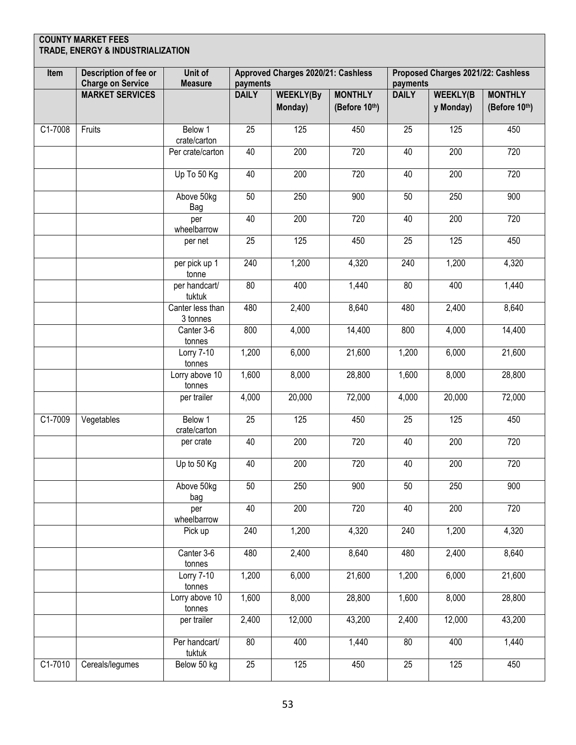**COUNTY MARKET FEES**
**TRADE, ENERGY & INDUSTRIALIZATION**

| Item | Description of fee or Charge on Service | Unit of Measure | Approved Charges 2020/21: Cashless payments | | | Proposed Charges 2021/22: Cashless payments | | |
|---|---|---|---|---|---|---|---|---|
| | **MARKET SERVICES** | | **DAILY** | **WEEKLY(By Monday)** | **MONTHLY (Before 10th)** | **DAILY** | **WEEKLY(By Monday)** | **MONTHLY (Before 10th)** |
| C1-7008 | Fruits | Below 1 crate/carton | 25 | 125 | 450 | 25 | 125 | 450 |
| | | Per crate/carton | 40 | 200 | 720 | 40 | 200 | 720 |
| | | Up To 50 Kg | 40 | 200 | 720 | 40 | 200 | 720 |
| | | Above 50kg Bag | 50 | 250 | 900 | 50 | 250 | 900 |
| | | per wheelbarrow | 40 | 200 | 720 | 40 | 200 | 720 |
| | | per net | 25 | 125 | 450 | 25 | 125 | 450 |
| | | per pick up 1 tonne | 240 | 1,200 | 4,320 | 240 | 1,200 | 4,320 |
| | | per handcart/ tuktuk | 80 | 400 | 1,440 | 80 | 400 | 1,440 |
| | | Canter less than 3 tonnes | 480 | 2,400 | 8,640 | 480 | 2,400 | 8,640 |
| | | Canter 3-6 tonnes | 800 | 4,000 | 14,400 | 800 | 4,000 | 14,400 |
| | | Lorry 7-10 tonnes | 1,200 | 6,000 | 21,600 | 1,200 | 6,000 | 21,600 |
| | | Lorry above 10 tonnes | 1,600 | 8,000 | 28,800 | 1,600 | 8,000 | 28,800 |
| | | per trailer | 4,000 | 20,000 | 72,000 | 4,000 | 20,000 | 72,000 |
| C1-7009 | Vegetables | Below 1 crate/carton | 25 | 125 | 450 | 25 | 125 | 450 |
| | | per crate | 40 | 200 | 720 | 40 | 200 | 720 |
| | | Up to 50 Kg | 40 | 200 | 720 | 40 | 200 | 720 |
| | | Above 50kg bag | 50 | 250 | 900 | 50 | 250 | 900 |
| | | per wheelbarrow | 40 | 200 | 720 | 40 | 200 | 720 |
| | | Pick up | 240 | 1,200 | 4,320 | 240 | 1,200 | 4,320 |
| | | Canter 3-6 tonnes | 480 | 2,400 | 8,640 | 480 | 2,400 | 8,640 |
| | | Lorry 7-10 tonnes | 1,200 | 6,000 | 21,600 | 1,200 | 6,000 | 21,600 |
| | | Lorry above 10 tonnes | 1,600 | 8,000 | 28,800 | 1,600 | 8,000 | 28,800 |
| | | per trailer | 2,400 | 12,000 | 43,200 | 2,400 | 12,000 | 43,200 |
| | | Per handcart/ tuktuk | 80 | 400 | 1,440 | 80 | 400 | 1,440 |
| C1-7010 | Cereals/legumes | Below 50 kg | 25 | 125 | 450 | 25 | 125 | 450 |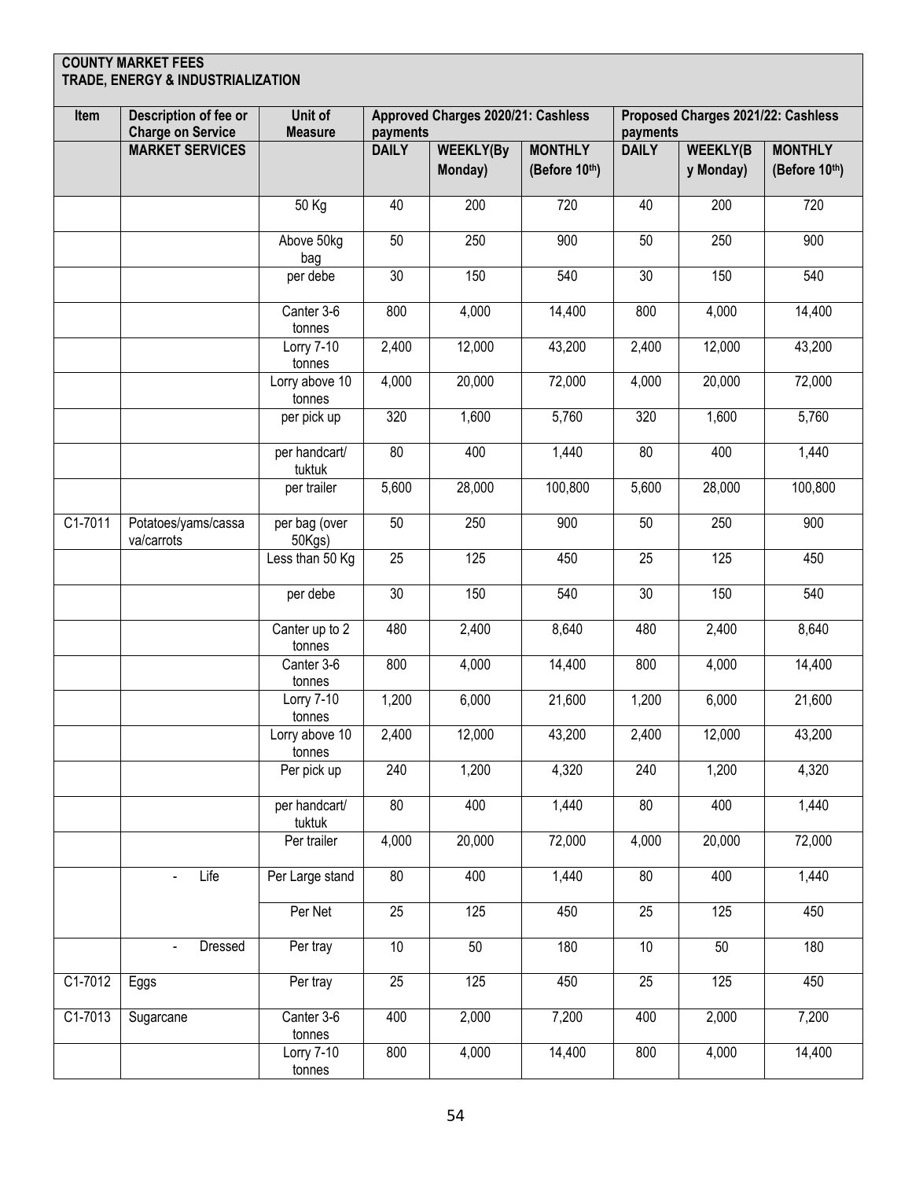**COUNTY MARKET FEES**
**TRADE, ENERGY & INDUSTRIALIZATION**

| Item | Description of fee or Charge on Service | Unit of Measure | Approved Charges 2020/21: Cashless payments | | | Proposed Charges 2021/22: Cashless payments | | |
|---|---|---|---|---|---|---|---|---|
| | **MARKET SERVICES** | | **DAILY** | **WEEKLY(By Monday)** | **MONTHLY (Before 10th)** | **DAILY** | **WEEKLY(By Monday)** | **MONTHLY (Before 10th)** |
| | | 50 Kg | 40 | 200 | 720 | 40 | 200 | 720 |
| | | Above 50kg bag | 50 | 250 | 900 | 50 | 250 | 900 |
| | | per debe | 30 | 150 | 540 | 30 | 150 | 540 |
| | | Canter 3-6 tonnes | 800 | 4,000 | 14,400 | 800 | 4,000 | 14,400 |
| | | Lorry 7-10 tonnes | 2,400 | 12,000 | 43,200 | 2,400 | 12,000 | 43,200 |
| | | Lorry above 10 tonnes | 4,000 | 20,000 | 72,000 | 4,000 | 20,000 | 72,000 |
| | | per pick up | 320 | 1,600 | 5,760 | 320 | 1,600 | 5,760 |
| | | per handcart/ tuktuk | 80 | 400 | 1,440 | 80 | 400 | 1,440 |
| | | per trailer | 5,600 | 28,000 | 100,800 | 5,600 | 28,000 | 100,800 |
| C1-7011 | Potatoes/yams/cassava/carrots | per bag (over 50Kgs) | 50 | 250 | 900 | 50 | 250 | 900 |
| | | Less than 50 Kg | 25 | 125 | 450 | 25 | 125 | 450 |
| | | per debe | 30 | 150 | 540 | 30 | 150 | 540 |
| | | Canter up to 2 tonnes | 480 | 2,400 | 8,640 | 480 | 2,400 | 8,640 |
| | | Canter 3-6 tonnes | 800 | 4,000 | 14,400 | 800 | 4,000 | 14,400 |
| | | Lorry 7-10 tonnes | 1,200 | 6,000 | 21,600 | 1,200 | 6,000 | 21,600 |
| | | Lorry above 10 tonnes | 2,400 | 12,000 | 43,200 | 2,400 | 12,000 | 43,200 |
| | | Per pick up | 240 | 1,200 | 4,320 | 240 | 1,200 | 4,320 |
| | | per handcart/ tuktuk | 80 | 400 | 1,440 | 80 | 400 | 1,440 |
| | | Per trailer | 4,000 | 20,000 | 72,000 | 4,000 | 20,000 | 72,000 |
| | - Life | Per Large stand | 80 | 400 | 1,440 | 80 | 400 | 1,440 |
| | | Per Net | 25 | 125 | 450 | 25 | 125 | 450 |
| | - Dressed | Per tray | 10 | 50 | 180 | 10 | 50 | 180 |
| C1-7012 | Eggs | Per tray | 25 | 125 | 450 | 25 | 125 | 450 |
| C1-7013 | Sugarcane | Canter 3-6 tonnes | 400 | 2,000 | 7,200 | 400 | 2,000 | 7,200 |
| | | Lorry 7-10 tonnes | 800 | 4,000 | 14,400 | 800 | 4,000 | 14,400 |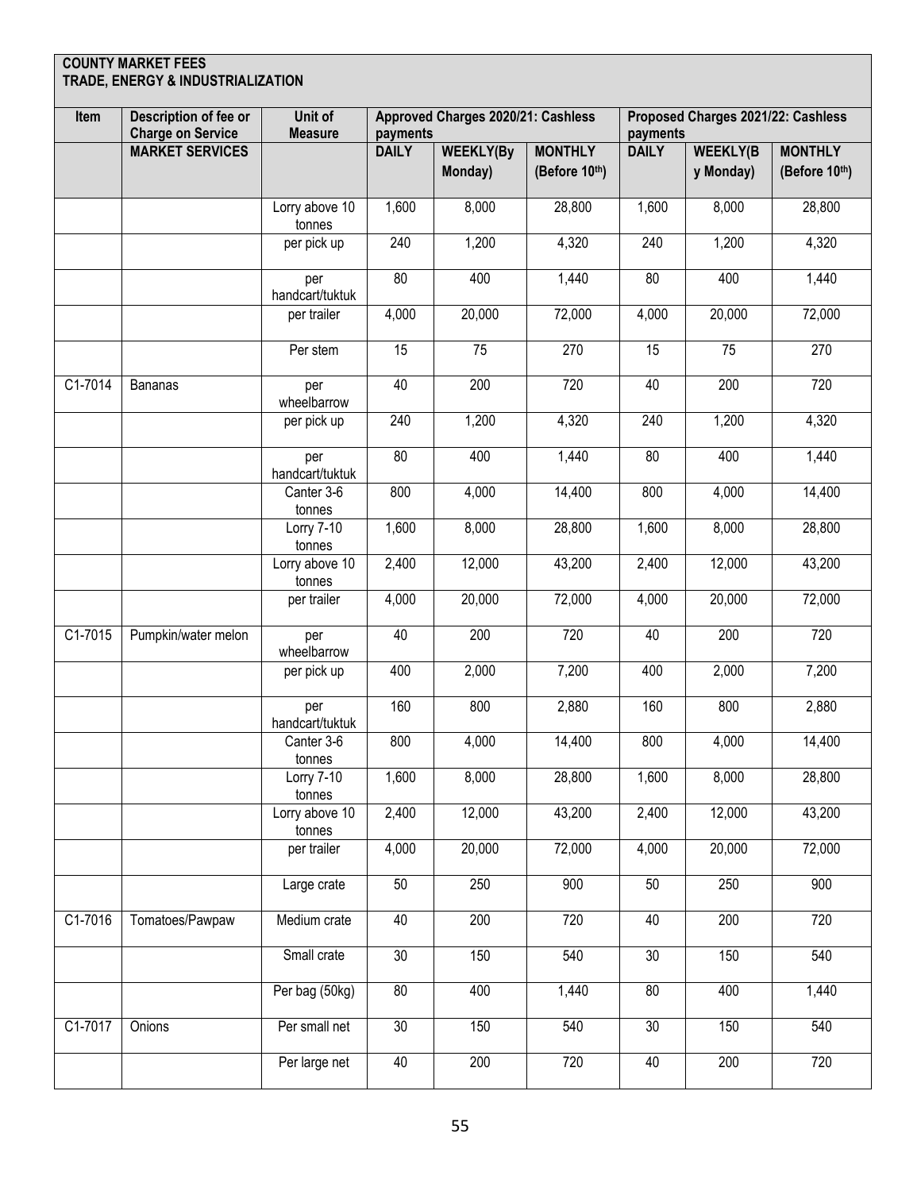**COUNTY MARKET FEES**
**TRADE, ENERGY & INDUSTRIALIZATION**

| Item | Description of fee or Charge on Service | Unit of Measure | Approved Charges 2020/21: Cashless payments | | | Proposed Charges 2021/22: Cashless payments | | |
|---|---|---|---|---|---|---|---|---|
| | **MARKET SERVICES** | | **DAILY** | **WEEKLY(By Monday)** | **MONTHLY (Before 10th)** | **DAILY** | **WEEKLY(By Monday)** | **MONTHLY (Before 10th)** |
| | | Lorry above 10 tonnes | 1,600 | 8,000 | 28,800 | 1,600 | 8,000 | 28,800 |
| | | per pick up | 240 | 1,200 | 4,320 | 240 | 1,200 | 4,320 |
| | | per handcart/tuktuk | 80 | 400 | 1,440 | 80 | 400 | 1,440 |
| | | per trailer | 4,000 | 20,000 | 72,000 | 4,000 | 20,000 | 72,000 |
| | | Per stem | 15 | 75 | 270 | 15 | 75 | 270 |
| C1-7014 | Bananas | per wheelbarrow | 40 | 200 | 720 | 40 | 200 | 720 |
| | | per pick up | 240 | 1,200 | 4,320 | 240 | 1,200 | 4,320 |
| | | per handcart/tuktuk | 80 | 400 | 1,440 | 80 | 400 | 1,440 |
| | | Canter 3-6 tonnes | 800 | 4,000 | 14,400 | 800 | 4,000 | 14,400 |
| | | Lorry 7-10 tonnes | 1,600 | 8,000 | 28,800 | 1,600 | 8,000 | 28,800 |
| | | Lorry above 10 tonnes | 2,400 | 12,000 | 43,200 | 2,400 | 12,000 | 43,200 |
| | | per trailer | 4,000 | 20,000 | 72,000 | 4,000 | 20,000 | 72,000 |
| C1-7015 | Pumpkin/water melon | per wheelbarrow | 40 | 200 | 720 | 40 | 200 | 720 |
| | | per pick up | 400 | 2,000 | 7,200 | 400 | 2,000 | 7,200 |
| | | per handcart/tuktuk | 160 | 800 | 2,880 | 160 | 800 | 2,880 |
| | | Canter 3-6 tonnes | 800 | 4,000 | 14,400 | 800 | 4,000 | 14,400 |
| | | Lorry 7-10 tonnes | 1,600 | 8,000 | 28,800 | 1,600 | 8,000 | 28,800 |
| | | Lorry above 10 tonnes | 2,400 | 12,000 | 43,200 | 2,400 | 12,000 | 43,200 |
| | | per trailer | 4,000 | 20,000 | 72,000 | 4,000 | 20,000 | 72,000 |
| | | Large crate | 50 | 250 | 900 | 50 | 250 | 900 |
| C1-7016 | Tomatoes/Pawpaw | Medium crate | 40 | 200 | 720 | 40 | 200 | 720 |
| | | Small crate | 30 | 150 | 540 | 30 | 150 | 540 |
| | | Per bag (50kg) | 80 | 400 | 1,440 | 80 | 400 | 1,440 |
| C1-7017 | Onions | Per small net | 30 | 150 | 540 | 30 | 150 | 540 |
| | | Per large net | 40 | 200 | 720 | 40 | 200 | 720 |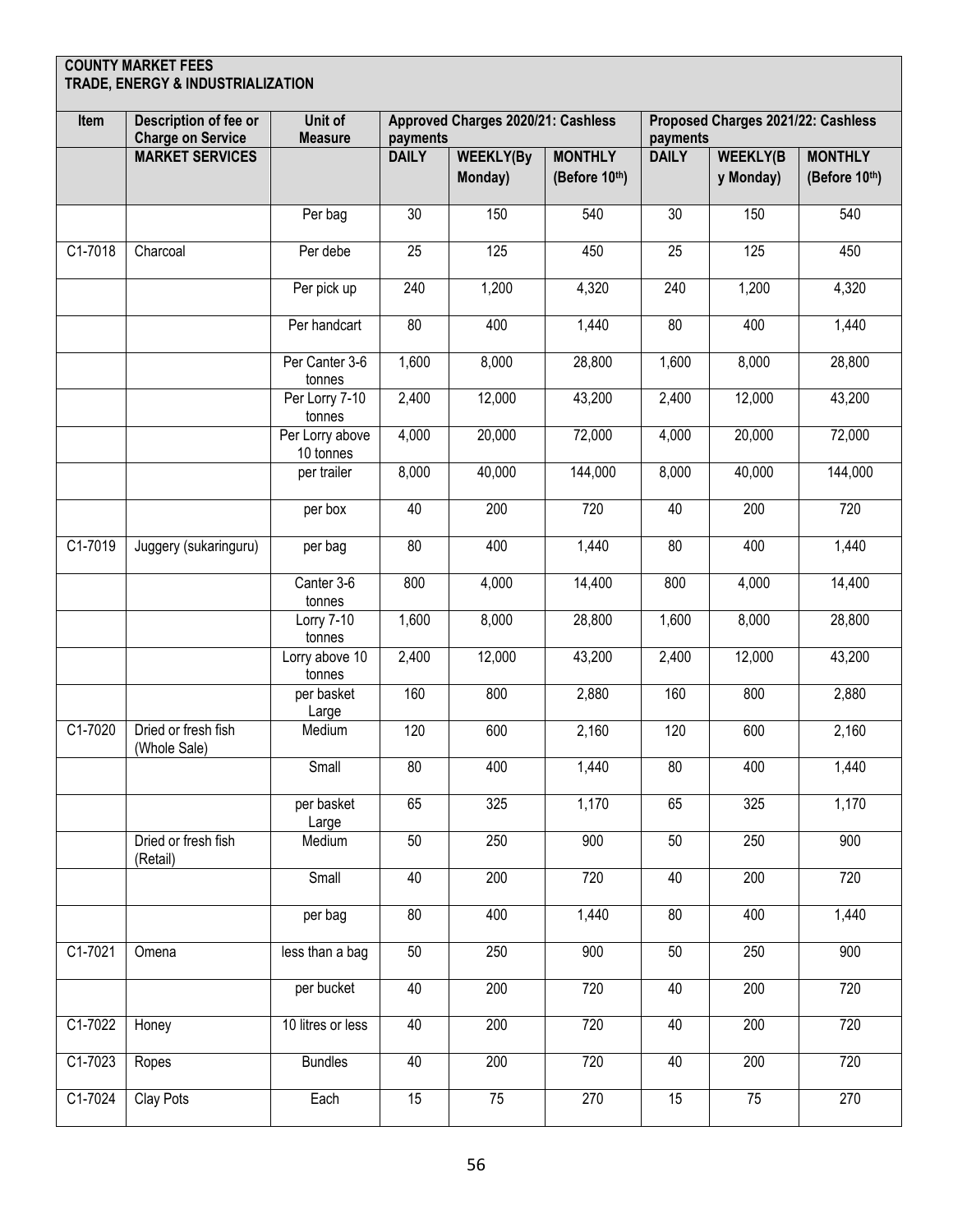**COUNTY MARKET FEES**
**TRADE, ENERGY & INDUSTRIALIZATION**

| Item | Description of fee or Charge on Service | Unit of Measure | Approved Charges 2020/21: Cashless payments | | | Proposed Charges 2021/22: Cashless payments | | |
|---|---|---|---|---|---|---|---|---|
| | **MARKET SERVICES** | | **DAILY** | **WEEKLY(By Monday)** | **MONTHLY (Before 10th)** | **DAILY** | **WEEKLY(By Monday)** | **MONTHLY (Before 10th)** |
| | | Per bag | 30 | 150 | 540 | 30 | 150 | 540 |
| C1-7018 | Charcoal | Per debe | 25 | 125 | 450 | 25 | 125 | 450 |
| | | Per pick up | 240 | 1,200 | 4,320 | 240 | 1,200 | 4,320 |
| | | Per handcart | 80 | 400 | 1,440 | 80 | 400 | 1,440 |
| | | Per Canter 3-6 tonnes | 1,600 | 8,000 | 28,800 | 1,600 | 8,000 | 28,800 |
| | | Per Lorry 7-10 tonnes | 2,400 | 12,000 | 43,200 | 2,400 | 12,000 | 43,200 |
| | | Per Lorry above 10 tonnes | 4,000 | 20,000 | 72,000 | 4,000 | 20,000 | 72,000 |
| | | per trailer | 8,000 | 40,000 | 144,000 | 8,000 | 40,000 | 144,000 |
| | | per box | 40 | 200 | 720 | 40 | 200 | 720 |
| C1-7019 | Juggery (sukaringuru) | per bag | 80 | 400 | 1,440 | 80 | 400 | 1,440 |
| | | Canter 3-6 tonnes | 800 | 4,000 | 14,400 | 800 | 4,000 | 14,400 |
| | | Lorry 7-10 tonnes | 1,600 | 8,000 | 28,800 | 1,600 | 8,000 | 28,800 |
| | | Lorry above 10 tonnes | 2,400 | 12,000 | 43,200 | 2,400 | 12,000 | 43,200 |
| | | per basket Large | 160 | 800 | 2,880 | 160 | 800 | 2,880 |
| C1-7020 | Dried or fresh fish (Whole Sale) | Medium | 120 | 600 | 2,160 | 120 | 600 | 2,160 |
| | | Small | 80 | 400 | 1,440 | 80 | 400 | 1,440 |
| | | per basket Large | 65 | 325 | 1,170 | 65 | 325 | 1,170 |
| | Dried or fresh fish (Retail) | Medium | 50 | 250 | 900 | 50 | 250 | 900 |
| | | Small | 40 | 200 | 720 | 40 | 200 | 720 |
| | | per bag | 80 | 400 | 1,440 | 80 | 400 | 1,440 |
| C1-7021 | Omena | less than a bag | 50 | 250 | 900 | 50 | 250 | 900 |
| | | per bucket | 40 | 200 | 720 | 40 | 200 | 720 |
| C1-7022 | Honey | 10 litres or less | 40 | 200 | 720 | 40 | 200 | 720 |
| C1-7023 | Ropes | Bundles | 40 | 200 | 720 | 40 | 200 | 720 |
| C1-7024 | Clay Pots | Each | 15 | 75 | 270 | 15 | 75 | 270 |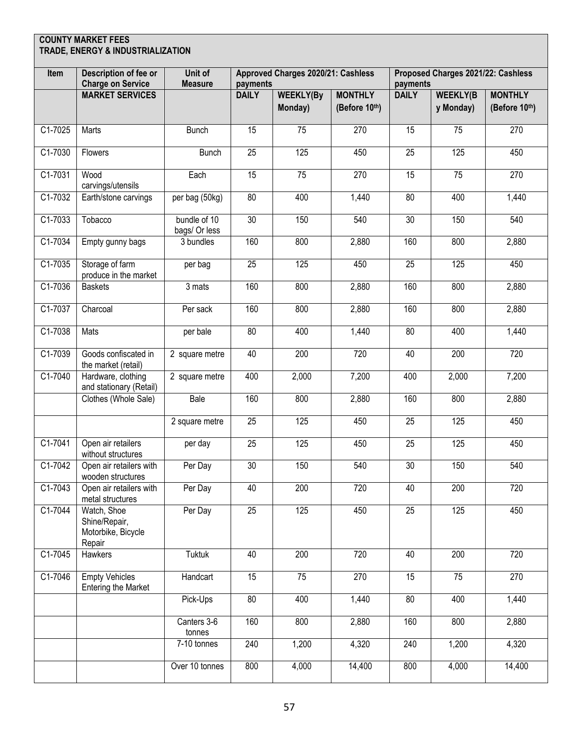**COUNTY MARKET FEES**
**TRADE, ENERGY & INDUSTRIALIZATION**

| Item | Description of fee or Charge on Service | Unit of Measure | Approved Charges 2020/21: Cashless payments | | | Proposed Charges 2021/22: Cashless payments | | |
|---|---|---|---|---|---|---|---|---|
| | **MARKET SERVICES** | | **DAILY** | **WEEKLY(By Monday)** | **MONTHLY (Before 10th)** | **DAILY** | **WEEKLY(By Monday)** | **MONTHLY (Before 10th)** |
| C1-7025 | Marts | Bunch | 15 | 75 | 270 | 15 | 75 | 270 |
| C1-7030 | Flowers | Bunch | 25 | 125 | 450 | 25 | 125 | 450 |
| C1-7031 | Wood carvings/utensils | Each | 15 | 75 | 270 | 15 | 75 | 270 |
| C1-7032 | Earth/stone carvings | per bag (50kg) | 80 | 400 | 1,440 | 80 | 400 | 1,440 |
| C1-7033 | Tobacco | bundle of 10 bags/ Or less | 30 | 150 | 540 | 30 | 150 | 540 |
| C1-7034 | Empty gunny bags | 3 bundles | 160 | 800 | 2,880 | 160 | 800 | 2,880 |
| C1-7035 | Storage of farm produce in the market | per bag | 25 | 125 | 450 | 25 | 125 | 450 |
| C1-7036 | Baskets | 3 mats | 160 | 800 | 2,880 | 160 | 800 | 2,880 |
| C1-7037 | Charcoal | Per sack | 160 | 800 | 2,880 | 160 | 800 | 2,880 |
| C1-7038 | Mats | per bale | 80 | 400 | 1,440 | 80 | 400 | 1,440 |
| C1-7039 | Goods confiscated in the market (retail) | 2 square metre | 40 | 200 | 720 | 40 | 200 | 720 |
| C1-7040 | Hardware, clothing and stationary (Retail) | 2 square metre | 400 | 2,000 | 7,200 | 400 | 2,000 | 7,200 |
| | Clothes (Whole Sale) | Bale | 160 | 800 | 2,880 | 160 | 800 | 2,880 |
| | | 2 square metre | 25 | 125 | 450 | 25 | 125 | 450 |
| C1-7041 | Open air retailers without structures | per day | 25 | 125 | 450 | 25 | 125 | 450 |
| C1-7042 | Open air retailers with wooden structures | Per Day | 30 | 150 | 540 | 30 | 150 | 540 |
| C1-7043 | Open air retailers with metal structures | Per Day | 40 | 200 | 720 | 40 | 200 | 720 |
| C1-7044 | Watch, Shoe Shine/Repair, Motorbike, Bicycle Repair | Per Day | 25 | 125 | 450 | 25 | 125 | 450 |
| C1-7045 | Hawkers | Tuktuk | 40 | 200 | 720 | 40 | 200 | 720 |
| C1-7046 | Empty Vehicles Entering the Market | Handcart | 15 | 75 | 270 | 15 | 75 | 270 |
| | | Pick-Ups | 80 | 400 | 1,440 | 80 | 400 | 1,440 |
| | | Canters 3-6 tonnes | 160 | 800 | 2,880 | 160 | 800 | 2,880 |
| | | 7-10 tonnes | 240 | 1,200 | 4,320 | 240 | 1,200 | 4,320 |
| | | Over 10 tonnes | 800 | 4,000 | 14,400 | 800 | 4,000 | 14,400 |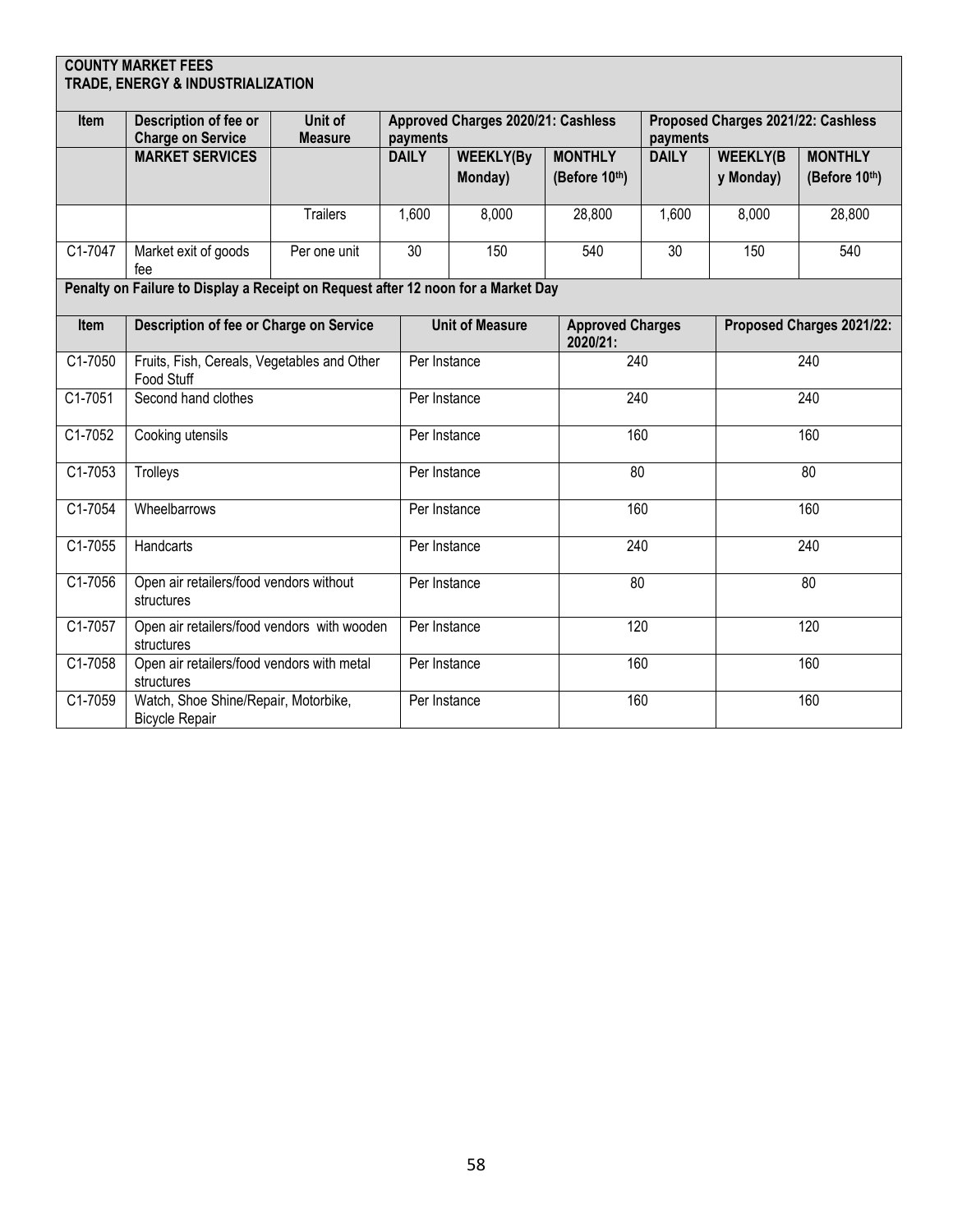**COUNTY MARKET FEES**
**TRADE, ENERGY & INDUSTRIALIZATION**

| Item | Description of fee or Charge on Service | Unit of Measure | Approved Charges 2020/21: Cashless payments | | | Proposed Charges 2021/22: Cashless payments | | |
|---|---|---|---|---|---|---|---|---|
| | **MARKET SERVICES** | | **DAILY** | **WEEKLY(By Monday)** | **MONTHLY (Before 10th)** | **DAILY** | **WEEKLY(By Monday)** | **MONTHLY (Before 10th)** |
| | | Trailers | 1,600 | 8,000 | 28,800 | 1,600 | 8,000 | 28,800 |
| C1-7047 | Market exit of goods fee | Per one unit | 30 | 150 | 540 | 30 | 150 | 540 |

**Penalty on Failure to Display a Receipt on Request after 12 noon for a Market Day**

| Item | Description of fee or Charge on Service | Unit of Measure | Approved Charges 2020/21: | Proposed Charges 2021/22: |
|---|---|---|---|---|
| C1-7050 | Fruits, Fish, Cereals, Vegetables and Other Food Stuff | Per Instance | 240 | 240 |
| C1-7051 | Second hand clothes | Per Instance | 240 | 240 |
| C1-7052 | Cooking utensils | Per Instance | 160 | 160 |
| C1-7053 | Trolleys | Per Instance | 80 | 80 |
| C1-7054 | Wheelbarrows | Per Instance | 160 | 160 |
| C1-7055 | Handcarts | Per Instance | 240 | 240 |
| C1-7056 | Open air retailers/food vendors without structures | Per Instance | 80 | 80 |
| C1-7057 | Open air retailers/food vendors with wooden structures | Per Instance | 120 | 120 |
| C1-7058 | Open air retailers/food vendors with metal structures | Per Instance | 160 | 160 |
| C1-7059 | Watch, Shoe Shine/Repair, Motorbike, Bicycle Repair | Per Instance | 160 | 160 |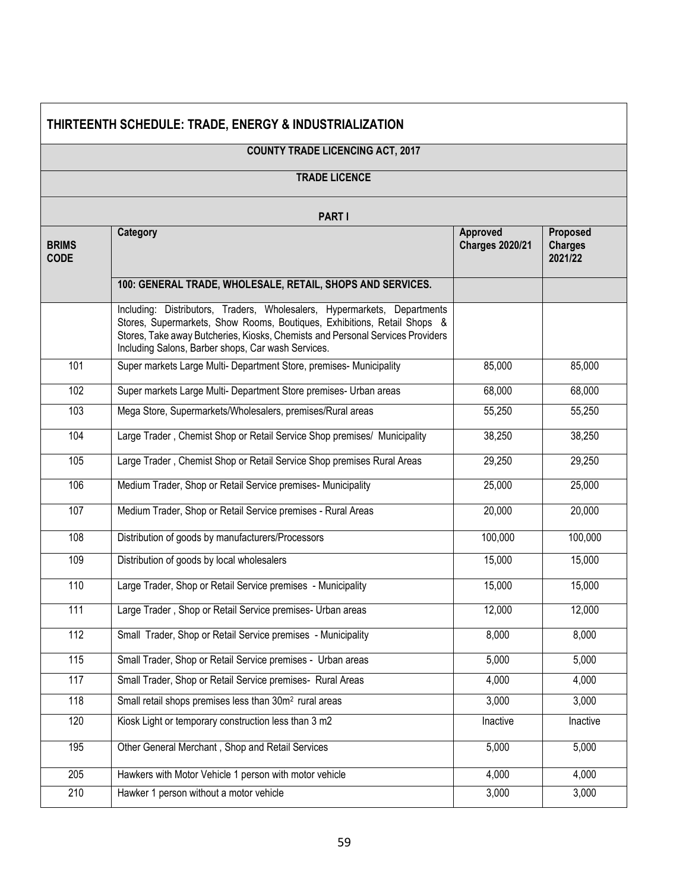## THIRTEENTH SCHEDULE: TRADE, ENERGY & INDUSTRIALIZATION

### COUNTY TRADE LICENCING ACT, 2017

### TRADE LICENCE

### PART I

| BRIMS CODE | Category | Approved Charges 2020/21 | Proposed Charges 2021/22 |
|---|---|---|---|
| | **100: GENERAL TRADE, WHOLESALE, RETAIL, SHOPS AND SERVICES.** | | |
| | Including: Distributors, Traders, Wholesalers, Hypermarkets, Departments Stores, Supermarkets, Show Rooms, Boutiques, Exhibitions, Retail Shops & Stores, Take away Butcheries, Kiosks, Chemists and Personal Services Providers Including Salons, Barber shops, Car wash Services. | | |
| 101 | Super markets Large Multi- Department Store, premises- Municipality | 85,000 | 85,000 |
| 102 | Super markets Large Multi- Department Store premises- Urban areas | 68,000 | 68,000 |
| 103 | Mega Store, Supermarkets/Wholesalers, premises/Rural areas | 55,250 | 55,250 |
| 104 | Large Trader , Chemist Shop or Retail Service Shop premises/ Municipality | 38,250 | 38,250 |
| 105 | Large Trader , Chemist Shop or Retail Service Shop premises Rural Areas | 29,250 | 29,250 |
| 106 | Medium Trader, Shop or Retail Service premises- Municipality | 25,000 | 25,000 |
| 107 | Medium Trader, Shop or Retail Service premises - Rural Areas | 20,000 | 20,000 |
| 108 | Distribution of goods by manufacturers/Processors | 100,000 | 100,000 |
| 109 | Distribution of goods by local wholesalers | 15,000 | 15,000 |
| 110 | Large Trader, Shop or Retail Service premises - Municipality | 15,000 | 15,000 |
| 111 | Large Trader , Shop or Retail Service premises- Urban areas | 12,000 | 12,000 |
| 112 | Small Trader, Shop or Retail Service premises - Municipality | 8,000 | 8,000 |
| 115 | Small Trader, Shop or Retail Service premises - Urban areas | 5,000 | 5,000 |
| 117 | Small Trader, Shop or Retail Service premises- Rural Areas | 4,000 | 4,000 |
| 118 | Small retail shops premises less than $30m^2$ rural areas | 3,000 | 3,000 |
| 120 | Kiosk Light or temporary construction less than 3 m2 | Inactive | Inactive |
| 195 | Other General Merchant , Shop and Retail Services | 5,000 | 5,000 |
| 205 | Hawkers with Motor Vehicle 1 person with motor vehicle | 4,000 | 4,000 |
| 210 | Hawker 1 person without a motor vehicle | 3,000 | 3,000 |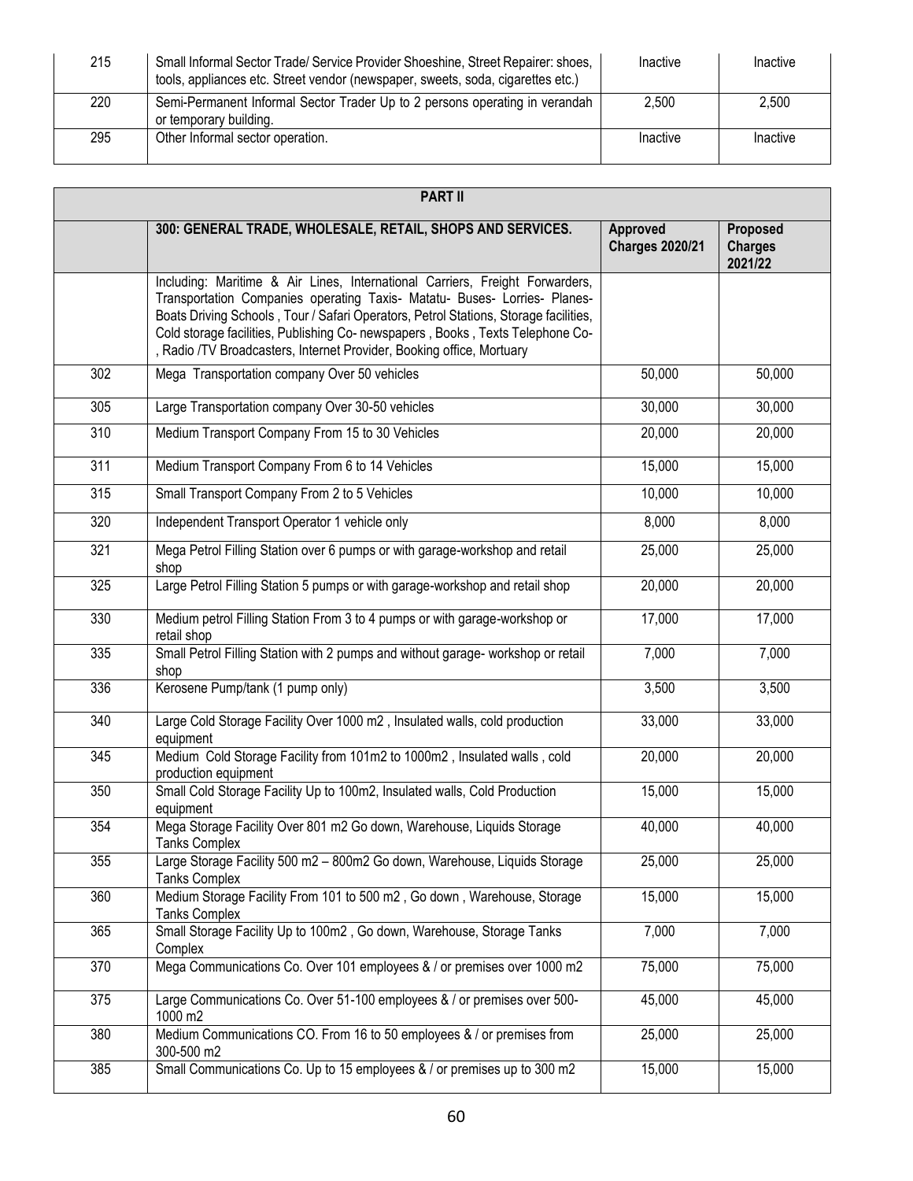| 215 | Small Informal Sector Trade/ Service Provider Shoeshine, Street Repairer: shoes, tools, appliances etc. Street vendor (newspaper, sweets, soda, cigarettes etc.) | Inactive | Inactive |
|---|---|---|---|
| 220 | Semi-Permanent Informal Sector Trader Up to 2 persons operating in verandah or temporary building. | 2,500 | 2,500 |
| 295 | Other Informal sector operation. | Inactive | Inactive |

| **PART II** | | | |
|---|---|---|---|
| | **300: GENERAL TRADE, WHOLESALE, RETAIL, SHOPS AND SERVICES.** | **Approved Charges 2020/21** | **Proposed Charges 2021/22** |
| | Including: Maritime & Air Lines, International Carriers, Freight Forwarders, Transportation Companies operating Taxis- Matatu- Buses- Lorries- Planes- Boats Driving Schools , Tour / Safari Operators, Petrol Stations, Storage facilities, Cold storage facilities, Publishing Co- newspapers , Books , Texts Telephone Co- , Radio /TV Broadcasters, Internet Provider, Booking office, Mortuary | | |
| 302 | Mega Transportation company Over 50 vehicles | 50,000 | 50,000 |
| 305 | Large Transportation company Over 30-50 vehicles | 30,000 | 30,000 |
| 310 | Medium Transport Company From 15 to 30 Vehicles | 20,000 | 20,000 |
| 311 | Medium Transport Company From 6 to 14 Vehicles | 15,000 | 15,000 |
| 315 | Small Transport Company From 2 to 5 Vehicles | 10,000 | 10,000 |
| 320 | Independent Transport Operator 1 vehicle only | 8,000 | 8,000 |
| 321 | Mega Petrol Filling Station over 6 pumps or with garage-workshop and retail shop | 25,000 | 25,000 |
| 325 | Large Petrol Filling Station 5 pumps or with garage-workshop and retail shop | 20,000 | 20,000 |
| 330 | Medium petrol Filling Station From 3 to 4 pumps or with garage-workshop or retail shop | 17,000 | 17,000 |
| 335 | Small Petrol Filling Station with 2 pumps and without garage- workshop or retail shop | 7,000 | 7,000 |
| 336 | Kerosene Pump/tank (1 pump only) | 3,500 | 3,500 |
| 340 | Large Cold Storage Facility Over 1000 m2 , Insulated walls, cold production equipment | 33,000 | 33,000 |
| 345 | Medium Cold Storage Facility from 101m2 to 1000m2 , Insulated walls , cold production equipment | 20,000 | 20,000 |
| 350 | Small Cold Storage Facility Up to 100m2, Insulated walls, Cold Production equipment | 15,000 | 15,000 |
| 354 | Mega Storage Facility Over 801 m2 Go down, Warehouse, Liquids Storage Tanks Complex | 40,000 | 40,000 |
| 355 | Large Storage Facility 500 m2 – 800m2 Go down, Warehouse, Liquids Storage Tanks Complex | 25,000 | 25,000 |
| 360 | Medium Storage Facility From 101 to 500 m2 , Go down , Warehouse, Storage Tanks Complex | 15,000 | 15,000 |
| 365 | Small Storage Facility Up to 100m2 , Go down, Warehouse, Storage Tanks Complex | 7,000 | 7,000 |
| 370 | Mega Communications Co. Over 101 employees & / or premises over 1000 m2 | 75,000 | 75,000 |
| 375 | Large Communications Co. Over 51-100 employees & / or premises over 500-1000 m2 | 45,000 | 45,000 |
| 380 | Medium Communications CO. From 16 to 50 employees & / or premises from 300-500 m2 | 25,000 | 25,000 |
| 385 | Small Communications Co. Up to 15 employees & / or premises up to 300 m2 | 15,000 | 15,000 |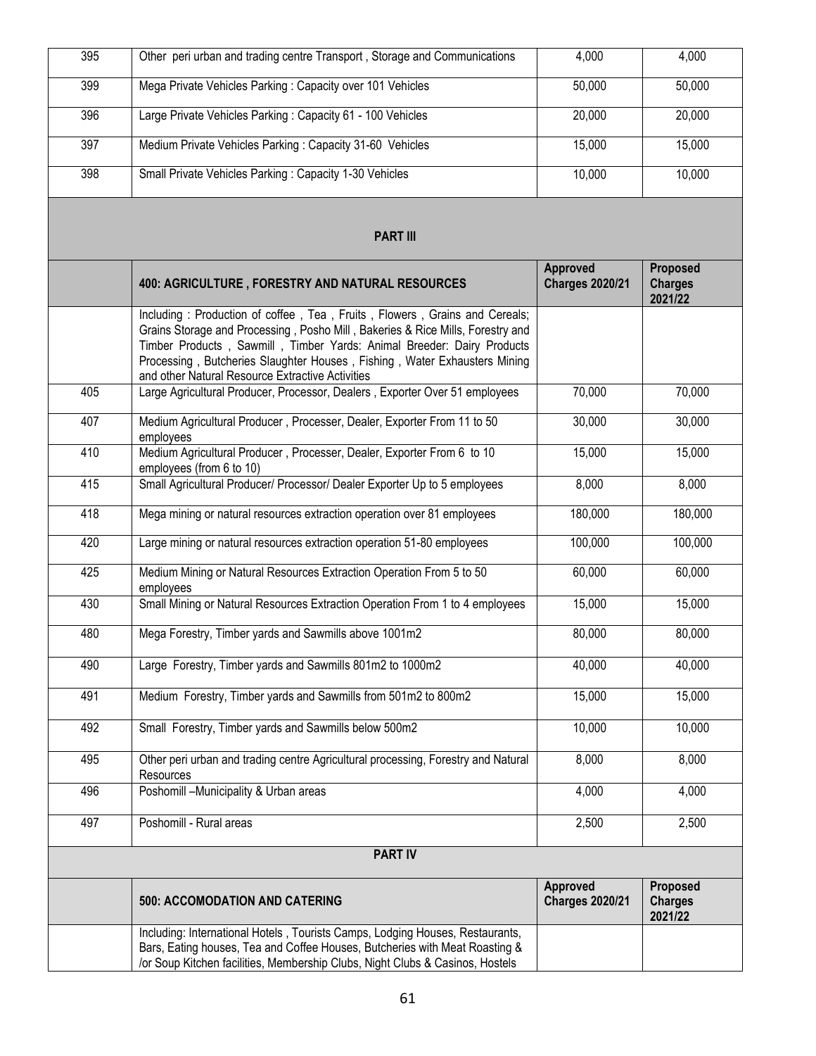| 395 | Other peri urban and trading centre Transport , Storage and Communications | 4,000 | 4,000 |
|---|---|---|---|
| 399 | Mega Private Vehicles Parking : Capacity over 101 Vehicles | 50,000 | 50,000 |
| 396 | Large Private Vehicles Parking : Capacity 61 - 100 Vehicles | 20,000 | 20,000 |
| 397 | Medium Private Vehicles Parking : Capacity 31-60 Vehicles | 15,000 | 15,000 |
| 398 | Small Private Vehicles Parking : Capacity 1-30 Vehicles | 10,000 | 10,000 |

## PART III

| | 400: AGRICULTURE , FORESTRY AND NATURAL RESOURCES | Approved Charges 2020/21 | Proposed Charges 2021/22 |
|---|---|---|---|
| | Including : Production of coffee , Tea , Fruits , Flowers , Grains and Cereals; Grains Storage and Processing , Posho Mill , Bakeries & Rice Mills, Forestry and Timber Products , Sawmill , Timber Yards: Animal Breeder: Dairy Products Processing , Butcheries Slaughter Houses , Fishing , Water Exhausters Mining and other Natural Resource Extractive Activities | | |
| 405 | Large Agricultural Producer, Processor, Dealers , Exporter Over 51 employees | 70,000 | 70,000 |
| 407 | Medium Agricultural Producer , Processer, Dealer, Exporter From 11 to 50 employees | 30,000 | 30,000 |
| 410 | Medium Agricultural Producer , Processer, Dealer, Exporter From 6 to 10 employees (from 6 to 10) | 15,000 | 15,000 |
| 415 | Small Agricultural Producer/ Processor/ Dealer Exporter Up to 5 employees | 8,000 | 8,000 |
| 418 | Mega mining or natural resources extraction operation over 81 employees | 180,000 | 180,000 |
| 420 | Large mining or natural resources extraction operation 51-80 employees | 100,000 | 100,000 |
| 425 | Medium Mining or Natural Resources Extraction Operation From 5 to 50 employees | 60,000 | 60,000 |
| 430 | Small Mining or Natural Resources Extraction Operation From 1 to 4 employees | 15,000 | 15,000 |
| 480 | Mega Forestry, Timber yards and Sawmills above 1001m2 | 80,000 | 80,000 |
| 490 | Large Forestry, Timber yards and Sawmills 801m2 to 1000m2 | 40,000 | 40,000 |
| 491 | Medium Forestry, Timber yards and Sawmills from 501m2 to 800m2 | 15,000 | 15,000 |
| 492 | Small Forestry, Timber yards and Sawmills below 500m2 | 10,000 | 10,000 |
| 495 | Other peri urban and trading centre Agricultural processing, Forestry and Natural Resources | 8,000 | 8,000 |
| 496 | Poshomill –Municipality & Urban areas | 4,000 | 4,000 |
| 497 | Poshomill - Rural areas | 2,500 | 2,500 |

## PART IV

| | 500: ACCOMODATION AND CATERING | Approved Charges 2020/21 | Proposed Charges 2021/22 |
|---|---|---|---|
| | Including: International Hotels , Tourists Camps, Lodging Houses, Restaurants, Bars, Eating houses, Tea and Coffee Houses, Butcheries with Meat Roasting & /or Soup Kitchen facilities, Membership Clubs, Night Clubs & Casinos, Hostels | | |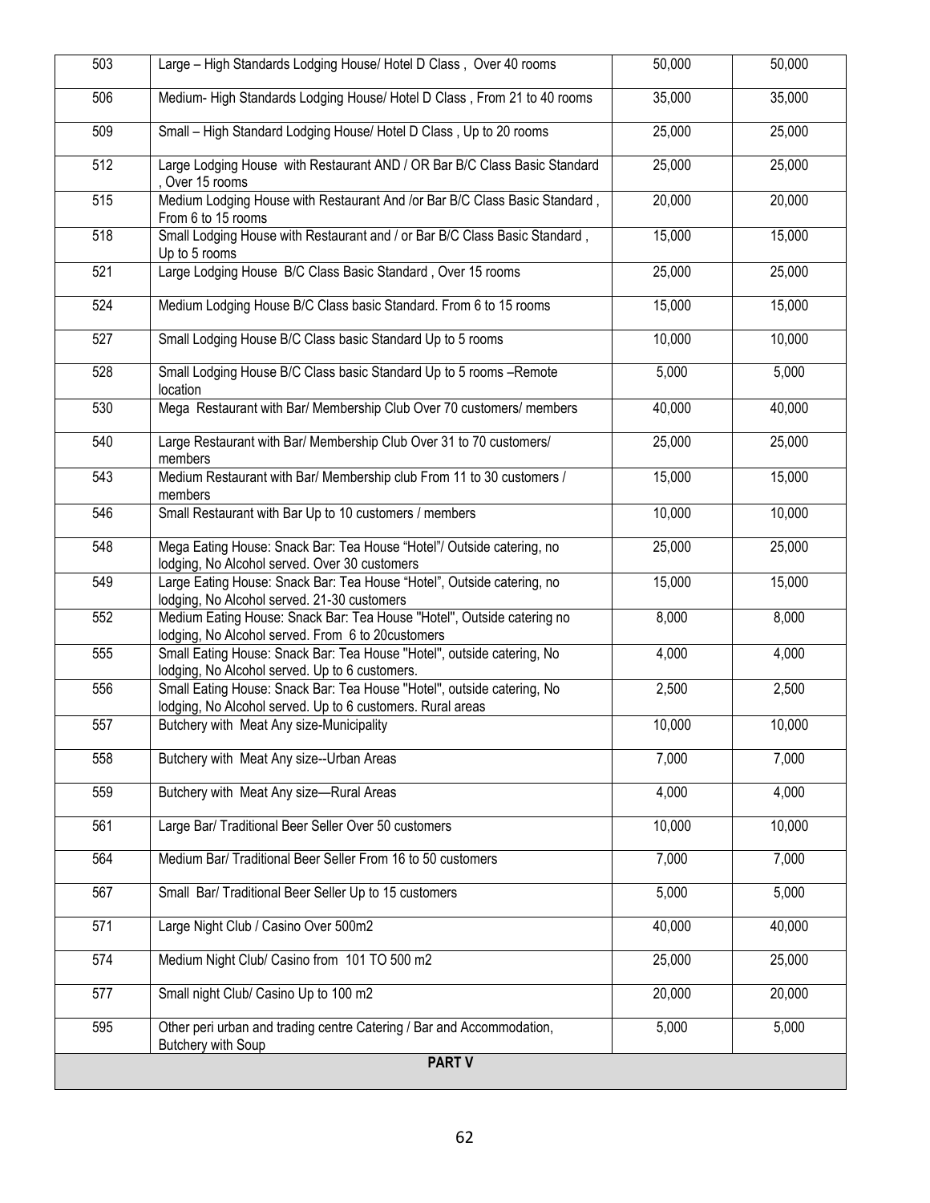| 503 | Large – High Standards Lodging House/ Hotel D Class , Over 40 rooms | 50,000 | 50,000 |
|---|---|---|---|
| 506 | Medium- High Standards Lodging House/ Hotel D Class , From 21 to 40 rooms | 35,000 | 35,000 |
| 509 | Small – High Standard Lodging House/ Hotel D Class , Up to 20 rooms | 25,000 | 25,000 |
| 512 | Large Lodging House with Restaurant AND / OR Bar B/C Class Basic Standard , Over 15 rooms | 25,000 | 25,000 |
| 515 | Medium Lodging House with Restaurant And /or Bar B/C Class Basic Standard , From 6 to 15 rooms | 20,000 | 20,000 |
| 518 | Small Lodging House with Restaurant and / or Bar B/C Class Basic Standard , Up to 5 rooms | 15,000 | 15,000 |
| 521 | Large Lodging House B/C Class Basic Standard , Over 15 rooms | 25,000 | 25,000 |
| 524 | Medium Lodging House B/C Class basic Standard. From 6 to 15 rooms | 15,000 | 15,000 |
| 527 | Small Lodging House B/C Class basic Standard Up to 5 rooms | 10,000 | 10,000 |
| 528 | Small Lodging House B/C Class basic Standard Up to 5 rooms –Remote location | 5,000 | 5,000 |
| 530 | Mega Restaurant with Bar/ Membership Club Over 70 customers/ members | 40,000 | 40,000 |
| 540 | Large Restaurant with Bar/ Membership Club Over 31 to 70 customers/ members | 25,000 | 25,000 |
| 543 | Medium Restaurant with Bar/ Membership club From 11 to 30 customers / members | 15,000 | 15,000 |
| 546 | Small Restaurant with Bar Up to 10 customers / members | 10,000 | 10,000 |
| 548 | Mega Eating House: Snack Bar: Tea House "Hotel"/ Outside catering, no lodging, No Alcohol served. Over 30 customers | 25,000 | 25,000 |
| 549 | Large Eating House: Snack Bar: Tea House "Hotel", Outside catering, no lodging, No Alcohol served. 21-30 customers | 15,000 | 15,000 |
| 552 | Medium Eating House: Snack Bar: Tea House "Hotel", Outside catering no lodging, No Alcohol served. From 6 to 20customers | 8,000 | 8,000 |
| 555 | Small Eating House: Snack Bar: Tea House "Hotel", outside catering, No lodging, No Alcohol served. Up to 6 customers. | 4,000 | 4,000 |
| 556 | Small Eating House: Snack Bar: Tea House "Hotel", outside catering, No lodging, No Alcohol served. Up to 6 customers. Rural areas | 2,500 | 2,500 |
| 557 | Butchery with Meat Any size-Municipality | 10,000 | 10,000 |
| 558 | Butchery with Meat Any size--Urban Areas | 7,000 | 7,000 |
| 559 | Butchery with Meat Any size—Rural Areas | 4,000 | 4,000 |
| 561 | Large Bar/ Traditional Beer Seller Over 50 customers | 10,000 | 10,000 |
| 564 | Medium Bar/ Traditional Beer Seller From 16 to 50 customers | 7,000 | 7,000 |
| 567 | Small Bar/ Traditional Beer Seller Up to 15 customers | 5,000 | 5,000 |
| 571 | Large Night Club / Casino Over 500m2 | 40,000 | 40,000 |
| 574 | Medium Night Club/ Casino from 101 TO 500 m2 | 25,000 | 25,000 |
| 577 | Small night Club/ Casino Up to 100 m2 | 20,000 | 20,000 |
| 595 | Other peri urban and trading centre Catering / Bar and Accommodation, Butchery with Soup | 5,000 | 5,000 |
| **PART V** | | | |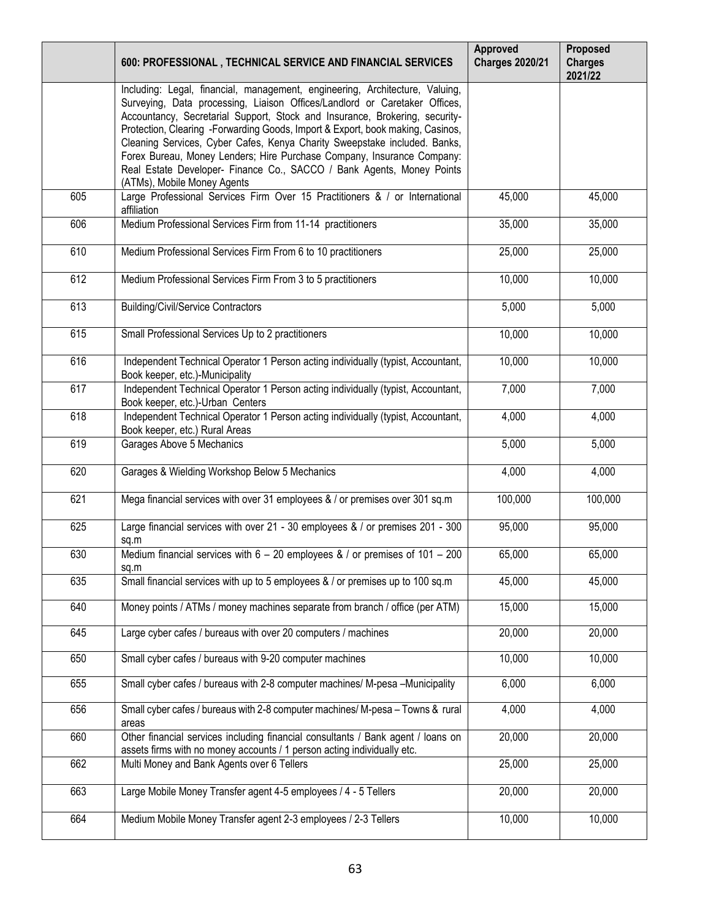| | 600: PROFESSIONAL , TECHNICAL SERVICE AND FINANCIAL SERVICES | Approved Charges 2020/21 | Proposed Charges 2021/22 |
|---|---|---|---|
| | Including: Legal, financial, management, engineering, Architecture, Valuing, Surveying, Data processing, Liaison Offices/Landlord or Caretaker Offices, Accountancy, Secretarial Support, Stock and Insurance, Brokering, security-Protection, Clearing -Forwarding Goods, Import & Export, book making, Casinos, Cleaning Services, Cyber Cafes, Kenya Charity Sweepstake included. Banks, Forex Bureau, Money Lenders; Hire Purchase Company, Insurance Company: Real Estate Developer- Finance Co., SACCO / Bank Agents, Money Points (ATMs), Mobile Money Agents | | |
| 605 | Large Professional Services Firm Over 15 Practitioners & / or International affiliation | 45,000 | 45,000 |
| 606 | Medium Professional Services Firm from 11-14 practitioners | 35,000 | 35,000 |
| 610 | Medium Professional Services Firm From 6 to 10 practitioners | 25,000 | 25,000 |
| 612 | Medium Professional Services Firm From 3 to 5 practitioners | 10,000 | 10,000 |
| 613 | Building/Civil/Service Contractors | 5,000 | 5,000 |
| 615 | Small Professional Services Up to 2 practitioners | 10,000 | 10,000 |
| 616 | Independent Technical Operator 1 Person acting individually (typist, Accountant, Book keeper, etc.)-Municipality | 10,000 | 10,000 |
| 617 | Independent Technical Operator 1 Person acting individually (typist, Accountant, Book keeper, etc.)-Urban Centers | 7,000 | 7,000 |
| 618 | Independent Technical Operator 1 Person acting individually (typist, Accountant, Book keeper, etc.) Rural Areas | 4,000 | 4,000 |
| 619 | Garages Above 5 Mechanics | 5,000 | 5,000 |
| 620 | Garages & Wielding Workshop Below 5 Mechanics | 4,000 | 4,000 |
| 621 | Mega financial services with over 31 employees & / or premises over 301 sq.m | 100,000 | 100,000 |
| 625 | Large financial services with over 21 - 30 employees & / or premises 201 - 300 sq.m | 95,000 | 95,000 |
| 630 | Medium financial services with 6 – 20 employees & / or premises of 101 – 200 sq.m | 65,000 | 65,000 |
| 635 | Small financial services with up to 5 employees & / or premises up to 100 sq.m | 45,000 | 45,000 |
| 640 | Money points / ATMs / money machines separate from branch / office (per ATM) | 15,000 | 15,000 |
| 645 | Large cyber cafes / bureaus with over 20 computers / machines | 20,000 | 20,000 |
| 650 | Small cyber cafes / bureaus with 9-20 computer machines | 10,000 | 10,000 |
| 655 | Small cyber cafes / bureaus with 2-8 computer machines/ M-pesa –Municipality | 6,000 | 6,000 |
| 656 | Small cyber cafes / bureaus with 2-8 computer machines/ M-pesa – Towns & rural areas | 4,000 | 4,000 |
| 660 | Other financial services including financial consultants / Bank agent / loans on assets firms with no money accounts / 1 person acting individually etc. | 20,000 | 20,000 |
| 662 | Multi Money and Bank Agents over 6 Tellers | 25,000 | 25,000 |
| 663 | Large Mobile Money Transfer agent 4-5 employees / 4 - 5 Tellers | 20,000 | 20,000 |
| 664 | Medium Mobile Money Transfer agent 2-3 employees / 2-3 Tellers | 10,000 | 10,000 |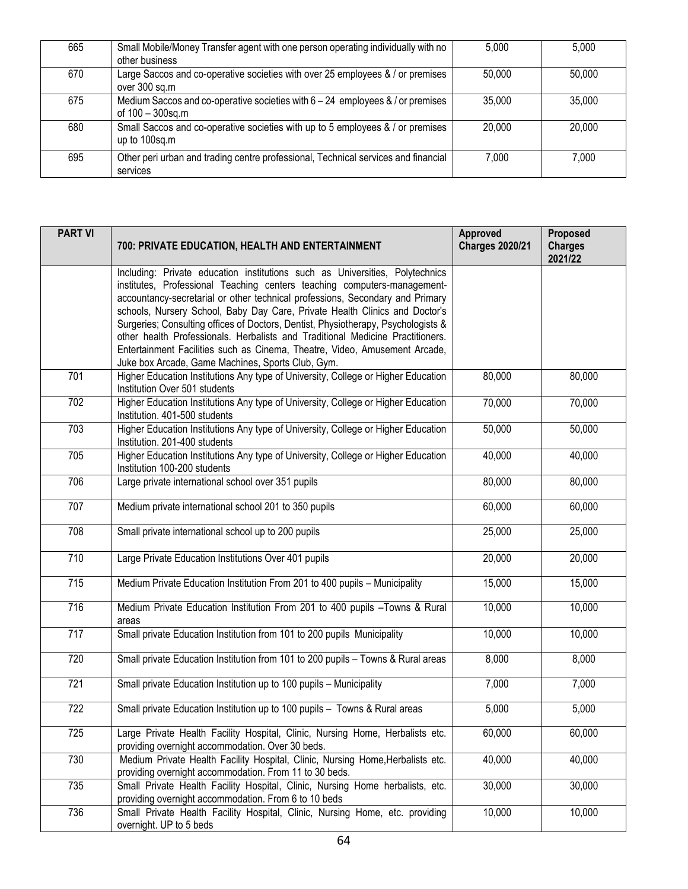| | | | |
|---|---|---|---|
| 665 | Small Mobile/Money Transfer agent with one person operating individually with no other business | 5,000 | 5,000 |
| 670 | Large Saccos and co-operative societies with over 25 employees & / or premises over 300 sq.m | 50,000 | 50,000 |
| 675 | Medium Saccos and co-operative societies with 6 – 24 employees & / or premises of 100 – 300sq.m | 35,000 | 35,000 |
| 680 | Small Saccos and co-operative societies with up to 5 employees & / or premises up to 100sq.m | 20,000 | 20,000 |
| 695 | Other peri urban and trading centre professional, Technical services and financial services | 7,000 | 7,000 |

| PART VI | 700: PRIVATE EDUCATION, HEALTH AND ENTERTAINMENT | Approved Charges 2020/21 | Proposed Charges 2021/22 |
|---|---|---|---|
| | Including: Private education institutions such as Universities, Polytechnics institutes, Professional Teaching centers teaching computers-management-accountancy-secretarial or other technical professions, Secondary and Primary schools, Nursery School, Baby Day Care, Private Health Clinics and Doctor's Surgeries; Consulting offices of Doctors, Dentist, Physiotherapy, Psychologists & other health Professionals. Herbalists and Traditional Medicine Practitioners. Entertainment Facilities such as Cinema, Theatre, Video, Amusement Arcade, Juke box Arcade, Game Machines, Sports Club, Gym. | | |
| 701 | Higher Education Institutions Any type of University, College or Higher Education Institution Over 501 students | 80,000 | 80,000 |
| 702 | Higher Education Institutions Any type of University, College or Higher Education Institution. 401-500 students | 70,000 | 70,000 |
| 703 | Higher Education Institutions Any type of University, College or Higher Education Institution. 201-400 students | 50,000 | 50,000 |
| 705 | Higher Education Institutions Any type of University, College or Higher Education Institution 100-200 students | 40,000 | 40,000 |
| 706 | Large private international school over 351 pupils | 80,000 | 80,000 |
| 707 | Medium private international school 201 to 350 pupils | 60,000 | 60,000 |
| 708 | Small private international school up to 200 pupils | 25,000 | 25,000 |
| 710 | Large Private Education Institutions Over 401 pupils | 20,000 | 20,000 |
| 715 | Medium Private Education Institution From 201 to 400 pupils – Municipality | 15,000 | 15,000 |
| 716 | Medium Private Education Institution From 201 to 400 pupils –Towns & Rural areas | 10,000 | 10,000 |
| 717 | Small private Education Institution from 101 to 200 pupils Municipality | 10,000 | 10,000 |
| 720 | Small private Education Institution from 101 to 200 pupils – Towns & Rural areas | 8,000 | 8,000 |
| 721 | Small private Education Institution up to 100 pupils – Municipality | 7,000 | 7,000 |
| 722 | Small private Education Institution up to 100 pupils – Towns & Rural areas | 5,000 | 5,000 |
| 725 | Large Private Health Facility Hospital, Clinic, Nursing Home, Herbalists etc. providing overnight accommodation. Over 30 beds. | 60,000 | 60,000 |
| 730 | Medium Private Health Facility Hospital, Clinic, Nursing Home,Herbalists etc. providing overnight accommodation. From 11 to 30 beds. | 40,000 | 40,000 |
| 735 | Small Private Health Facility Hospital, Clinic, Nursing Home herbalists, etc. providing overnight accommodation. From 6 to 10 beds | 30,000 | 30,000 |
| 736 | Small Private Health Facility Hospital, Clinic, Nursing Home, etc. providing overnight. UP to 5 beds | 10,000 | 10,000 |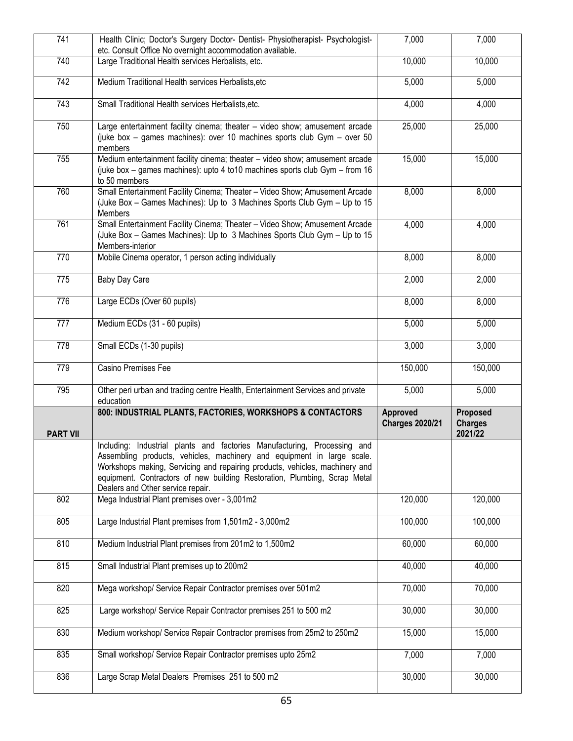| 741 | Health Clinic; Doctor's Surgery Doctor- Dentist- Physiotherapist- Psychologist- etc. Consult Office No overnight accommodation available. | 7,000 | 7,000 |
|---|---|---|---|
| 740 | Large Traditional Health services Herbalists, etc. | 10,000 | 10,000 |
| 742 | Medium Traditional Health services Herbalists,etc | 5,000 | 5,000 |
| 743 | Small Traditional Health services Herbalists,etc. | 4,000 | 4,000 |
| 750 | Large entertainment facility cinema; theater – video show; amusement arcade (juke box – games machines): over 10 machines sports club Gym – over 50 members | 25,000 | 25,000 |
| 755 | Medium entertainment facility cinema; theater – video show; amusement arcade (juke box – games machines): upto 4 to10 machines sports club Gym – from 16 to 50 members | 15,000 | 15,000 |
| 760 | Small Entertainment Facility Cinema; Theater – Video Show; Amusement Arcade (Juke Box – Games Machines): Up to 3 Machines Sports Club Gym – Up to 15 Members | 8,000 | 8,000 |
| 761 | Small Entertainment Facility Cinema; Theater – Video Show; Amusement Arcade (Juke Box – Games Machines): Up to 3 Machines Sports Club Gym – Up to 15 Members-interior | 4,000 | 4,000 |
| 770 | Mobile Cinema operator, 1 person acting individually | 8,000 | 8,000 |
| 775 | Baby Day Care | 2,000 | 2,000 |
| 776 | Large ECDs (Over 60 pupils) | 8,000 | 8,000 |
| 777 | Medium ECDs (31 - 60 pupils) | 5,000 | 5,000 |
| 778 | Small ECDs (1-30 pupils) | 3,000 | 3,000 |
| 779 | Casino Premises Fee | 150,000 | 150,000 |
| 795 | Other peri urban and trading centre Health, Entertainment Services and private education | 5,000 | 5,000 |
| **PART VII** | **800: INDUSTRIAL PLANTS, FACTORIES, WORKSHOPS & CONTACTORS** | **Approved Charges 2020/21** | **Proposed Charges 2021/22** |
| | Including: Industrial plants and factories Manufacturing, Processing and Assembling products, vehicles, machinery and equipment in large scale. Workshops making, Servicing and repairing products, vehicles, machinery and equipment. Contractors of new building Restoration, Plumbing, Scrap Metal Dealers and Other service repair. | | |
| 802 | Mega Industrial Plant premises over - 3,001m2 | 120,000 | 120,000 |
| 805 | Large Industrial Plant premises from 1,501m2 - 3,000m2 | 100,000 | 100,000 |
| 810 | Medium Industrial Plant premises from 201m2 to 1,500m2 | 60,000 | 60,000 |
| 815 | Small Industrial Plant premises up to 200m2 | 40,000 | 40,000 |
| 820 | Mega workshop/ Service Repair Contractor premises over 501m2 | 70,000 | 70,000 |
| 825 | Large workshop/ Service Repair Contractor premises 251 to 500 m2 | 30,000 | 30,000 |
| 830 | Medium workshop/ Service Repair Contractor premises from 25m2 to 250m2 | 15,000 | 15,000 |
| 835 | Small workshop/ Service Repair Contractor premises upto 25m2 | 7,000 | 7,000 |
| 836 | Large Scrap Metal Dealers Premises 251 to 500 m2 | 30,000 | 30,000 |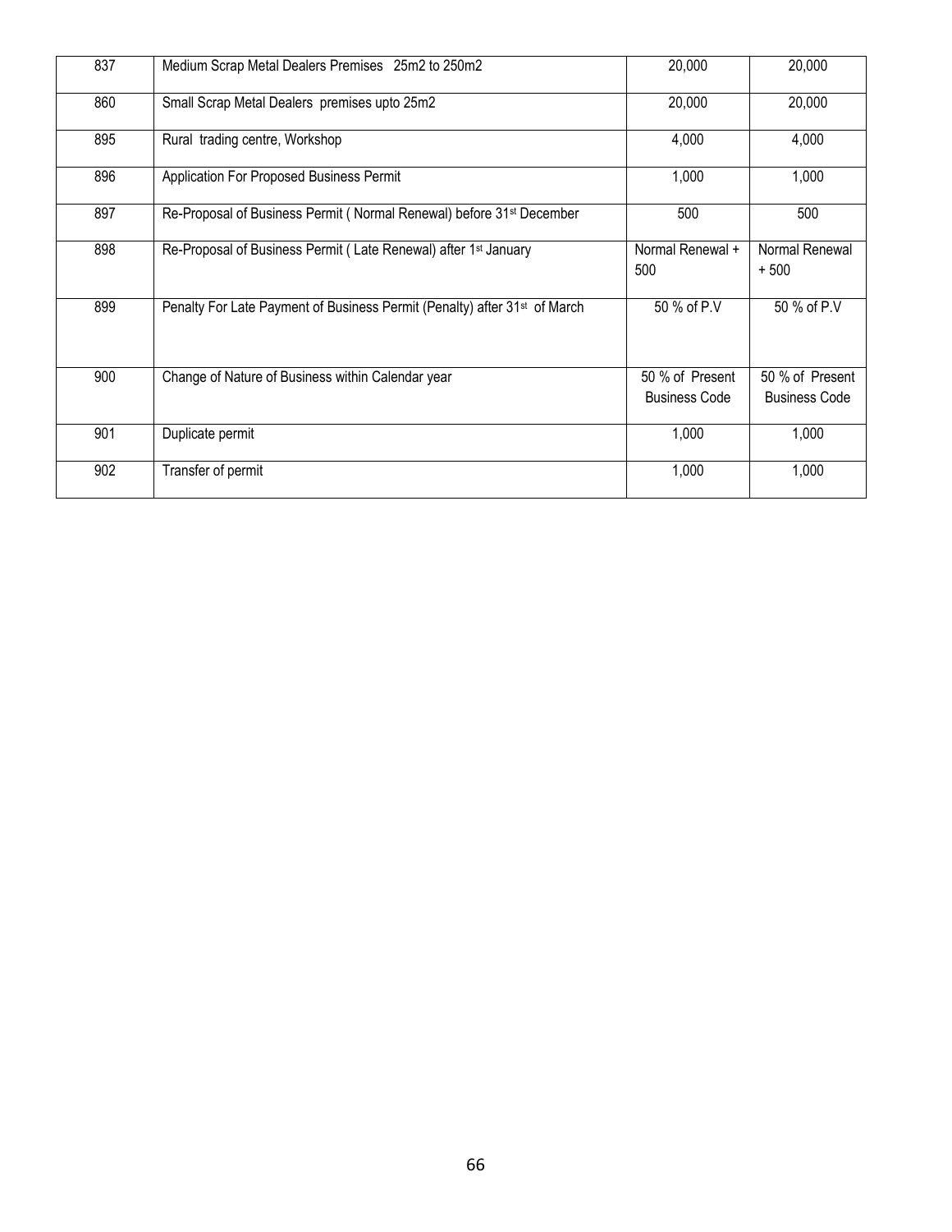| 837 | Medium Scrap Metal Dealers Premises 25m2 to 250m2 | 20,000 | 20,000 |
|---|---|---|---|
| 860 | Small Scrap Metal Dealers premises upto 25m2 | 20,000 | 20,000 |
| 895 | Rural trading centre, Workshop | 4,000 | 4,000 |
| 896 | Application For Proposed Business Permit | 1,000 | 1,000 |
| 897 | Re-Proposal of Business Permit ( Normal Renewal) before 31st December | 500 | 500 |
| 898 | Re-Proposal of Business Permit ( Late Renewal) after 1st January | Normal Renewal + 500 | Normal Renewal + 500 |
| 899 | Penalty For Late Payment of Business Permit (Penalty) after 31st of March | 50 % of P.V | 50 % of P.V |
| 900 | Change of Nature of Business within Calendar year | 50 % of Present Business Code | 50 % of Present Business Code |
| 901 | Duplicate permit | 1,000 | 1,000 |
| 902 | Transfer of permit | 1,000 | 1,000 |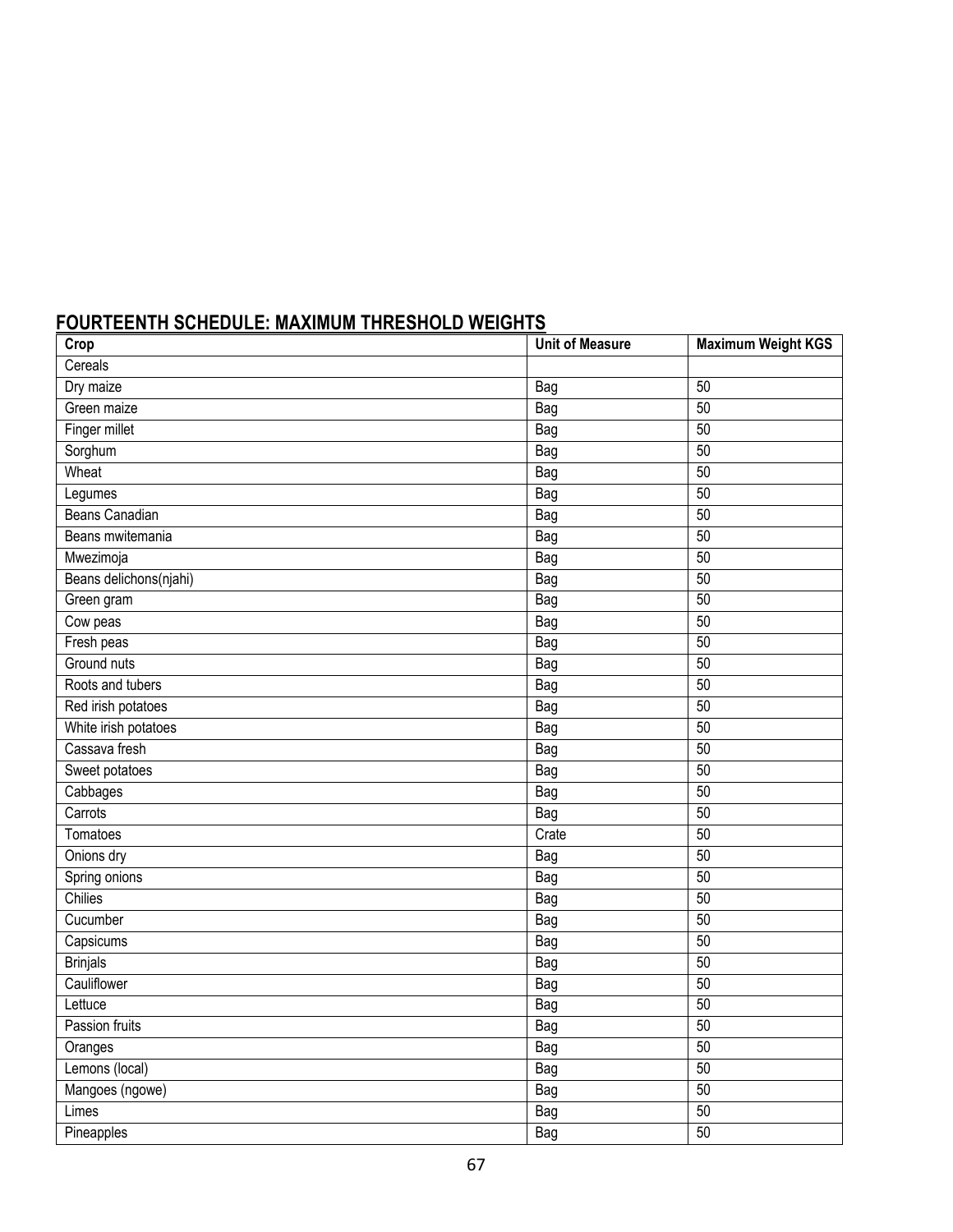## FOURTEENTH SCHEDULE: MAXIMUM THRESHOLD WEIGHTS

| Crop | Unit of Measure | Maximum Weight KGS |
|---|---|---|
| Cereals | | |
| Dry maize | Bag | 50 |
| Green maize | Bag | 50 |
| Finger millet | Bag | 50 |
| Sorghum | Bag | 50 |
| Wheat | Bag | 50 |
| Legumes | Bag | 50 |
| Beans Canadian | Bag | 50 |
| Beans mwitemania | Bag | 50 |
| Mwezimoja | Bag | 50 |
| Beans delichons(njahi) | Bag | 50 |
| Green gram | Bag | 50 |
| Cow peas | Bag | 50 |
| Fresh peas | Bag | 50 |
| Ground nuts | Bag | 50 |
| Roots and tubers | Bag | 50 |
| Red irish potatoes | Bag | 50 |
| White irish potatoes | Bag | 50 |
| Cassava fresh | Bag | 50 |
| Sweet potatoes | Bag | 50 |
| Cabbages | Bag | 50 |
| Carrots | Bag | 50 |
| Tomatoes | Crate | 50 |
| Onions dry | Bag | 50 |
| Spring onions | Bag | 50 |
| Chilies | Bag | 50 |
| Cucumber | Bag | 50 |
| Capsicums | Bag | 50 |
| Brinjals | Bag | 50 |
| Cauliflower | Bag | 50 |
| Lettuce | Bag | 50 |
| Passion fruits | Bag | 50 |
| Oranges | Bag | 50 |
| Lemons (local) | Bag | 50 |
| Mangoes (ngowe) | Bag | 50 |
| Limes | Bag | 50 |
| Pineapples | Bag | 50 |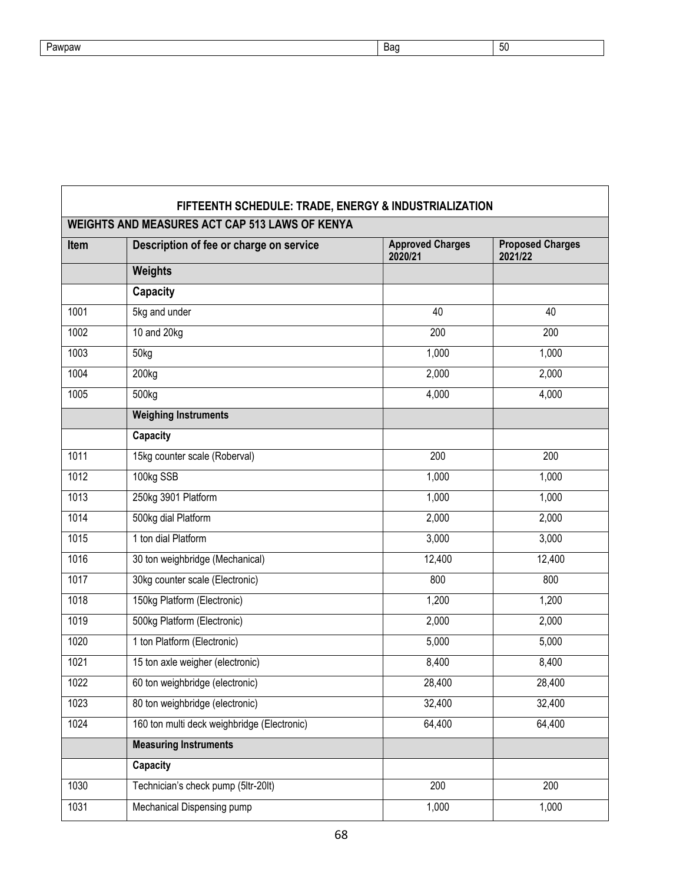| Pawpaw | Bag | 50 |
|---|---|---|

| FIFTEENTH SCHEDULE: TRADE, ENERGY & INDUSTRIALIZATION | | | |
|---|---|---|---|
| **WEIGHTS AND MEASURES ACT CAP 513 LAWS OF KENYA** | | | |
| **Item** | **Description of fee or charge on service** | **Approved Charges 2020/21** | **Proposed Charges 2021/22** |
| | **Weights** | | |
| | **Capacity** | | |
| 1001 | 5kg and under | 40 | 40 |
| 1002 | 10 and 20kg | 200 | 200 |
| 1003 | 50kg | 1,000 | 1,000 |
| 1004 | 200kg | 2,000 | 2,000 |
| 1005 | 500kg | 4,000 | 4,000 |
| | **Weighing Instruments** | | |
| | **Capacity** | | |
| 1011 | 15kg counter scale (Roberval) | 200 | 200 |
| 1012 | 100kg SSB | 1,000 | 1,000 |
| 1013 | 250kg 3901 Platform | 1,000 | 1,000 |
| 1014 | 500kg dial Platform | 2,000 | 2,000 |
| 1015 | 1 ton dial Platform | 3,000 | 3,000 |
| 1016 | 30 ton weighbridge (Mechanical) | 12,400 | 12,400 |
| 1017 | 30kg counter scale (Electronic) | 800 | 800 |
| 1018 | 150kg Platform (Electronic) | 1,200 | 1,200 |
| 1019 | 500kg Platform (Electronic) | 2,000 | 2,000 |
| 1020 | 1 ton Platform (Electronic) | 5,000 | 5,000 |
| 1021 | 15 ton axle weigher (electronic) | 8,400 | 8,400 |
| 1022 | 60 ton weighbridge (electronic) | 28,400 | 28,400 |
| 1023 | 80 ton weighbridge (electronic) | 32,400 | 32,400 |
| 1024 | 160 ton multi deck weighbridge (Electronic) | 64,400 | 64,400 |
| | **Measuring Instruments** | | |
| | **Capacity** | | |
| 1030 | Technician's check pump (5ltr-20lt) | 200 | 200 |
| 1031 | Mechanical Dispensing pump | 1,000 | 1,000 |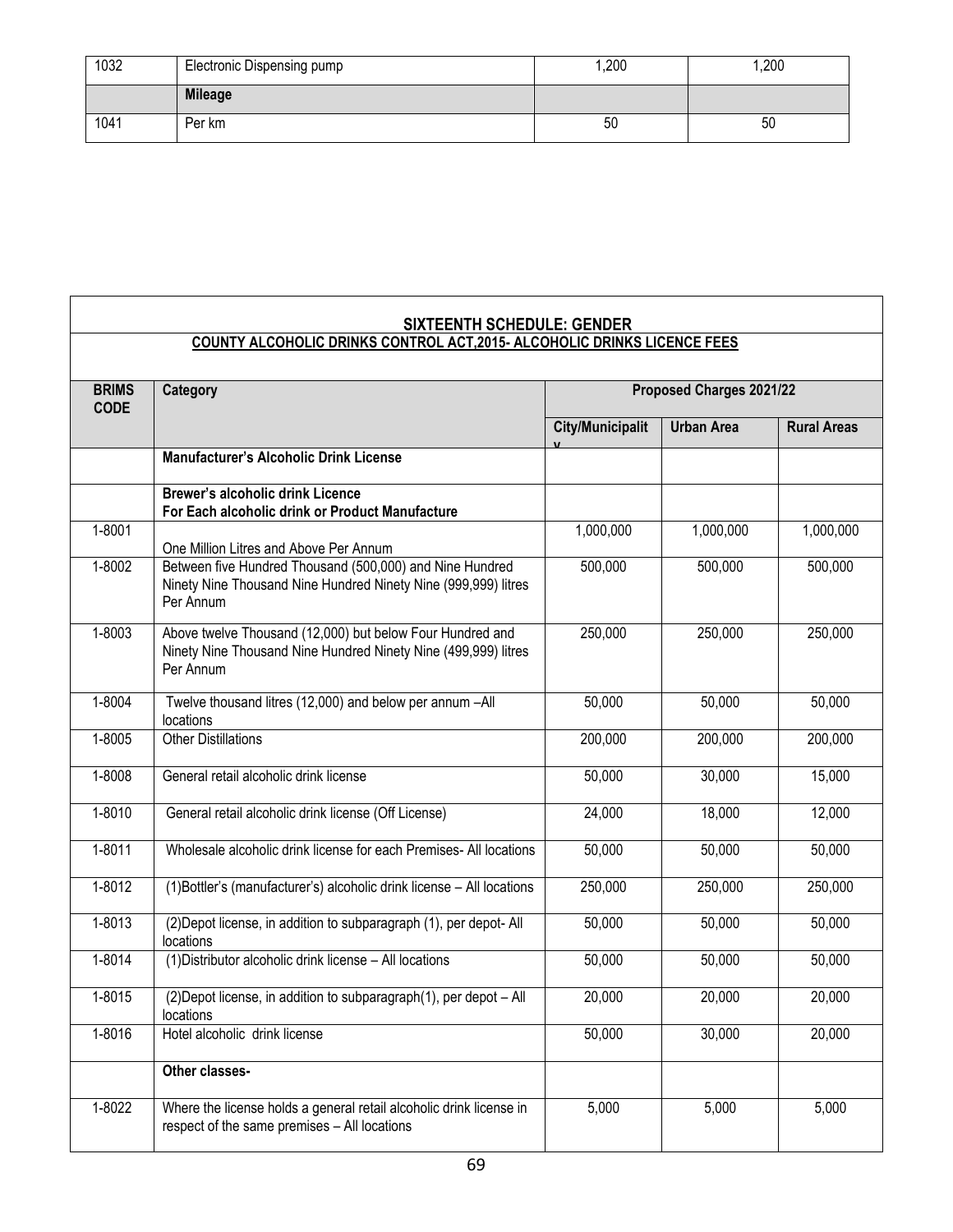| 1032 | Electronic Dispensing pump | 1,200 | 1,200 |
|---|---|---|---|
| | **Mileage** | | |
| 1041 | Per km | 50 | 50 |

## SIXTEENTH SCHEDULE: GENDER

### COUNTY ALCOHOLIC DRINKS CONTROL ACT,2015- ALCOHOLIC DRINKS LICENCE FEES

| BRIMS CODE | Category | Proposed Charges 2021/22 | | |
|---|---|---|---|---|
| | | **City/Municipality** | **Urban Area** | **Rural Areas** |
| | **Manufacturer's Alcoholic Drink License** | | | |
| | **Brewer's alcoholic drink Licence For Each alcoholic drink or Product Manufacture** | | | |
| 1-8001 | One Million Litres and Above Per Annum | 1,000,000 | 1,000,000 | 1,000,000 |
| 1-8002 | Between five Hundred Thousand (500,000) and Nine Hundred Ninety Nine Thousand Nine Hundred Ninety Nine (999,999) litres Per Annum | 500,000 | 500,000 | 500,000 |
| 1-8003 | Above twelve Thousand (12,000) but below Four Hundred and Ninety Nine Thousand Nine Hundred Ninety Nine (499,999) litres Per Annum | 250,000 | 250,000 | 250,000 |
| 1-8004 | Twelve thousand litres (12,000) and below per annum –All locations | 50,000 | 50,000 | 50,000 |
| 1-8005 | Other Distillations | 200,000 | 200,000 | 200,000 |
| 1-8008 | General retail alcoholic drink license | 50,000 | 30,000 | 15,000 |
| 1-8010 | General retail alcoholic drink license (Off License) | 24,000 | 18,000 | 12,000 |
| 1-8011 | Wholesale alcoholic drink license for each Premises- All locations | 50,000 | 50,000 | 50,000 |
| 1-8012 | (1)Bottler's (manufacturer's) alcoholic drink license – All locations | 250,000 | 250,000 | 250,000 |
| 1-8013 | (2)Depot license, in addition to subparagraph (1), per depot- All locations | 50,000 | 50,000 | 50,000 |
| 1-8014 | (1)Distributor alcoholic drink license – All locations | 50,000 | 50,000 | 50,000 |
| 1-8015 | (2)Depot license, in addition to subparagraph(1), per depot – All locations | 20,000 | 20,000 | 20,000 |
| 1-8016 | Hotel alcoholic drink license | 50,000 | 30,000 | 20,000 |
| | **Other classes-** | | | |
| 1-8022 | Where the license holds a general retail alcoholic drink license in respect of the same premises – All locations | 5,000 | 5,000 | 5,000 |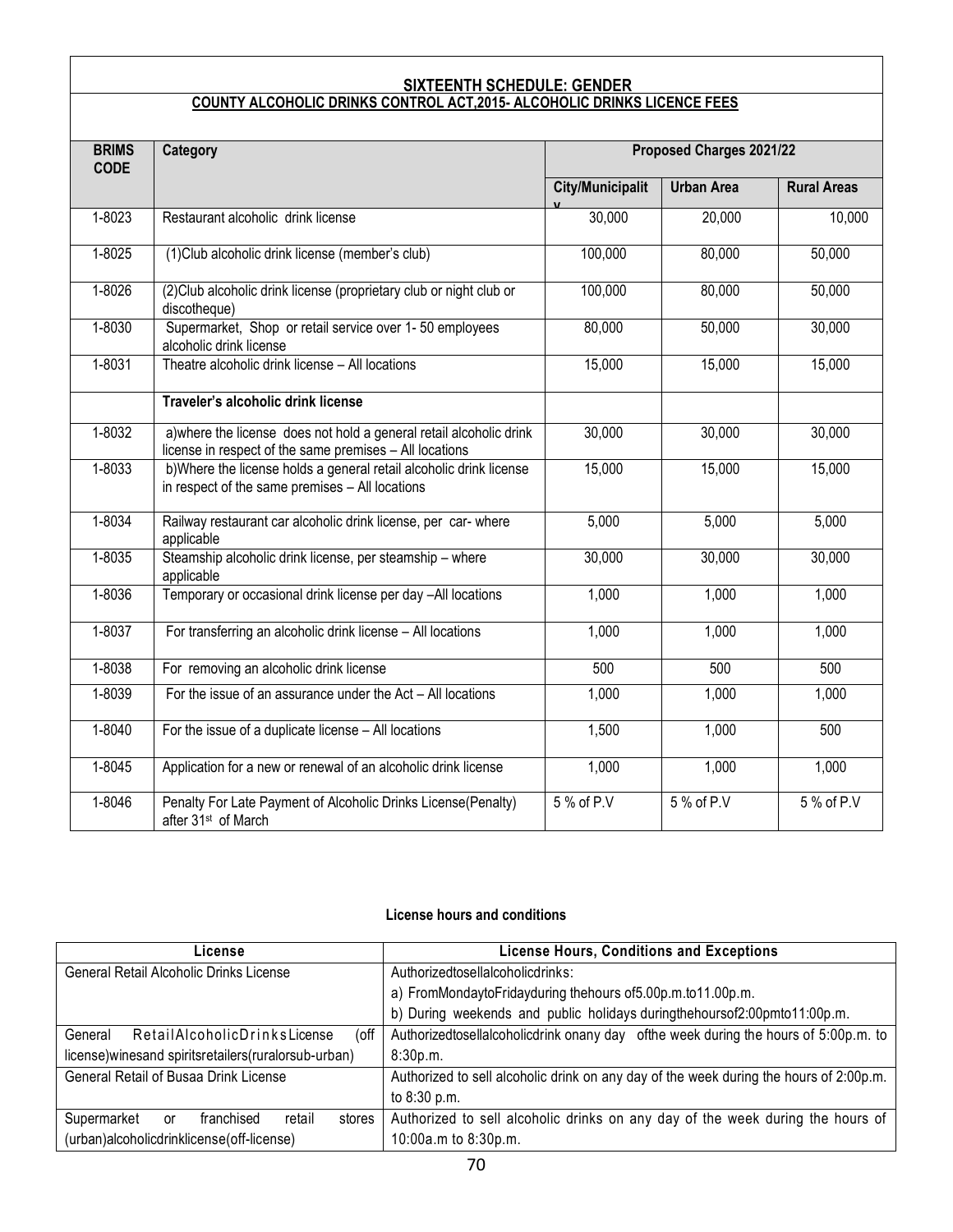## SIXTEENTH SCHEDULE: GENDER

### COUNTY ALCOHOLIC DRINKS CONTROL ACT,2015- ALCOHOLIC DRINKS LICENCE FEES

| BRIMS CODE | Category | Proposed Charges 2021/22 | | |
|---|---|---|---|---|
| | | City/Municipality | Urban Area | Rural Areas |
| 1-8023 | Restaurant alcoholic drink license | 30,000 | 20,000 | 10,000 |
| 1-8025 | (1)Club alcoholic drink license (member's club) | 100,000 | 80,000 | 50,000 |
| 1-8026 | (2)Club alcoholic drink license (proprietary club or night club or discotheque) | 100,000 | 80,000 | 50,000 |
| 1-8030 | Supermarket, Shop or retail service over 1- 50 employees alcoholic drink license | 80,000 | 50,000 | 30,000 |
| 1-8031 | Theatre alcoholic drink license – All locations | 15,000 | 15,000 | 15,000 |
| | **Traveler's alcoholic drink license** | | | |
| 1-8032 | a)where the license does not hold a general retail alcoholic drink license in respect of the same premises – All locations | 30,000 | 30,000 | 30,000 |
| 1-8033 | b)Where the license holds a general retail alcoholic drink license in respect of the same premises – All locations | 15,000 | 15,000 | 15,000 |
| 1-8034 | Railway restaurant car alcoholic drink license, per car- where applicable | 5,000 | 5,000 | 5,000 |
| 1-8035 | Steamship alcoholic drink license, per steamship – where applicable | 30,000 | 30,000 | 30,000 |
| 1-8036 | Temporary or occasional drink license per day –All locations | 1,000 | 1,000 | 1,000 |
| 1-8037 | For transferring an alcoholic drink license – All locations | 1,000 | 1,000 | 1,000 |
| 1-8038 | For removing an alcoholic drink license | 500 | 500 | 500 |
| 1-8039 | For the issue of an assurance under the Act – All locations | 1,000 | 1,000 | 1,000 |
| 1-8040 | For the issue of a duplicate license – All locations | 1,500 | 1,000 | 500 |
| 1-8045 | Application for a new or renewal of an alcoholic drink license | 1,000 | 1,000 | 1,000 |
| 1-8046 | Penalty For Late Payment of Alcoholic Drinks License(Penalty) after 31st of March | 5 % of P.V | 5 % of P.V | 5 % of P.V |

**License hours and conditions**

| License | License Hours, Conditions and Exceptions |
|---|---|
| General Retail Alcoholic Drinks License | Authorizedtosellalcoholicdrinks:<br>a) FromMondaytoFridayduring thehours of5.00p.m.to11.00p.m.<br>b) During weekends and public holidays duringthehoursof2:00pmto11:00p.m. |
| General RetailAlcoholicDrinksLicense (off license)winesand spiritsretailers(ruralorsub-urban) | Authorizedtosellalcoholicdrink onany day ofthe week during the hours of 5:00p.m. to 8:30p.m. |
| General Retail of Busaa Drink License | Authorized to sell alcoholic drink on any day of the week during the hours of 2:00p.m. to 8:30 p.m. |
| Supermarket or franchised retail stores (urban)alcoholicdrinklicense(off-license) | Authorized to sell alcoholic drinks on any day of the week during the hours of 10:00a.m to 8:30p.m. |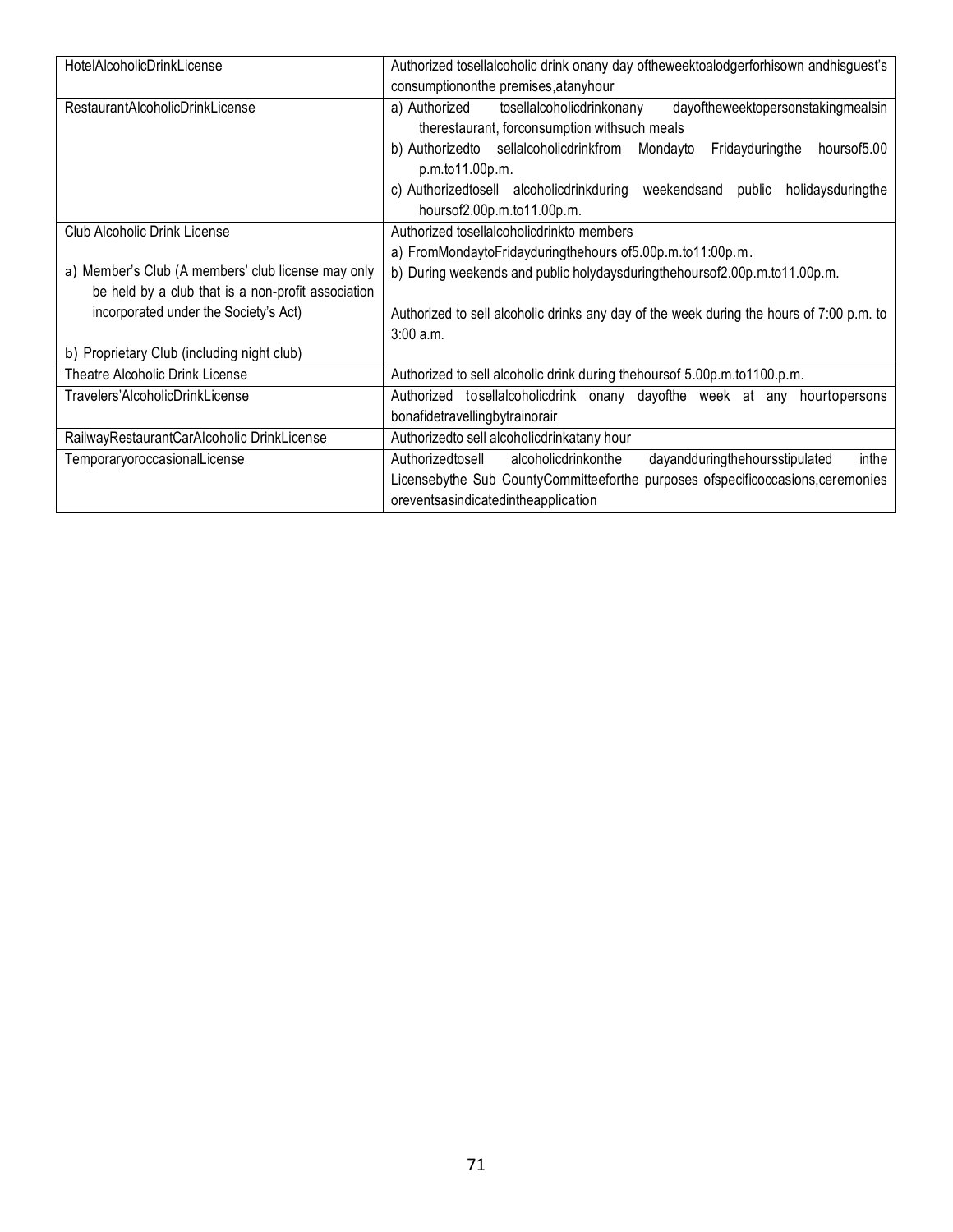| | |
|---|---|
| HotelAlcoholicDrinkLicense | Authorized tosellalcoholic drink onany day oftheweektoalodgerforhisown andhisguest's consumptiononthe premises,atanyhour |
| RestaurantAlcoholicDrinkLicense | a) Authorized tosellalcoholicdrinkonany dayoftheweektopersonstakingmealsin therestaurant, forconsumption withsuch meals<br>b) Authorizedto sellalcoholicdrinkfrom Mondayto Fridayduringthe hoursof5.00 p.m.to11.00p.m.<br>c) Authorizedtosell alcoholicdrinkduring weekendsand public holidaysduringthe hoursof2.00p.m.to11.00p.m. |
| Club Alcoholic Drink License<br><br>a) Member's Club (A members' club license may only be held by a club that is a non-profit association incorporated under the Society's Act)<br><br>b) Proprietary Club (including night club) | Authorized tosellalcoholicdrinkto members<br>a) FromMondaytoFridayduringthehours of5.00p.m.to11:00p.m.<br>b) During weekends and public holydaysduringthehoursof2.00p.m.to11.00p.m.<br><br>Authorized to sell alcoholic drinks any day of the week during the hours of 7:00 p.m. to 3:00 a.m. |
| Theatre Alcoholic Drink License | Authorized to sell alcoholic drink during thehoursof 5.00p.m.to1100.p.m. |
| Travelers'AlcoholicDrinkLicense | Authorized tosellalcoholicdrink onany dayofthe week at any hourtopersons bonafidetravellingbytrainorair |
| RailwayRestaurantCarAlcoholic DrinkLicense | Authorizedto sell alcoholicdrinkatany hour |
| TemporaryoroccasionalLicense | Authorizedtosell alcoholicdrinkonthe dayandduringthehoursstipulated inthe Licensebythe Sub CountyCommitteeforthe purposes ofspecificoccasions,ceremonies oreventsasindicatedintheapplication |